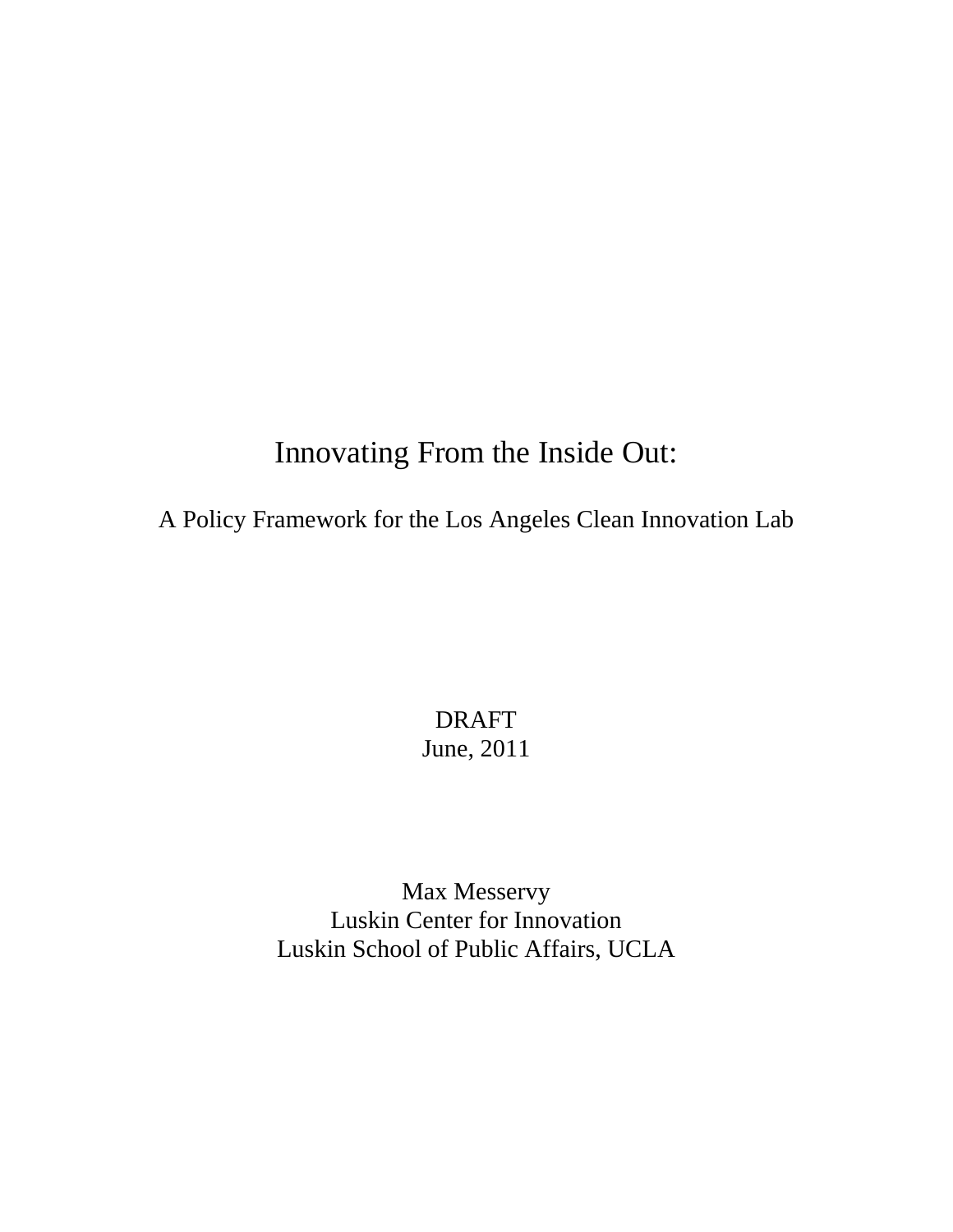# Innovating From the Inside Out:

## A Policy Framework for the Los Angeles Clean Innovation Lab

DRAFT
June, 2011

Max Messervy
Luskin Center for Innovation
Luskin School of Public Affairs, UCLA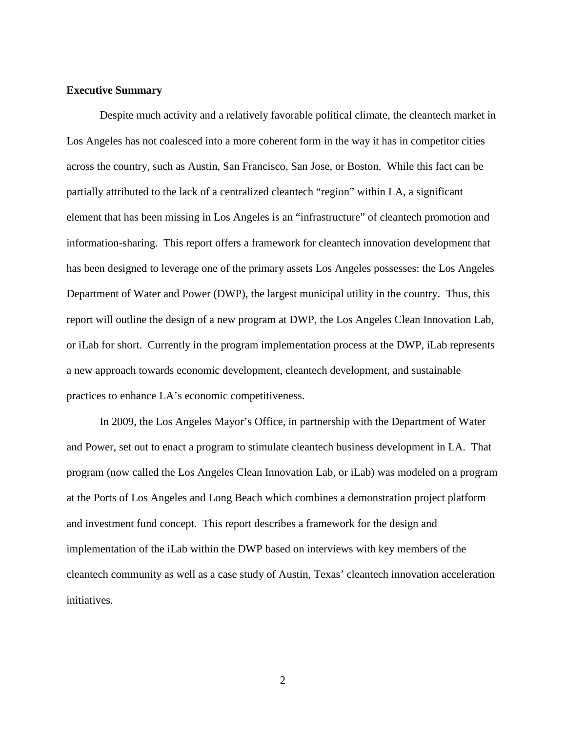**Executive Summary**

Despite much activity and a relatively favorable political climate, the cleantech market in Los Angeles has not coalesced into a more coherent form in the way it has in competitor cities across the country, such as Austin, San Francisco, San Jose, or Boston. While this fact can be partially attributed to the lack of a centralized cleantech "region" within LA, a significant element that has been missing in Los Angeles is an "infrastructure" of cleantech promotion and information-sharing. This report offers a framework for cleantech innovation development that has been designed to leverage one of the primary assets Los Angeles possesses: the Los Angeles Department of Water and Power (DWP), the largest municipal utility in the country. Thus, this report will outline the design of a new program at DWP, the Los Angeles Clean Innovation Lab, or iLab for short. Currently in the program implementation process at the DWP, iLab represents a new approach towards economic development, cleantech development, and sustainable practices to enhance LA's economic competitiveness.

In 2009, the Los Angeles Mayor's Office, in partnership with the Department of Water and Power, set out to enact a program to stimulate cleantech business development in LA. That program (now called the Los Angeles Clean Innovation Lab, or iLab) was modeled on a program at the Ports of Los Angeles and Long Beach which combines a demonstration project platform and investment fund concept. This report describes a framework for the design and implementation of the iLab within the DWP based on interviews with key members of the cleantech community as well as a case study of Austin, Texas' cleantech innovation acceleration initiatives.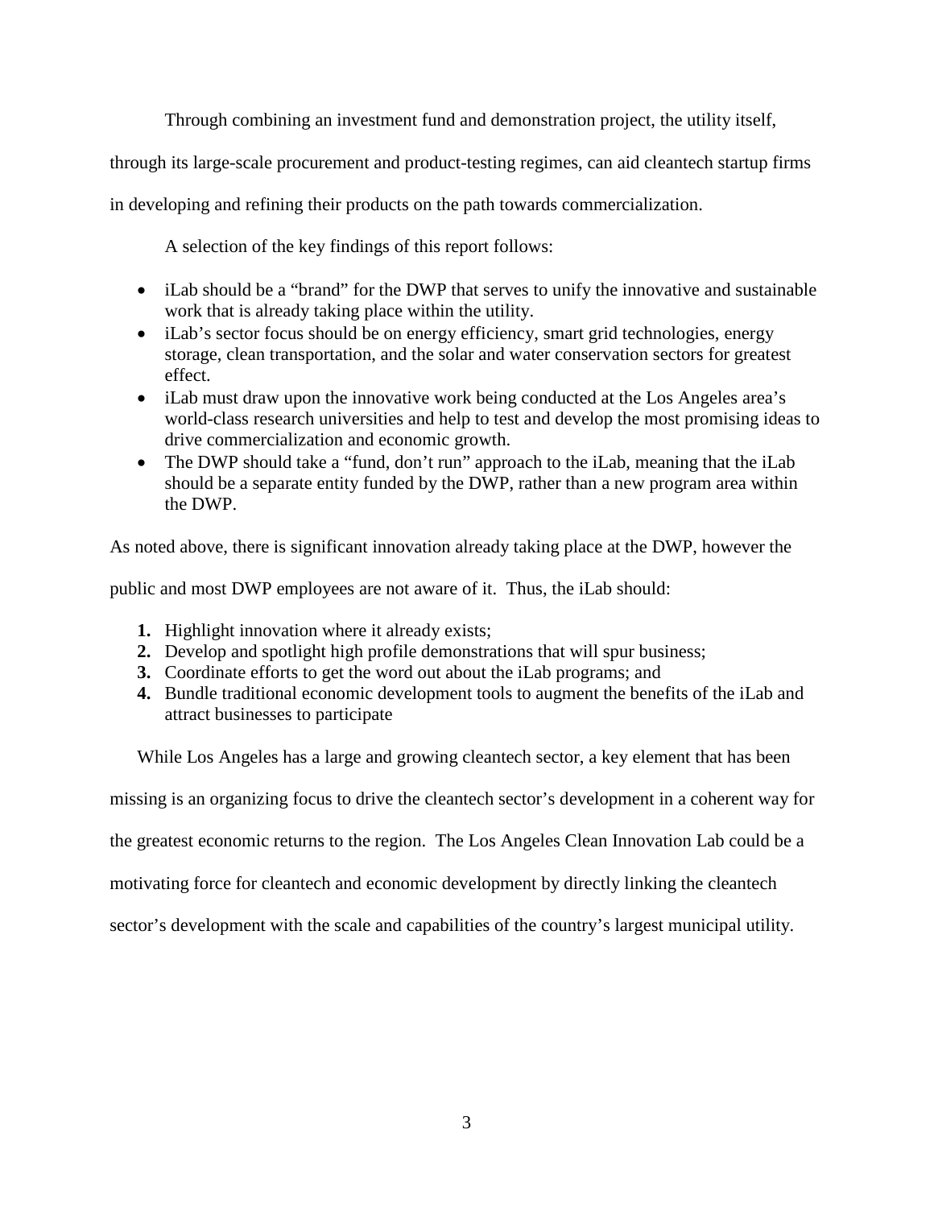Through combining an investment fund and demonstration project, the utility itself, through its large-scale procurement and product-testing regimes, can aid cleantech startup firms in developing and refining their products on the path towards commercialization.

A selection of the key findings of this report follows:

- iLab should be a "brand" for the DWP that serves to unify the innovative and sustainable work that is already taking place within the utility.
- iLab's sector focus should be on energy efficiency, smart grid technologies, energy storage, clean transportation, and the solar and water conservation sectors for greatest effect.
- iLab must draw upon the innovative work being conducted at the Los Angeles area's world-class research universities and help to test and develop the most promising ideas to drive commercialization and economic growth.
- The DWP should take a "fund, don't run" approach to the iLab, meaning that the iLab should be a separate entity funded by the DWP, rather than a new program area within the DWP.

As noted above, there is significant innovation already taking place at the DWP, however the public and most DWP employees are not aware of it. Thus, the iLab should:

1. Highlight innovation where it already exists;
2. Develop and spotlight high profile demonstrations that will spur business;
3. Coordinate efforts to get the word out about the iLab programs; and
4. Bundle traditional economic development tools to augment the benefits of the iLab and attract businesses to participate

While Los Angeles has a large and growing cleantech sector, a key element that has been missing is an organizing focus to drive the cleantech sector's development in a coherent way for the greatest economic returns to the region. The Los Angeles Clean Innovation Lab could be a motivating force for cleantech and economic development by directly linking the cleantech sector's development with the scale and capabilities of the country's largest municipal utility.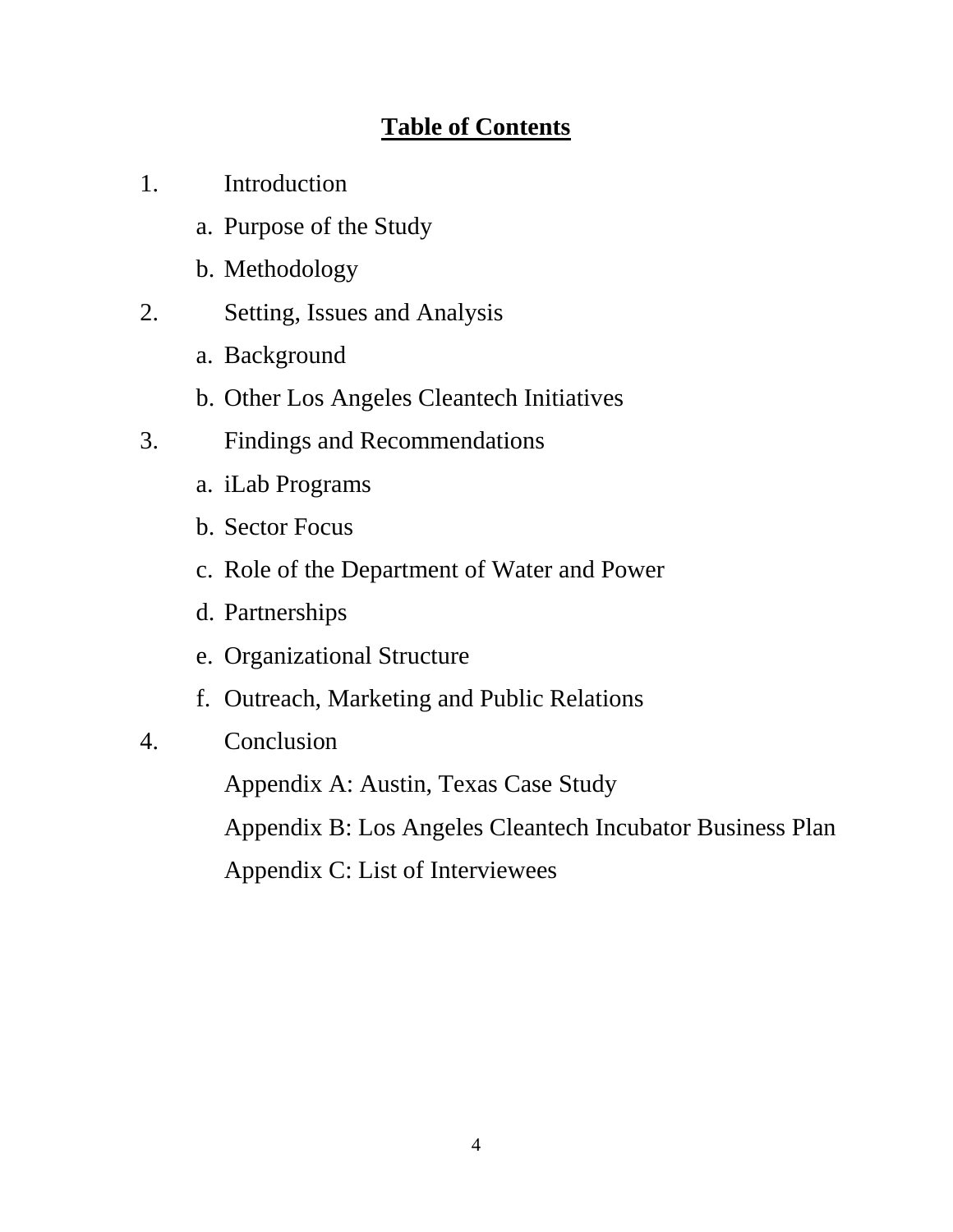# Table of Contents

1. Introduction
    a. Purpose of the Study
    b. Methodology
2. Setting, Issues and Analysis
    a. Background
    b. Other Los Angeles Cleantech Initiatives
3. Findings and Recommendations
    a. iLab Programs
    b. Sector Focus
    c. Role of the Department of Water and Power
    d. Partnerships
    e. Organizational Structure
    f. Outreach, Marketing and Public Relations
4. Conclusion

    Appendix A: Austin, Texas Case Study

    Appendix B: Los Angeles Cleantech Incubator Business Plan

    Appendix C: List of Interviewees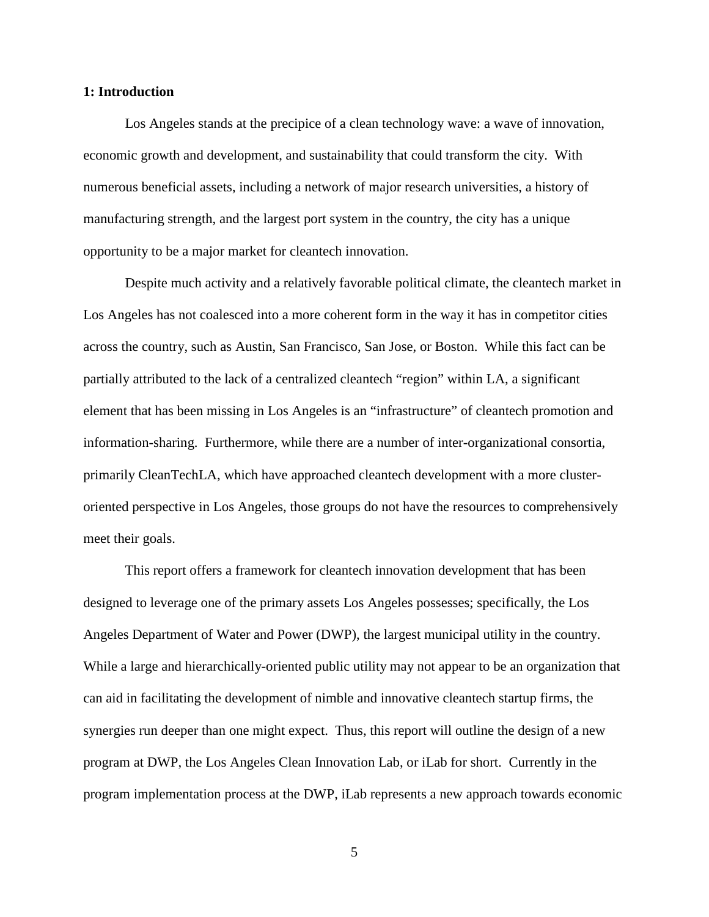## 1: Introduction

Los Angeles stands at the precipice of a clean technology wave: a wave of innovation, economic growth and development, and sustainability that could transform the city. With numerous beneficial assets, including a network of major research universities, a history of manufacturing strength, and the largest port system in the country, the city has a unique opportunity to be a major market for cleantech innovation.

Despite much activity and a relatively favorable political climate, the cleantech market in Los Angeles has not coalesced into a more coherent form in the way it has in competitor cities across the country, such as Austin, San Francisco, San Jose, or Boston. While this fact can be partially attributed to the lack of a centralized cleantech "region" within LA, a significant element that has been missing in Los Angeles is an "infrastructure" of cleantech promotion and information-sharing. Furthermore, while there are a number of inter-organizational consortia, primarily CleanTechLA, which have approached cleantech development with a more cluster-oriented perspective in Los Angeles, those groups do not have the resources to comprehensively meet their goals.

This report offers a framework for cleantech innovation development that has been designed to leverage one of the primary assets Los Angeles possesses; specifically, the Los Angeles Department of Water and Power (DWP), the largest municipal utility in the country. While a large and hierarchically-oriented public utility may not appear to be an organization that can aid in facilitating the development of nimble and innovative cleantech startup firms, the synergies run deeper than one might expect. Thus, this report will outline the design of a new program at DWP, the Los Angeles Clean Innovation Lab, or iLab for short. Currently in the program implementation process at the DWP, iLab represents a new approach towards economic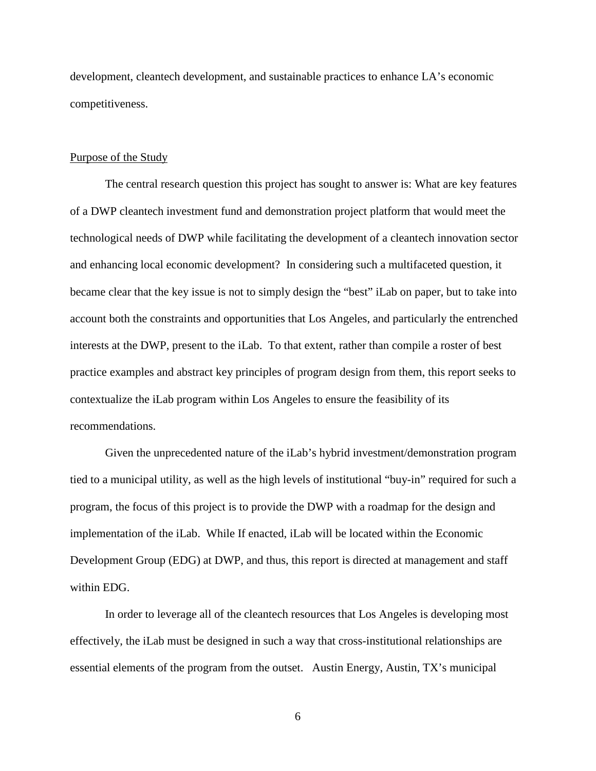development, cleantech development, and sustainable practices to enhance LA's economic competitiveness.

## Purpose of the Study

The central research question this project has sought to answer is: What are key features of a DWP cleantech investment fund and demonstration project platform that would meet the technological needs of DWP while facilitating the development of a cleantech innovation sector and enhancing local economic development? In considering such a multifaceted question, it became clear that the key issue is not to simply design the "best" iLab on paper, but to take into account both the constraints and opportunities that Los Angeles, and particularly the entrenched interests at the DWP, present to the iLab. To that extent, rather than compile a roster of best practice examples and abstract key principles of program design from them, this report seeks to contextualize the iLab program within Los Angeles to ensure the feasibility of its recommendations.

Given the unprecedented nature of the iLab's hybrid investment/demonstration program tied to a municipal utility, as well as the high levels of institutional "buy-in" required for such a program, the focus of this project is to provide the DWP with a roadmap for the design and implementation of the iLab. While If enacted, iLab will be located within the Economic Development Group (EDG) at DWP, and thus, this report is directed at management and staff within EDG.

In order to leverage all of the cleantech resources that Los Angeles is developing most effectively, the iLab must be designed in such a way that cross-institutional relationships are essential elements of the program from the outset. Austin Energy, Austin, TX's municipal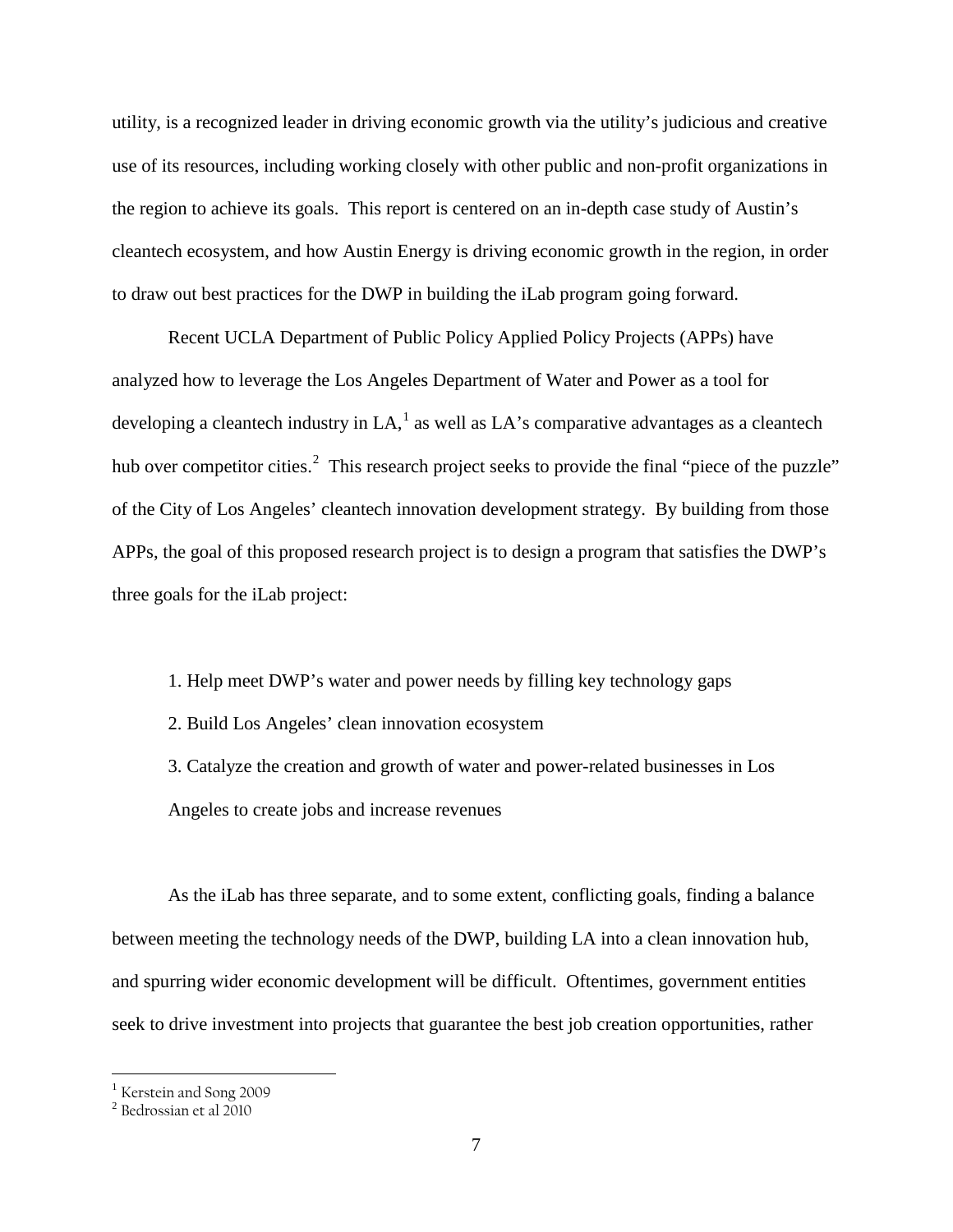utility, is a recognized leader in driving economic growth via the utility's judicious and creative use of its resources, including working closely with other public and non-profit organizations in the region to achieve its goals. This report is centered on an in-depth case study of Austin's cleantech ecosystem, and how Austin Energy is driving economic growth in the region, in order to draw out best practices for the DWP in building the iLab program going forward.

Recent UCLA Department of Public Policy Applied Policy Projects (APPs) have analyzed how to leverage the Los Angeles Department of Water and Power as a tool for developing a cleantech industry in LA,[1] as well as LA's comparative advantages as a cleantech hub over competitor cities.[2] This research project seeks to provide the final "piece of the puzzle" of the City of Los Angeles' cleantech innovation development strategy. By building from those APPs, the goal of this proposed research project is to design a program that satisfies the DWP's three goals for the iLab project:

1. Help meet DWP's water and power needs by filling key technology gaps
2. Build Los Angeles' clean innovation ecosystem
3. Catalyze the creation and growth of water and power-related businesses in Los Angeles to create jobs and increase revenues

As the iLab has three separate, and to some extent, conflicting goals, finding a balance between meeting the technology needs of the DWP, building LA into a clean innovation hub, and spurring wider economic development will be difficult. Oftentimes, government entities seek to drive investment into projects that guarantee the best job creation opportunities, rather

---

[1] Kerstein and Song 2009

[2] Bedrossian et al 2010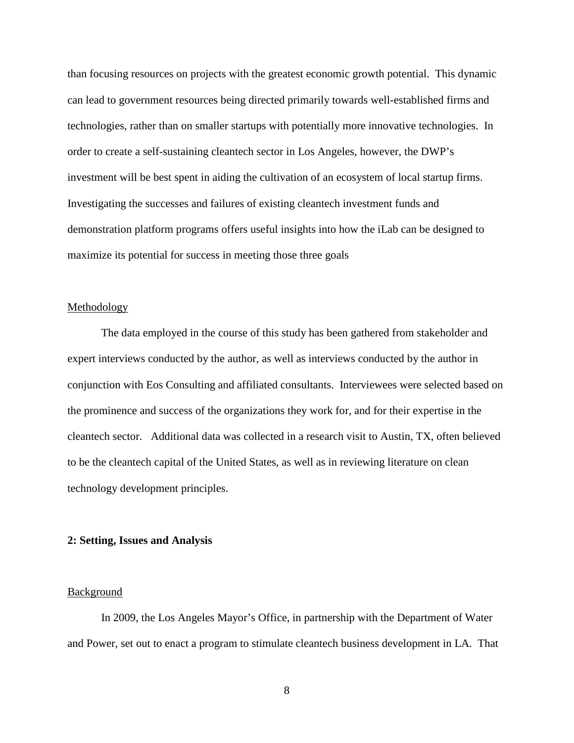than focusing resources on projects with the greatest economic growth potential. This dynamic can lead to government resources being directed primarily towards well-established firms and technologies, rather than on smaller startups with potentially more innovative technologies. In order to create a self-sustaining cleantech sector in Los Angeles, however, the DWP's investment will be best spent in aiding the cultivation of an ecosystem of local startup firms. Investigating the successes and failures of existing cleantech investment funds and demonstration platform programs offers useful insights into how the iLab can be designed to maximize its potential for success in meeting those three goals

### Methodology

The data employed in the course of this study has been gathered from stakeholder and expert interviews conducted by the author, as well as interviews conducted by the author in conjunction with Eos Consulting and affiliated consultants. Interviewees were selected based on the prominence and success of the organizations they work for, and for their expertise in the cleantech sector. Additional data was collected in a research visit to Austin, TX, often believed to be the cleantech capital of the United States, as well as in reviewing literature on clean technology development principles.

## 2: Setting, Issues and Analysis

### Background

In 2009, the Los Angeles Mayor's Office, in partnership with the Department of Water and Power, set out to enact a program to stimulate cleantech business development in LA. That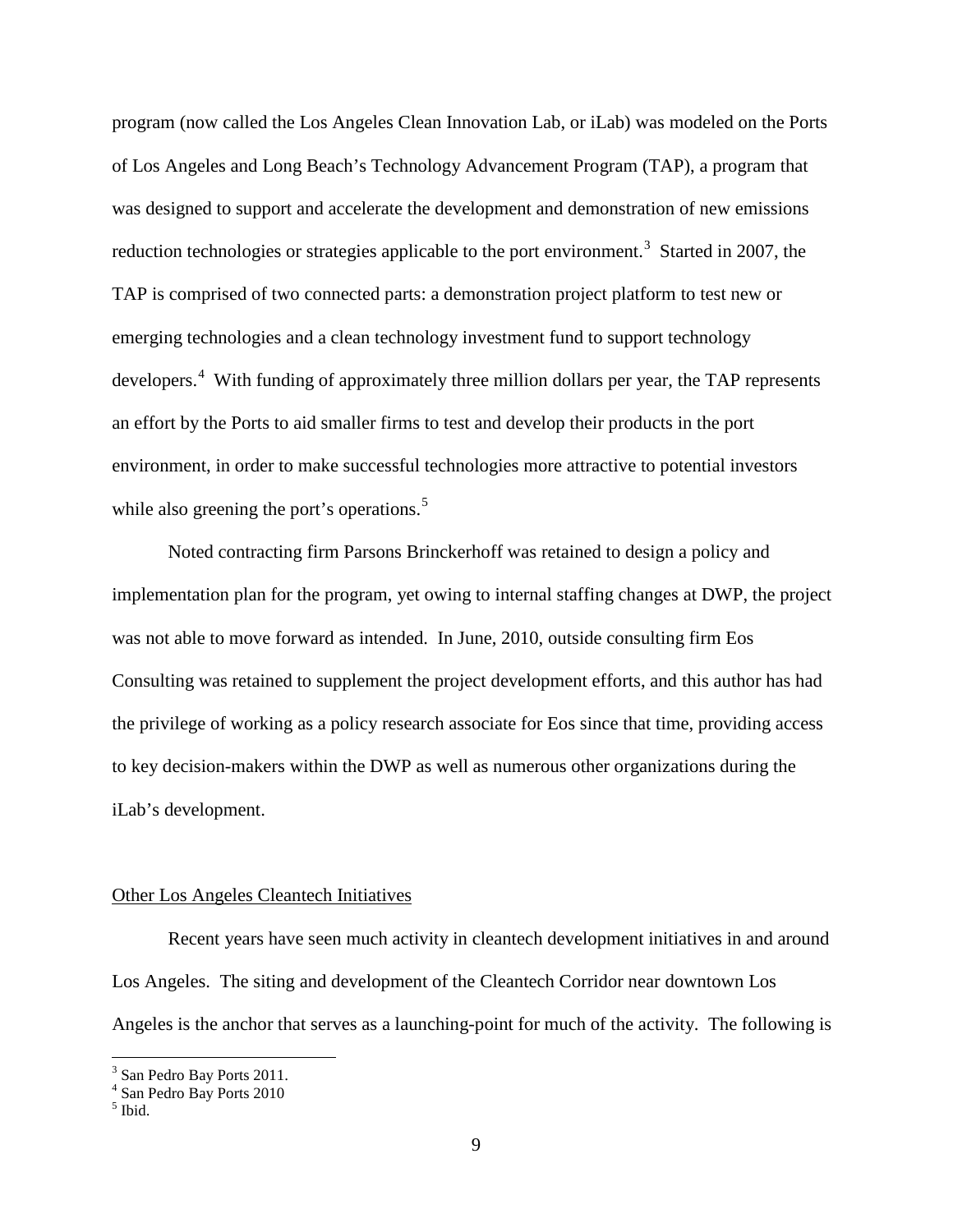program (now called the Los Angeles Clean Innovation Lab, or iLab) was modeled on the Ports of Los Angeles and Long Beach's Technology Advancement Program (TAP), a program that was designed to support and accelerate the development and demonstration of new emissions reduction technologies or strategies applicable to the port environment.[3] Started in 2007, the TAP is comprised of two connected parts: a demonstration project platform to test new or emerging technologies and a clean technology investment fund to support technology developers.[4] With funding of approximately three million dollars per year, the TAP represents an effort by the Ports to aid smaller firms to test and develop their products in the port environment, in order to make successful technologies more attractive to potential investors while also greening the port's operations.[5]

Noted contracting firm Parsons Brinckerhoff was retained to design a policy and implementation plan for the program, yet owing to internal staffing changes at DWP, the project was not able to move forward as intended. In June, 2010, outside consulting firm Eos Consulting was retained to supplement the project development efforts, and this author has had the privilege of working as a policy research associate for Eos since that time, providing access to key decision-makers within the DWP as well as numerous other organizations during the iLab's development.

## Other Los Angeles Cleantech Initiatives

Recent years have seen much activity in cleantech development initiatives in and around Los Angeles. The siting and development of the Cleantech Corridor near downtown Los Angeles is the anchor that serves as a launching-point for much of the activity. The following is

---

[3] San Pedro Bay Ports 2011.

[4] San Pedro Bay Ports 2010

[5] Ibid.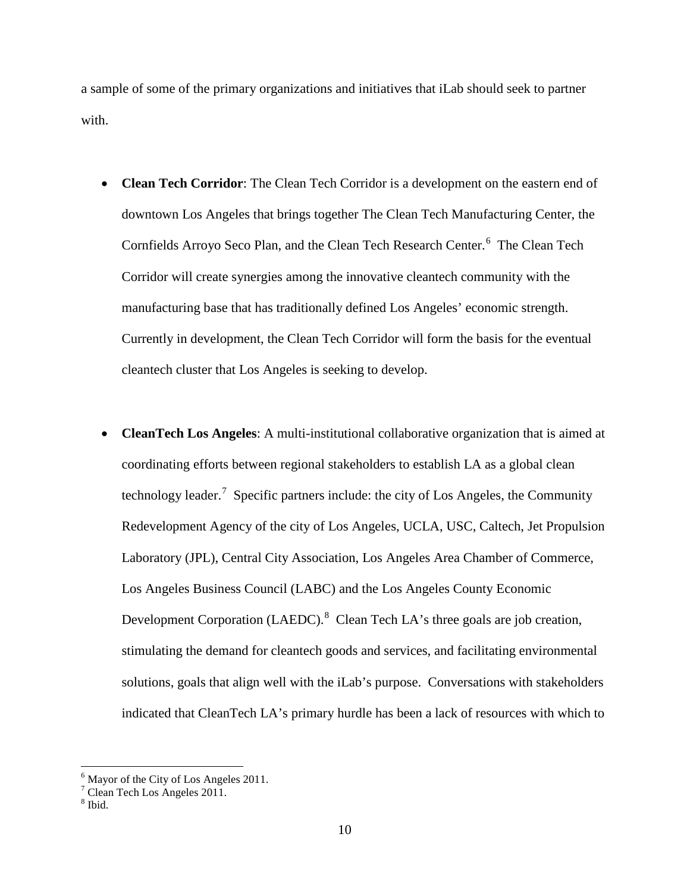a sample of some of the primary organizations and initiatives that iLab should seek to partner with.

- **Clean Tech Corridor**: The Clean Tech Corridor is a development on the eastern end of downtown Los Angeles that brings together The Clean Tech Manufacturing Center, the Cornfields Arroyo Seco Plan, and the Clean Tech Research Center.[6] The Clean Tech Corridor will create synergies among the innovative cleantech community with the manufacturing base that has traditionally defined Los Angeles' economic strength. Currently in development, the Clean Tech Corridor will form the basis for the eventual cleantech cluster that Los Angeles is seeking to develop.

- **CleanTech Los Angeles**: A multi-institutional collaborative organization that is aimed at coordinating efforts between regional stakeholders to establish LA as a global clean technology leader.[7] Specific partners include: the city of Los Angeles, the Community Redevelopment Agency of the city of Los Angeles, UCLA, USC, Caltech, Jet Propulsion Laboratory (JPL), Central City Association, Los Angeles Area Chamber of Commerce, Los Angeles Business Council (LABC) and the Los Angeles County Economic Development Corporation (LAEDC).[8] Clean Tech LA's three goals are job creation, stimulating the demand for cleantech goods and services, and facilitating environmental solutions, goals that align well with the iLab's purpose. Conversations with stakeholders indicated that CleanTech LA's primary hurdle has been a lack of resources with which to

---

[6] Mayor of the City of Los Angeles 2011.
[7] Clean Tech Los Angeles 2011.
[8] Ibid.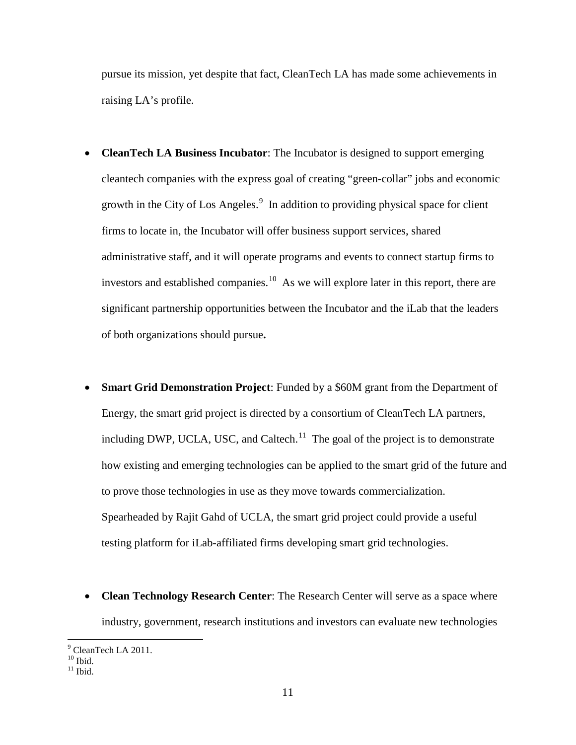pursue its mission, yet despite that fact, CleanTech LA has made some achievements in raising LA's profile.

- **CleanTech LA Business Incubator**: The Incubator is designed to support emerging cleantech companies with the express goal of creating "green-collar" jobs and economic growth in the City of Los Angeles.[9] In addition to providing physical space for client firms to locate in, the Incubator will offer business support services, shared administrative staff, and it will operate programs and events to connect startup firms to investors and established companies.[10] As we will explore later in this report, there are significant partnership opportunities between the Incubator and the iLab that the leaders of both organizations should pursue**.**

- **Smart Grid Demonstration Project**: Funded by a $60M grant from the Department of Energy, the smart grid project is directed by a consortium of CleanTech LA partners, including DWP, UCLA, USC, and Caltech.[11] The goal of the project is to demonstrate how existing and emerging technologies can be applied to the smart grid of the future and to prove those technologies in use as they move towards commercialization. Spearheaded by Rajit Gahd of UCLA, the smart grid project could provide a useful testing platform for iLab-affiliated firms developing smart grid technologies.

- **Clean Technology Research Center**: The Research Center will serve as a space where industry, government, research institutions and investors can evaluate new technologies

[9] CleanTech LA 2011.
[10] Ibid.
[11] Ibid.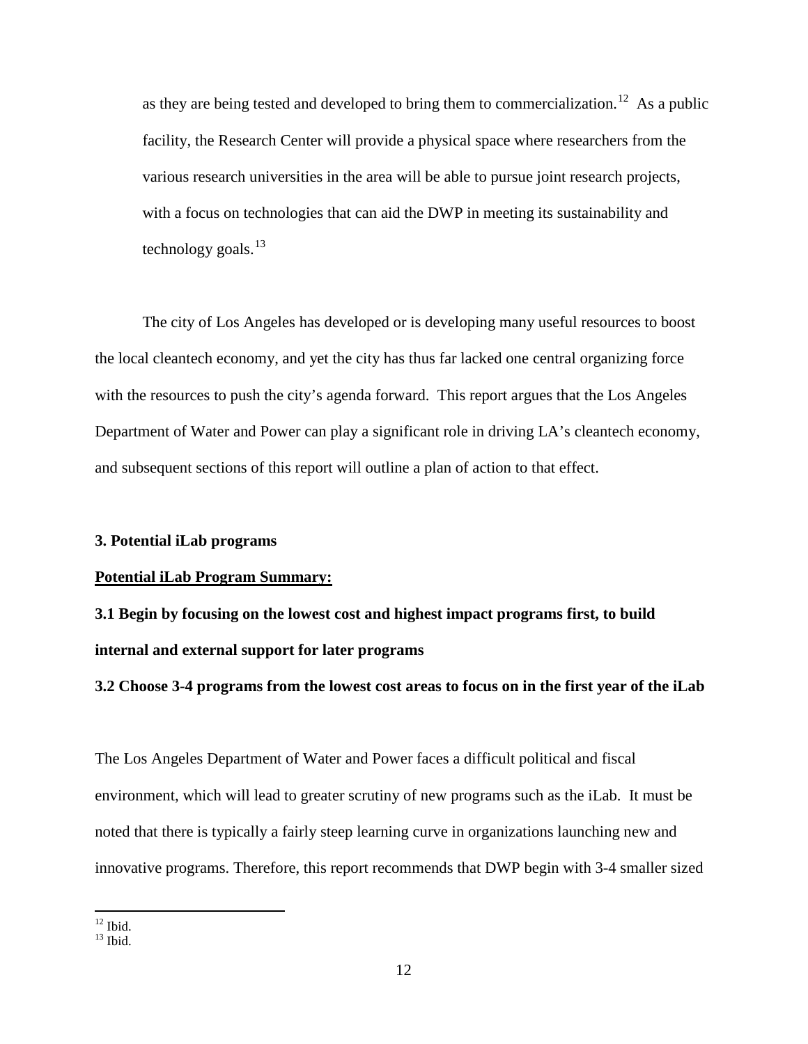as they are being tested and developed to bring them to commercialization.[12] As a public facility, the Research Center will provide a physical space where researchers from the various research universities in the area will be able to pursue joint research projects, with a focus on technologies that can aid the DWP in meeting its sustainability and technology goals.[13]

The city of Los Angeles has developed or is developing many useful resources to boost the local cleantech economy, and yet the city has thus far lacked one central organizing force with the resources to push the city's agenda forward. This report argues that the Los Angeles Department of Water and Power can play a significant role in driving LA's cleantech economy, and subsequent sections of this report will outline a plan of action to that effect.

## 3. Potential iLab programs

**Potential iLab Program Summary:**

**3.1 Begin by focusing on the lowest cost and highest impact programs first, to build internal and external support for later programs**

**3.2 Choose 3-4 programs from the lowest cost areas to focus on in the first year of the iLab**

The Los Angeles Department of Water and Power faces a difficult political and fiscal environment, which will lead to greater scrutiny of new programs such as the iLab. It must be noted that there is typically a fairly steep learning curve in organizations launching new and innovative programs. Therefore, this report recommends that DWP begin with 3-4 smaller sized

---

[12] Ibid.
[13] Ibid.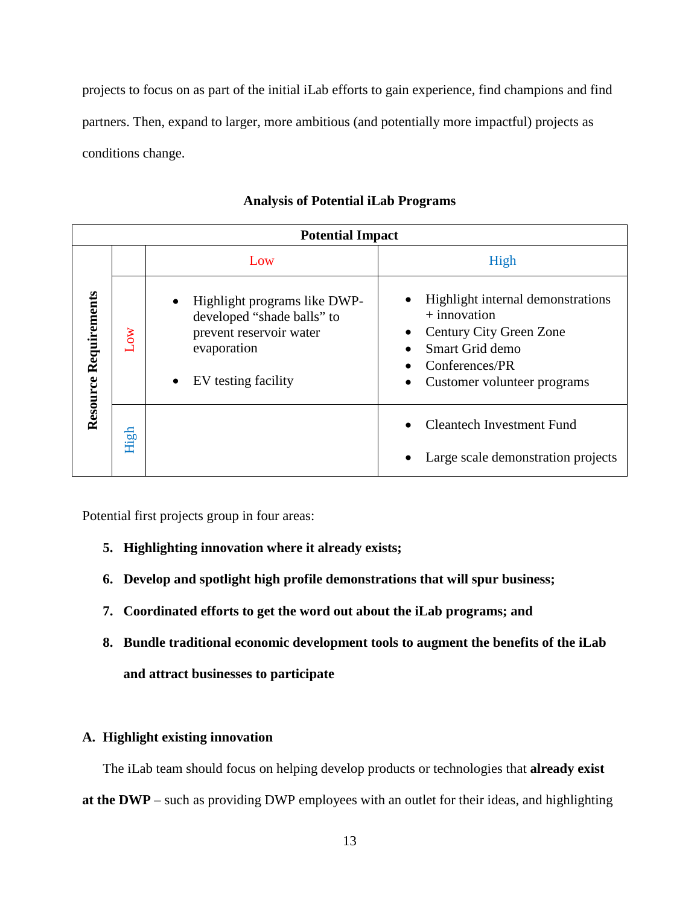projects to focus on as part of the initial iLab efforts to gain experience, find champions and find partners. Then, expand to larger, more ambitious (and potentially more impactful) projects as conditions change.

**Analysis of Potential iLab Programs**

| Resource Requirements | Potential Impact: Low | Potential Impact: High |
|---|---|---|
| Low | • Highlight programs like DWP-developed "shade balls" to prevent reservoir water evaporation<br>• EV testing facility | • Highlight internal demonstrations + innovation<br>• Century City Green Zone<br>• Smart Grid demo<br>• Conferences/PR<br>• Customer volunteer programs |
| High | | • Cleantech Investment Fund<br>• Large scale demonstration projects |

Potential first projects group in four areas:

5. **Highlighting innovation where it already exists;**
6. **Develop and spotlight high profile demonstrations that will spur business;**
7. **Coordinated efforts to get the word out about the iLab programs; and**
8. **Bundle traditional economic development tools to augment the benefits of the iLab and attract businesses to participate**

### A. Highlight existing innovation

The iLab team should focus on helping develop products or technologies that **already exist at the DWP** – such as providing DWP employees with an outlet for their ideas, and highlighting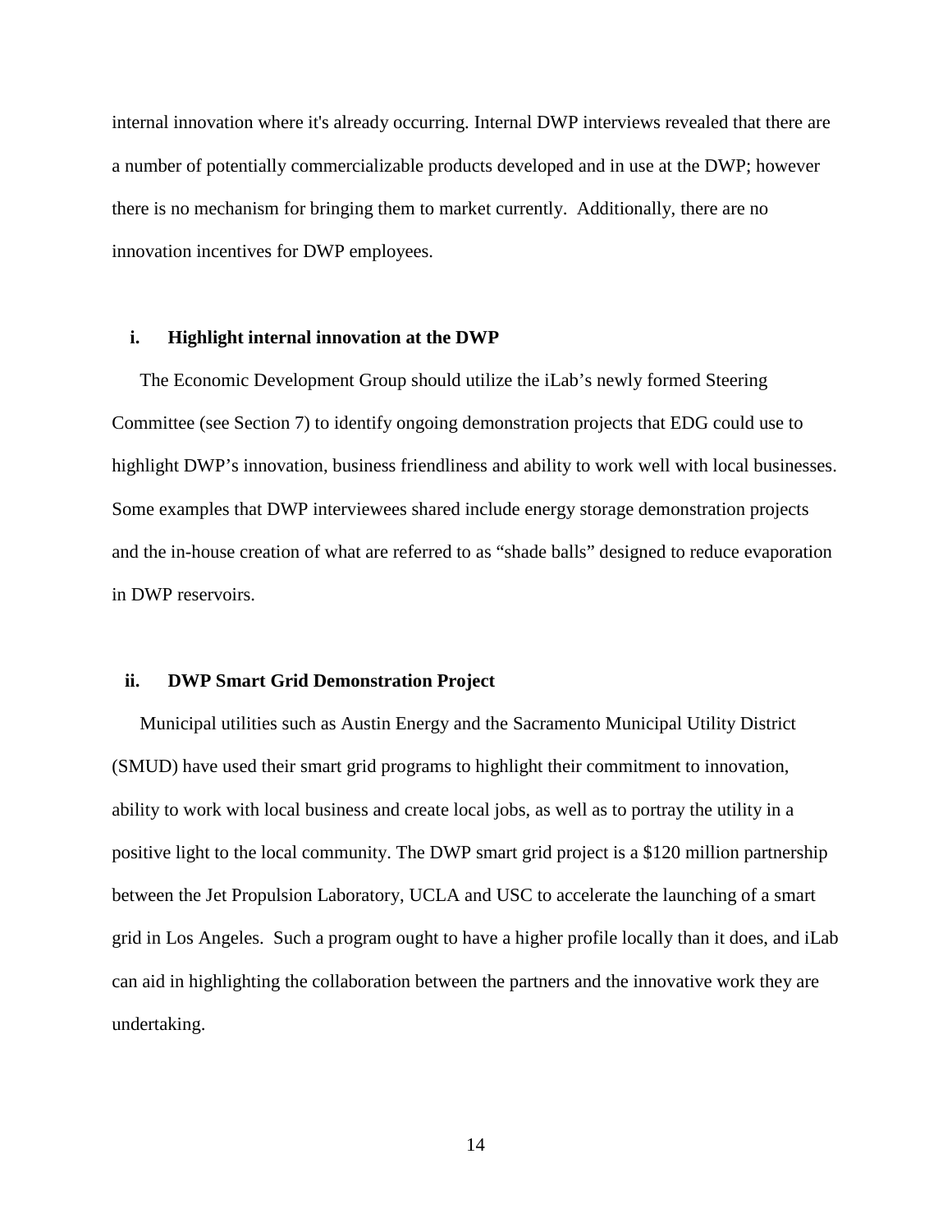internal innovation where it's already occurring. Internal DWP interviews revealed that there are a number of potentially commercializable products developed and in use at the DWP; however there is no mechanism for bringing them to market currently.  Additionally, there are no innovation incentives for DWP employees.

### i. Highlight internal innovation at the DWP

The Economic Development Group should utilize the iLab's newly formed Steering Committee (see Section 7) to identify ongoing demonstration projects that EDG could use to highlight DWP's innovation, business friendliness and ability to work well with local businesses. Some examples that DWP interviewees shared include energy storage demonstration projects and the in-house creation of what are referred to as "shade balls" designed to reduce evaporation in DWP reservoirs.

### ii. DWP Smart Grid Demonstration Project

Municipal utilities such as Austin Energy and the Sacramento Municipal Utility District (SMUD) have used their smart grid programs to highlight their commitment to innovation, ability to work with local business and create local jobs, as well as to portray the utility in a positive light to the local community. The DWP smart grid project is a $120 million partnership between the Jet Propulsion Laboratory, UCLA and USC to accelerate the launching of a smart grid in Los Angeles.  Such a program ought to have a higher profile locally than it does, and iLab can aid in highlighting the collaboration between the partners and the innovative work they are undertaking.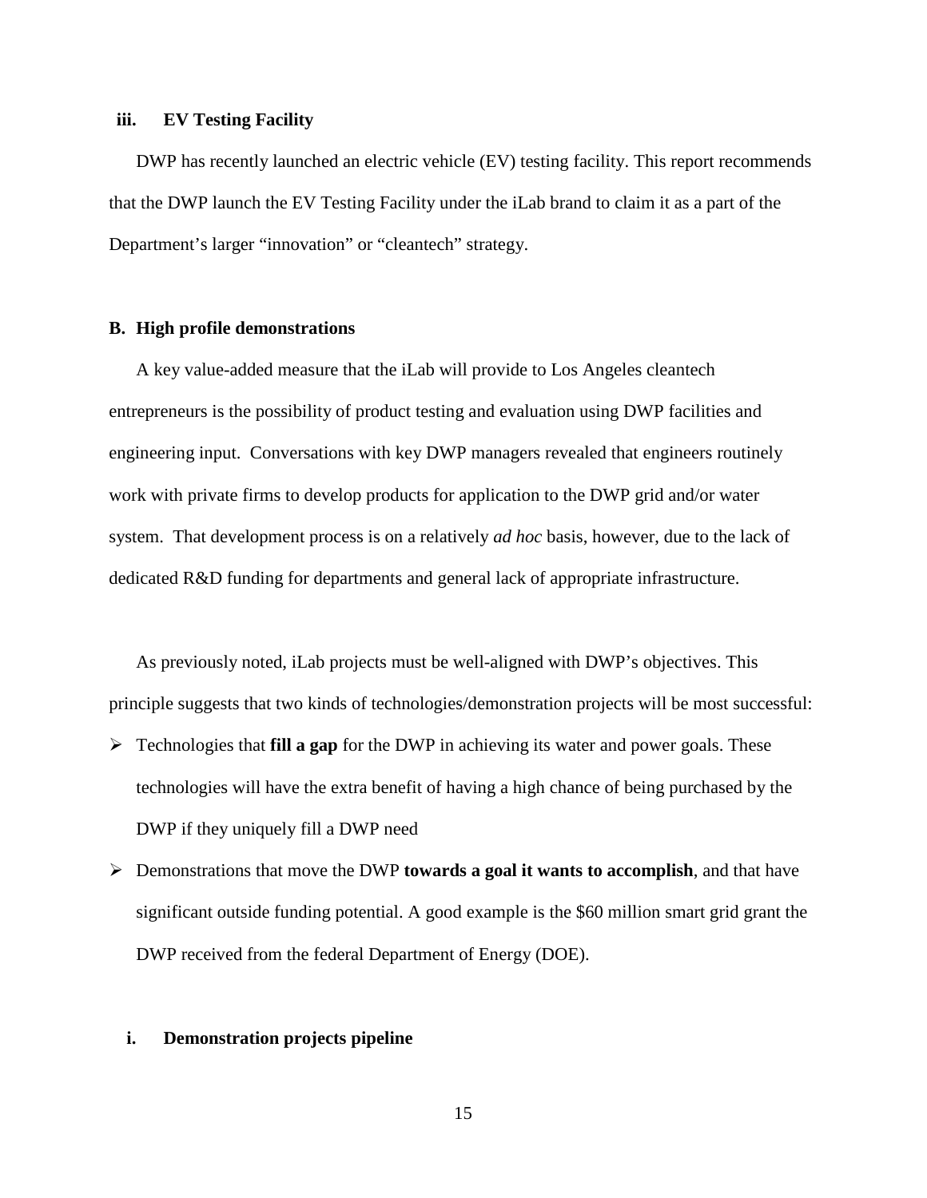### iii. EV Testing Facility

DWP has recently launched an electric vehicle (EV) testing facility. This report recommends that the DWP launch the EV Testing Facility under the iLab brand to claim it as a part of the Department's larger "innovation" or "cleantech" strategy.

## B. High profile demonstrations

A key value-added measure that the iLab will provide to Los Angeles cleantech entrepreneurs is the possibility of product testing and evaluation using DWP facilities and engineering input. Conversations with key DWP managers revealed that engineers routinely work with private firms to develop products for application to the DWP grid and/or water system. That development process is on a relatively *ad hoc* basis, however, due to the lack of dedicated R&D funding for departments and general lack of appropriate infrastructure.

As previously noted, iLab projects must be well-aligned with DWP's objectives. This principle suggests that two kinds of technologies/demonstration projects will be most successful:

- Technologies that **fill a gap** for the DWP in achieving its water and power goals. These technologies will have the extra benefit of having a high chance of being purchased by the DWP if they uniquely fill a DWP need
- Demonstrations that move the DWP **towards a goal it wants to accomplish**, and that have significant outside funding potential. A good example is the $60 million smart grid grant the DWP received from the federal Department of Energy (DOE).

### i. Demonstration projects pipeline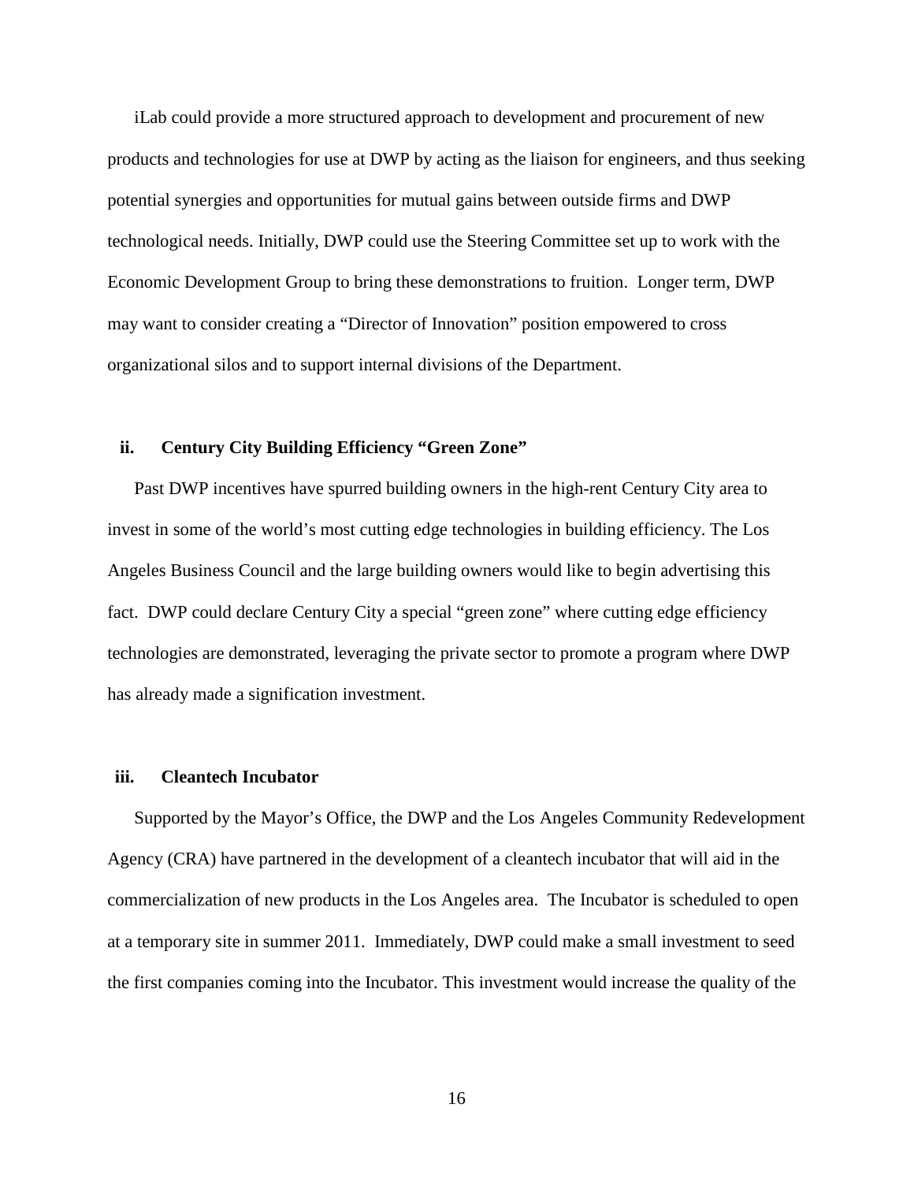iLab could provide a more structured approach to development and procurement of new products and technologies for use at DWP by acting as the liaison for engineers, and thus seeking potential synergies and opportunities for mutual gains between outside firms and DWP technological needs. Initially, DWP could use the Steering Committee set up to work with the Economic Development Group to bring these demonstrations to fruition. Longer term, DWP may want to consider creating a "Director of Innovation" position empowered to cross organizational silos and to support internal divisions of the Department.

### ii. Century City Building Efficiency "Green Zone"

Past DWP incentives have spurred building owners in the high-rent Century City area to invest in some of the world's most cutting edge technologies in building efficiency. The Los Angeles Business Council and the large building owners would like to begin advertising this fact. DWP could declare Century City a special "green zone" where cutting edge efficiency technologies are demonstrated, leveraging the private sector to promote a program where DWP has already made a signification investment.

### iii. Cleantech Incubator

Supported by the Mayor's Office, the DWP and the Los Angeles Community Redevelopment Agency (CRA) have partnered in the development of a cleantech incubator that will aid in the commercialization of new products in the Los Angeles area. The Incubator is scheduled to open at a temporary site in summer 2011. Immediately, DWP could make a small investment to seed the first companies coming into the Incubator. This investment would increase the quality of the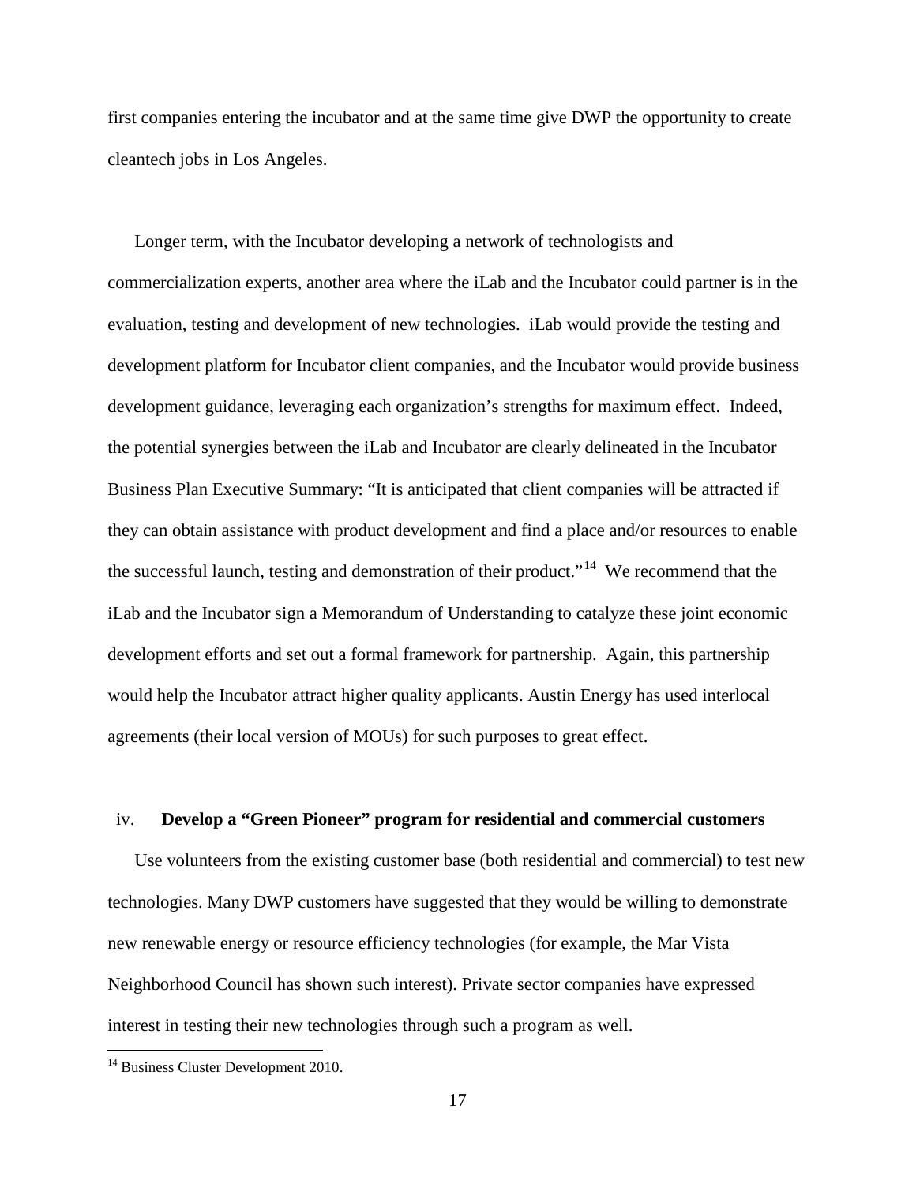first companies entering the incubator and at the same time give DWP the opportunity to create cleantech jobs in Los Angeles.

Longer term, with the Incubator developing a network of technologists and commercialization experts, another area where the iLab and the Incubator could partner is in the evaluation, testing and development of new technologies. iLab would provide the testing and development platform for Incubator client companies, and the Incubator would provide business development guidance, leveraging each organization's strengths for maximum effect. Indeed, the potential synergies between the iLab and Incubator are clearly delineated in the Incubator Business Plan Executive Summary: "It is anticipated that client companies will be attracted if they can obtain assistance with product development and find a place and/or resources to enable the successful launch, testing and demonstration of their product."[14] We recommend that the iLab and the Incubator sign a Memorandum of Understanding to catalyze these joint economic development efforts and set out a formal framework for partnership. Again, this partnership would help the Incubator attract higher quality applicants. Austin Energy has used interlocal agreements (their local version of MOUs) for such purposes to great effect.

iv. **Develop a "Green Pioneer" program for residential and commercial customers**

Use volunteers from the existing customer base (both residential and commercial) to test new technologies. Many DWP customers have suggested that they would be willing to demonstrate new renewable energy or resource efficiency technologies (for example, the Mar Vista Neighborhood Council has shown such interest). Private sector companies have expressed interest in testing their new technologies through such a program as well.

[14] Business Cluster Development 2010.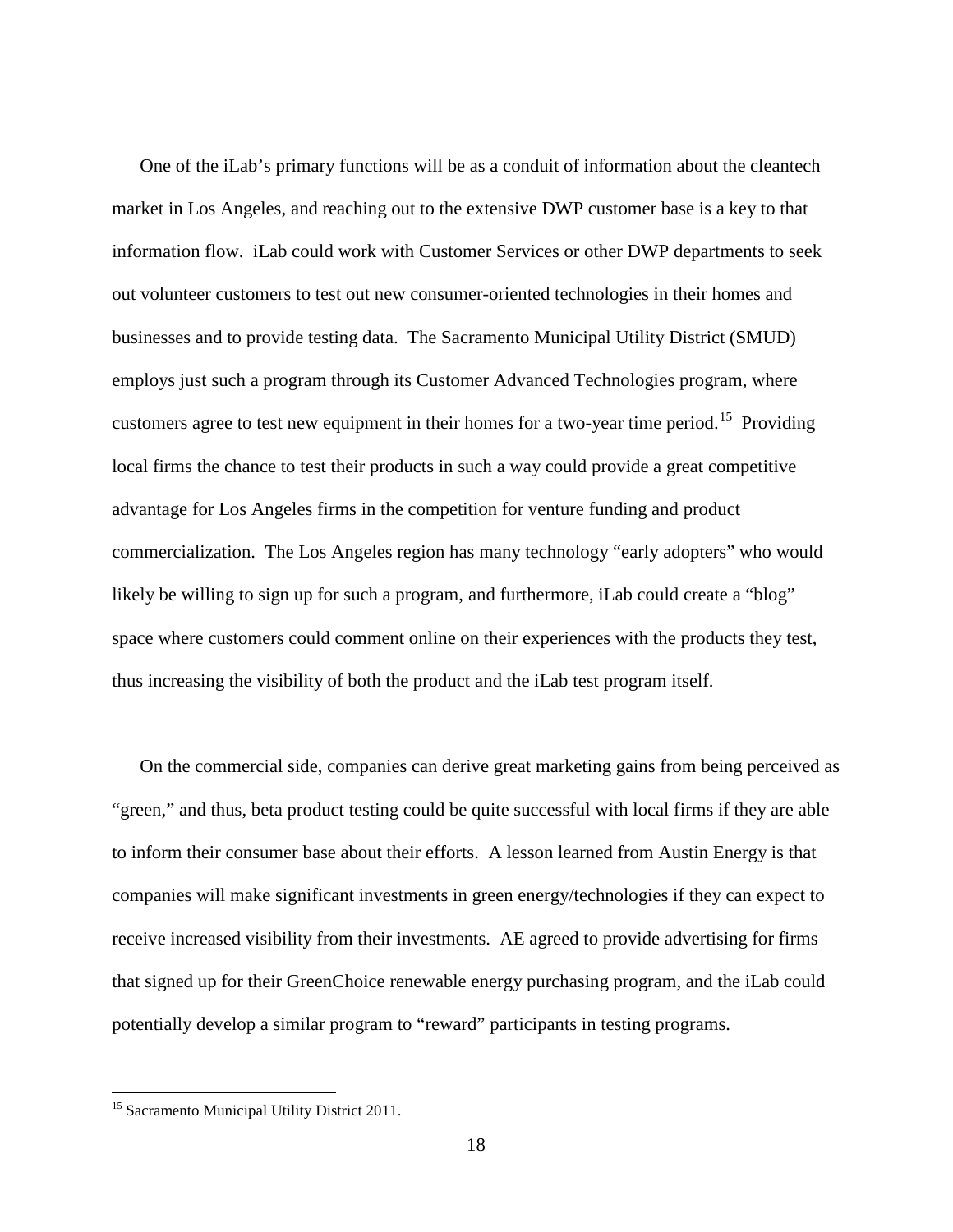One of the iLab's primary functions will be as a conduit of information about the cleantech market in Los Angeles, and reaching out to the extensive DWP customer base is a key to that information flow. iLab could work with Customer Services or other DWP departments to seek out volunteer customers to test out new consumer-oriented technologies in their homes and businesses and to provide testing data. The Sacramento Municipal Utility District (SMUD) employs just such a program through its Customer Advanced Technologies program, where customers agree to test new equipment in their homes for a two-year time period.[15] Providing local firms the chance to test their products in such a way could provide a great competitive advantage for Los Angeles firms in the competition for venture funding and product commercialization. The Los Angeles region has many technology "early adopters" who would likely be willing to sign up for such a program, and furthermore, iLab could create a "blog" space where customers could comment online on their experiences with the products they test, thus increasing the visibility of both the product and the iLab test program itself.

On the commercial side, companies can derive great marketing gains from being perceived as "green," and thus, beta product testing could be quite successful with local firms if they are able to inform their consumer base about their efforts. A lesson learned from Austin Energy is that companies will make significant investments in green energy/technologies if they can expect to receive increased visibility from their investments. AE agreed to provide advertising for firms that signed up for their GreenChoice renewable energy purchasing program, and the iLab could potentially develop a similar program to "reward" participants in testing programs.

---

[15] Sacramento Municipal Utility District 2011.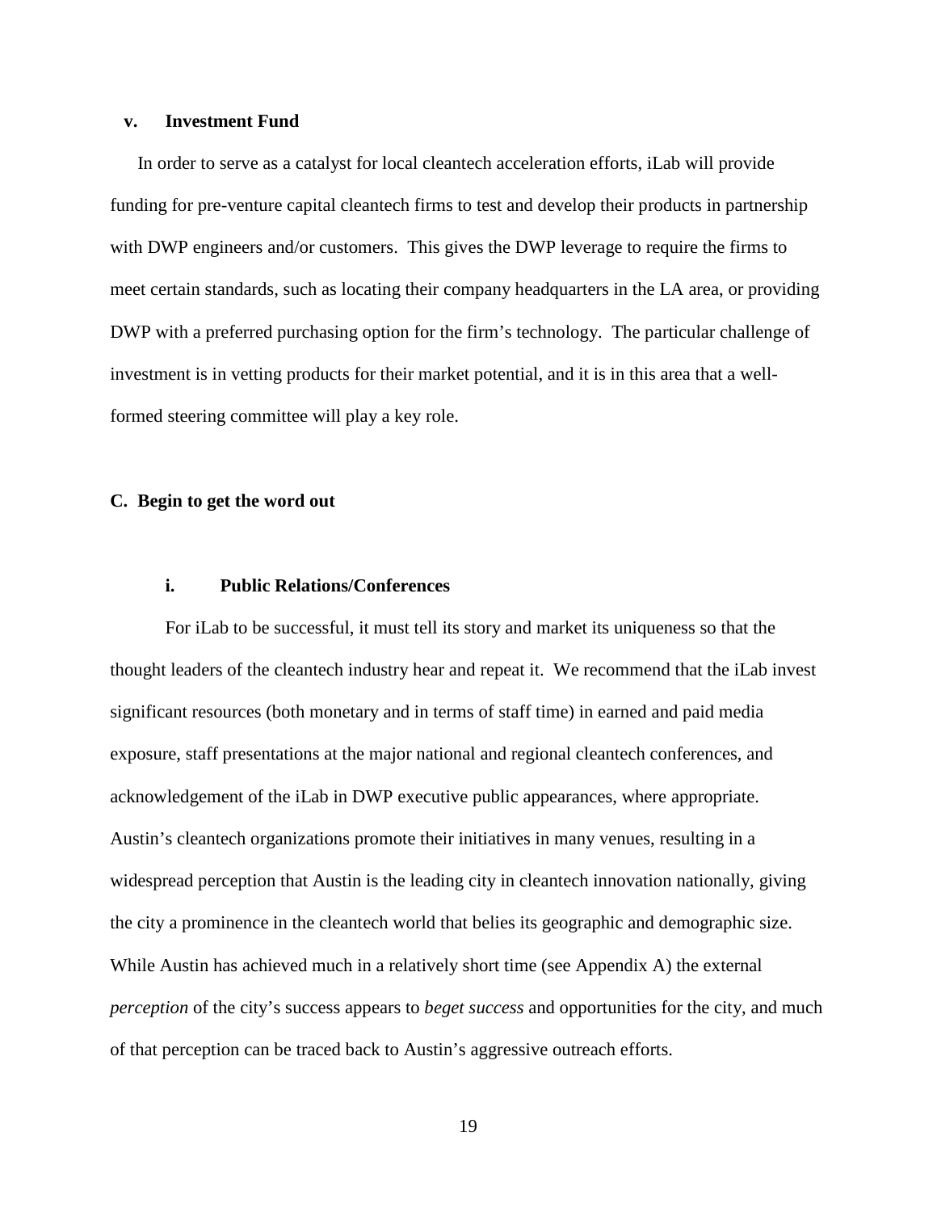### v. Investment Fund

In order to serve as a catalyst for local cleantech acceleration efforts, iLab will provide funding for pre-venture capital cleantech firms to test and develop their products in partnership with DWP engineers and/or customers. This gives the DWP leverage to require the firms to meet certain standards, such as locating their company headquarters in the LA area, or providing DWP with a preferred purchasing option for the firm's technology. The particular challenge of investment is in vetting products for their market potential, and it is in this area that a well-formed steering committee will play a key role.

## C. Begin to get the word out

### i. Public Relations/Conferences

For iLab to be successful, it must tell its story and market its uniqueness so that the thought leaders of the cleantech industry hear and repeat it. We recommend that the iLab invest significant resources (both monetary and in terms of staff time) in earned and paid media exposure, staff presentations at the major national and regional cleantech conferences, and acknowledgement of the iLab in DWP executive public appearances, where appropriate. Austin's cleantech organizations promote their initiatives in many venues, resulting in a widespread perception that Austin is the leading city in cleantech innovation nationally, giving the city a prominence in the cleantech world that belies its geographic and demographic size. While Austin has achieved much in a relatively short time (see Appendix A) the external *perception* of the city's success appears to *beget success* and opportunities for the city, and much of that perception can be traced back to Austin's aggressive outreach efforts.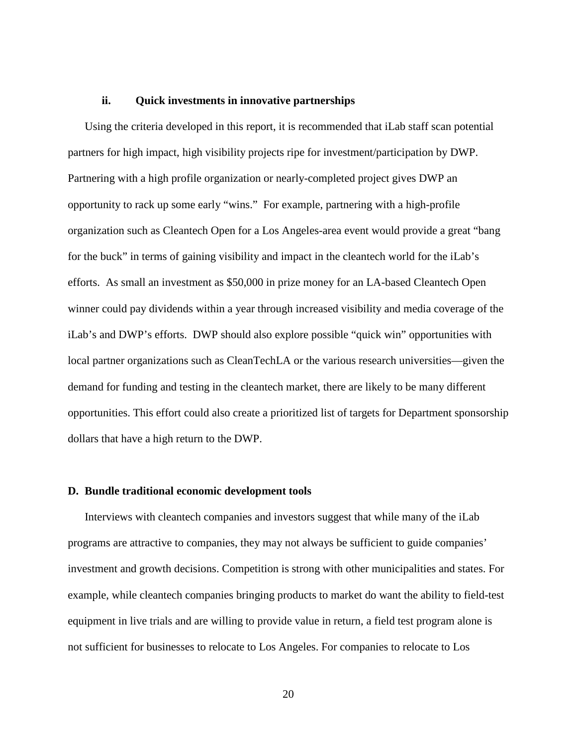#### ii. Quick investments in innovative partnerships

Using the criteria developed in this report, it is recommended that iLab staff scan potential partners for high impact, high visibility projects ripe for investment/participation by DWP. Partnering with a high profile organization or nearly-completed project gives DWP an opportunity to rack up some early "wins." For example, partnering with a high-profile organization such as Cleantech Open for a Los Angeles-area event would provide a great "bang for the buck" in terms of gaining visibility and impact in the cleantech world for the iLab's efforts. As small an investment as $50,000 in prize money for an LA-based Cleantech Open winner could pay dividends within a year through increased visibility and media coverage of the iLab's and DWP's efforts. DWP should also explore possible "quick win" opportunities with local partner organizations such as CleanTechLA or the various research universities—given the demand for funding and testing in the cleantech market, there are likely to be many different opportunities. This effort could also create a prioritized list of targets for Department sponsorship dollars that have a high return to the DWP.

### D. Bundle traditional economic development tools

Interviews with cleantech companies and investors suggest that while many of the iLab programs are attractive to companies, they may not always be sufficient to guide companies' investment and growth decisions. Competition is strong with other municipalities and states. For example, while cleantech companies bringing products to market do want the ability to field-test equipment in live trials and are willing to provide value in return, a field test program alone is not sufficient for businesses to relocate to Los Angeles. For companies to relocate to Los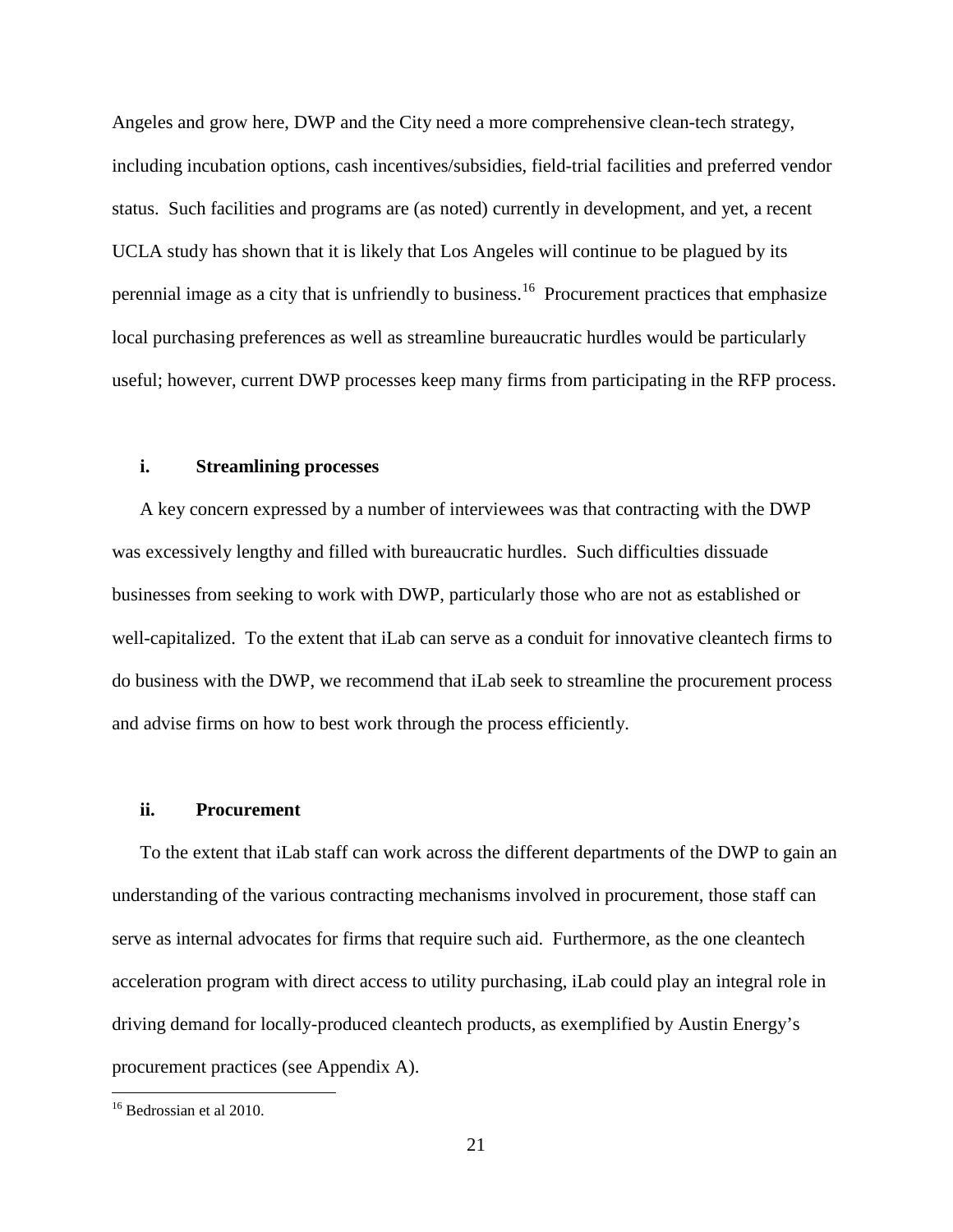Angeles and grow here, DWP and the City need a more comprehensive clean-tech strategy, including incubation options, cash incentives/subsidies, field-trial facilities and preferred vendor status. Such facilities and programs are (as noted) currently in development, and yet, a recent UCLA study has shown that it is likely that Los Angeles will continue to be plagued by its perennial image as a city that is unfriendly to business.[16] Procurement practices that emphasize local purchasing preferences as well as streamline bureaucratic hurdles would be particularly useful; however, current DWP processes keep many firms from participating in the RFP process.

#### i. Streamlining processes

A key concern expressed by a number of interviewees was that contracting with the DWP was excessively lengthy and filled with bureaucratic hurdles. Such difficulties dissuade businesses from seeking to work with DWP, particularly those who are not as established or well-capitalized. To the extent that iLab can serve as a conduit for innovative cleantech firms to do business with the DWP, we recommend that iLab seek to streamline the procurement process and advise firms on how to best work through the process efficiently.

#### ii. Procurement

To the extent that iLab staff can work across the different departments of the DWP to gain an understanding of the various contracting mechanisms involved in procurement, those staff can serve as internal advocates for firms that require such aid. Furthermore, as the one cleantech acceleration program with direct access to utility purchasing, iLab could play an integral role in driving demand for locally-produced cleantech products, as exemplified by Austin Energy's procurement practices (see Appendix A).

[16] Bedrossian et al 2010.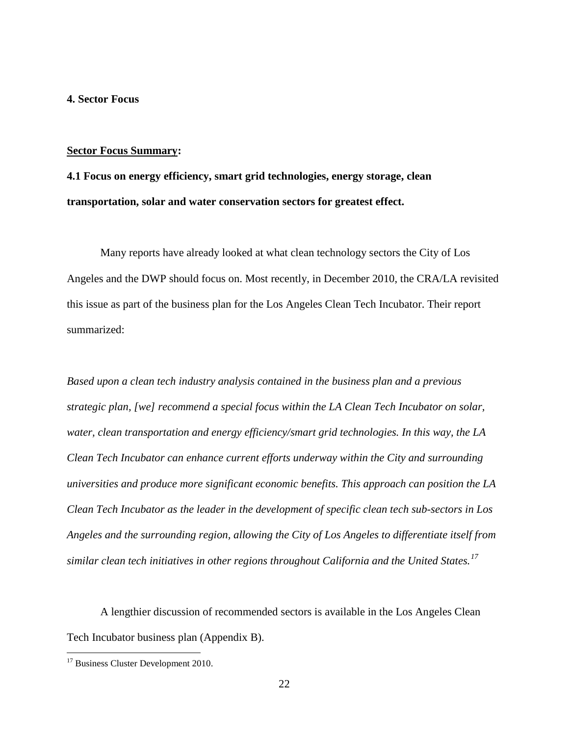## 4. Sector Focus

**<u>Sector Focus Summary</u>:**

**4.1 Focus on energy efficiency, smart grid technologies, energy storage, clean transportation, solar and water conservation sectors for greatest effect.**

Many reports have already looked at what clean technology sectors the City of Los Angeles and the DWP should focus on. Most recently, in December 2010, the CRA/LA revisited this issue as part of the business plan for the Los Angeles Clean Tech Incubator. Their report summarized:

*Based upon a clean tech industry analysis contained in the business plan and a previous strategic plan, [we] recommend a special focus within the LA Clean Tech Incubator on solar, water, clean transportation and energy efficiency/smart grid technologies. In this way, the LA Clean Tech Incubator can enhance current efforts underway within the City and surrounding universities and produce more significant economic benefits. This approach can position the LA Clean Tech Incubator as the leader in the development of specific clean tech sub-sectors in Los Angeles and the surrounding region, allowing the City of Los Angeles to differentiate itself from similar clean tech initiatives in other regions throughout California and the United States.*[17]

A lengthier discussion of recommended sectors is available in the Los Angeles Clean Tech Incubator business plan (Appendix B).

[17] Business Cluster Development 2010.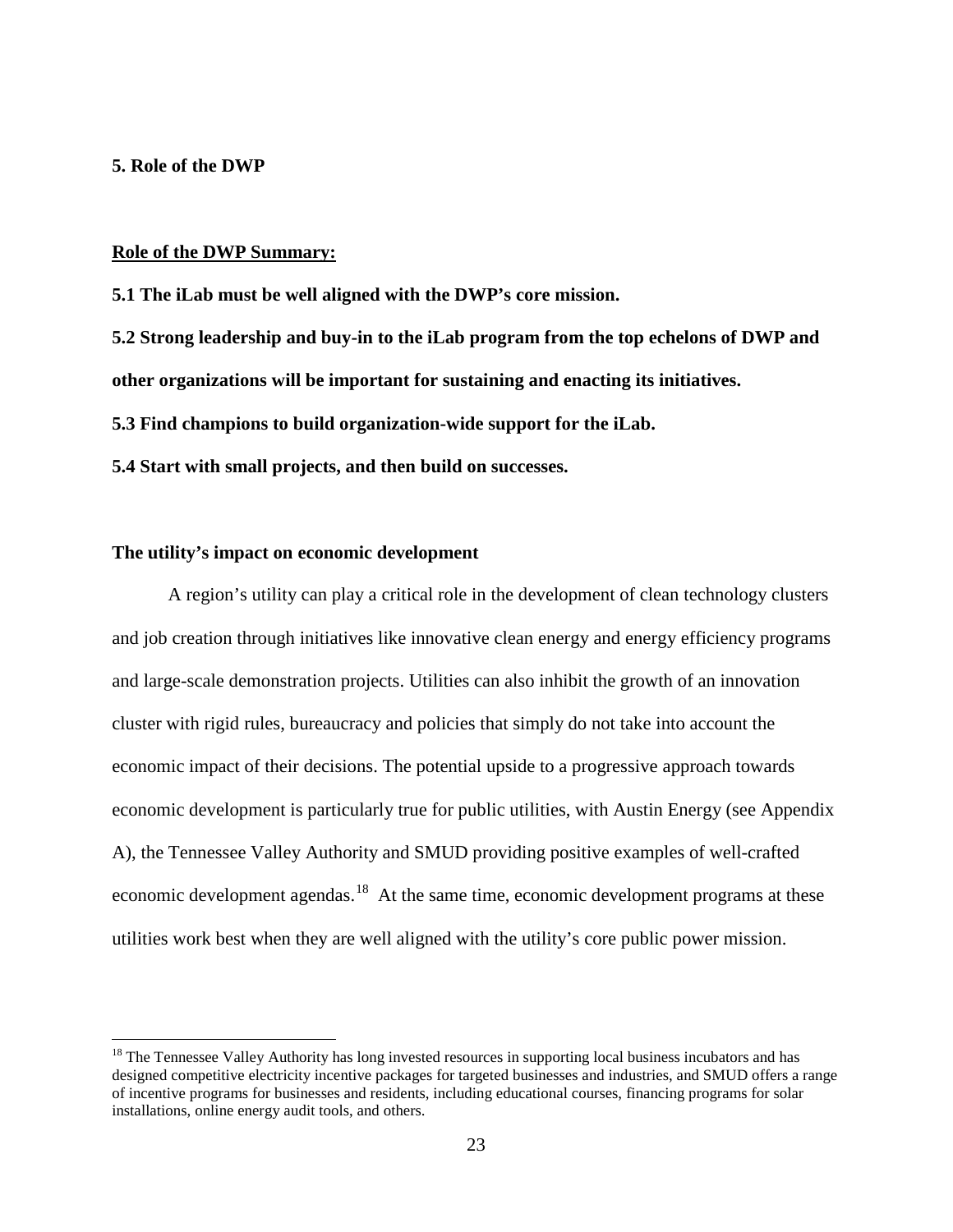## 5. Role of the DWP

**Role of the DWP Summary:**

**5.1 The iLab must be well aligned with the DWP's core mission.**

**5.2 Strong leadership and buy-in to the iLab program from the top echelons of DWP and other organizations will be important for sustaining and enacting its initiatives.**

**5.3 Find champions to build organization-wide support for the iLab.**

**5.4 Start with small projects, and then build on successes.**

### The utility's impact on economic development

A region's utility can play a critical role in the development of clean technology clusters and job creation through initiatives like innovative clean energy and energy efficiency programs and large-scale demonstration projects. Utilities can also inhibit the growth of an innovation cluster with rigid rules, bureaucracy and policies that simply do not take into account the economic impact of their decisions. The potential upside to a progressive approach towards economic development is particularly true for public utilities, with Austin Energy (see Appendix A), the Tennessee Valley Authority and SMUD providing positive examples of well-crafted economic development agendas.[18] At the same time, economic development programs at these utilities work best when they are well aligned with the utility's core public power mission.

[18] The Tennessee Valley Authority has long invested resources in supporting local business incubators and has designed competitive electricity incentive packages for targeted businesses and industries, and SMUD offers a range of incentive programs for businesses and residents, including educational courses, financing programs for solar installations, online energy audit tools, and others.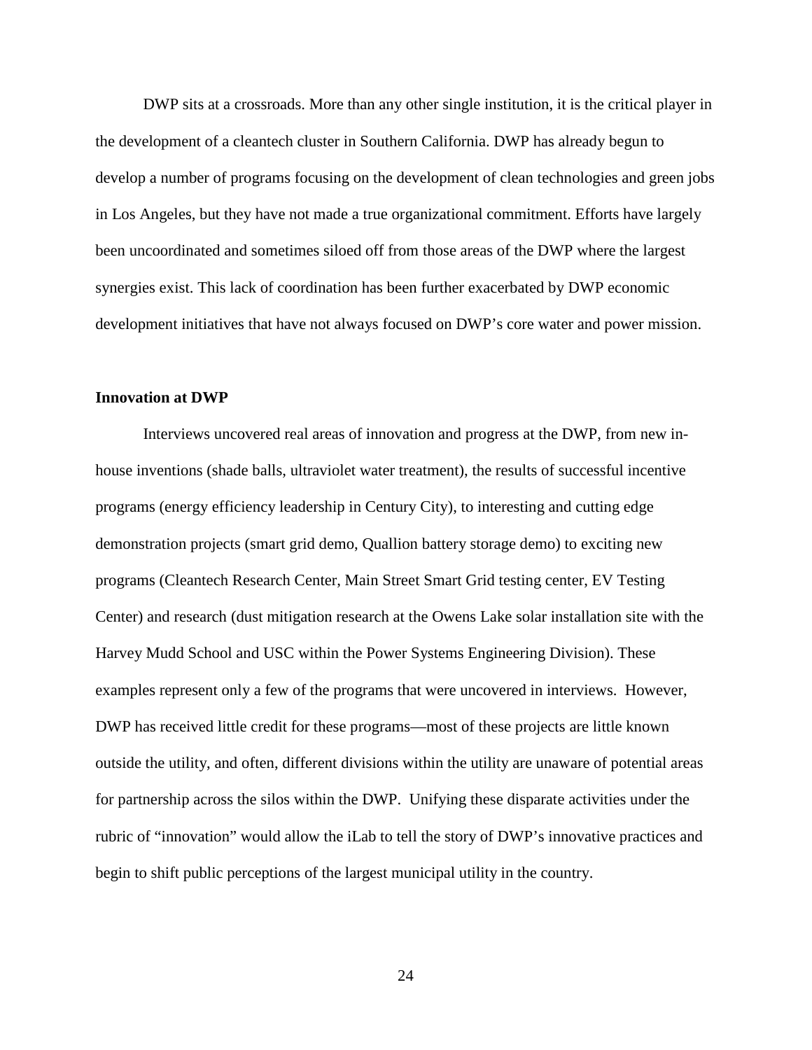DWP sits at a crossroads. More than any other single institution, it is the critical player in the development of a cleantech cluster in Southern California. DWP has already begun to develop a number of programs focusing on the development of clean technologies and green jobs in Los Angeles, but they have not made a true organizational commitment. Efforts have largely been uncoordinated and sometimes siloed off from those areas of the DWP where the largest synergies exist. This lack of coordination has been further exacerbated by DWP economic development initiatives that have not always focused on DWP's core water and power mission.

**Innovation at DWP**

Interviews uncovered real areas of innovation and progress at the DWP, from new in-house inventions (shade balls, ultraviolet water treatment), the results of successful incentive programs (energy efficiency leadership in Century City), to interesting and cutting edge demonstration projects (smart grid demo, Quallion battery storage demo) to exciting new programs (Cleantech Research Center, Main Street Smart Grid testing center, EV Testing Center) and research (dust mitigation research at the Owens Lake solar installation site with the Harvey Mudd School and USC within the Power Systems Engineering Division). These examples represent only a few of the programs that were uncovered in interviews. However, DWP has received little credit for these programs—most of these projects are little known outside the utility, and often, different divisions within the utility are unaware of potential areas for partnership across the silos within the DWP. Unifying these disparate activities under the rubric of "innovation" would allow the iLab to tell the story of DWP's innovative practices and begin to shift public perceptions of the largest municipal utility in the country.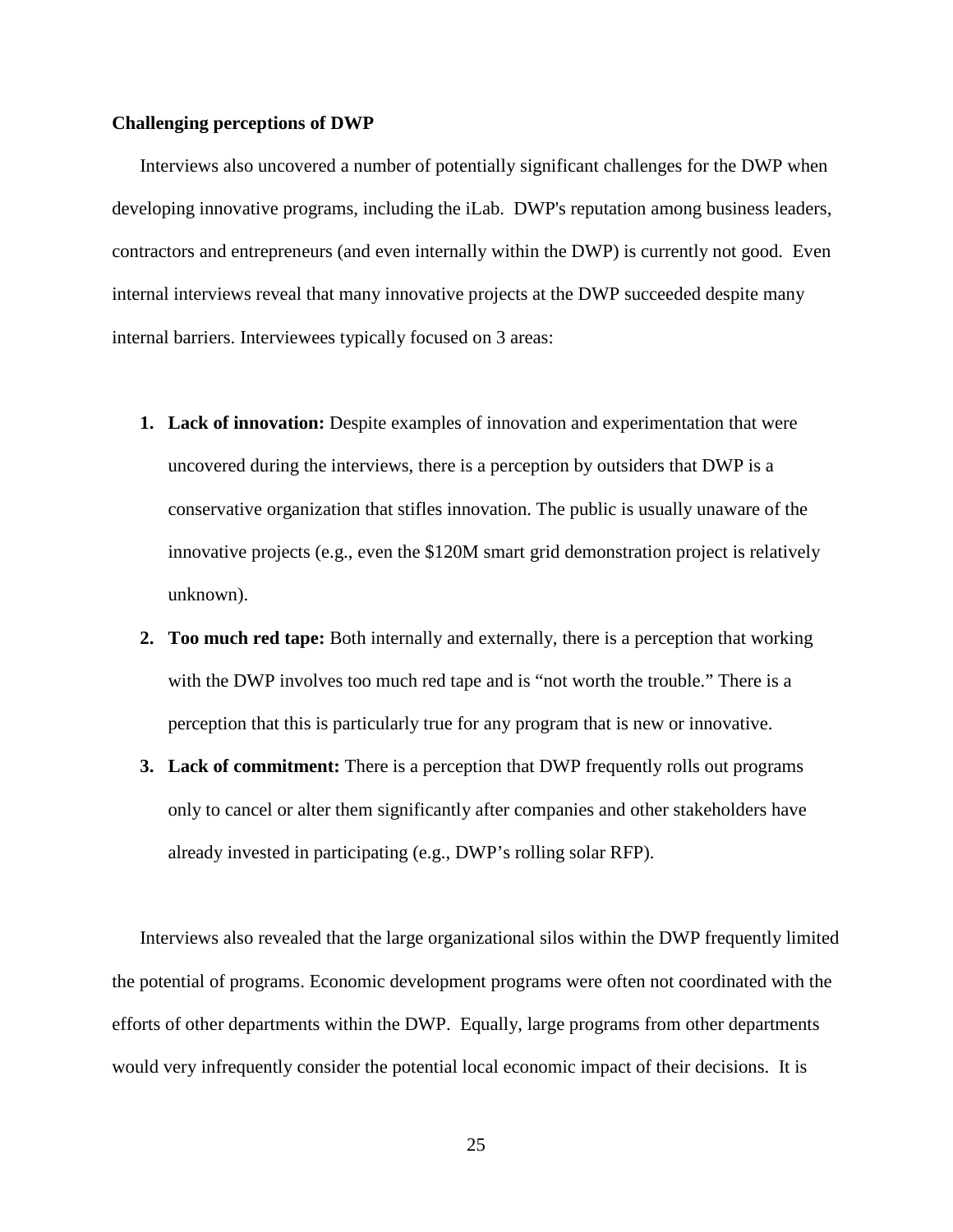**Challenging perceptions of DWP**

Interviews also uncovered a number of potentially significant challenges for the DWP when developing innovative programs, including the iLab. DWP's reputation among business leaders, contractors and entrepreneurs (and even internally within the DWP) is currently not good. Even internal interviews reveal that many innovative projects at the DWP succeeded despite many internal barriers. Interviewees typically focused on 3 areas:

1. **Lack of innovation:** Despite examples of innovation and experimentation that were uncovered during the interviews, there is a perception by outsiders that DWP is a conservative organization that stifles innovation. The public is usually unaware of the innovative projects (e.g., even the $120M smart grid demonstration project is relatively unknown).
2. **Too much red tape:** Both internally and externally, there is a perception that working with the DWP involves too much red tape and is "not worth the trouble." There is a perception that this is particularly true for any program that is new or innovative.
3. **Lack of commitment:** There is a perception that DWP frequently rolls out programs only to cancel or alter them significantly after companies and other stakeholders have already invested in participating (e.g., DWP's rolling solar RFP).

Interviews also revealed that the large organizational silos within the DWP frequently limited the potential of programs. Economic development programs were often not coordinated with the efforts of other departments within the DWP. Equally, large programs from other departments would very infrequently consider the potential local economic impact of their decisions. It is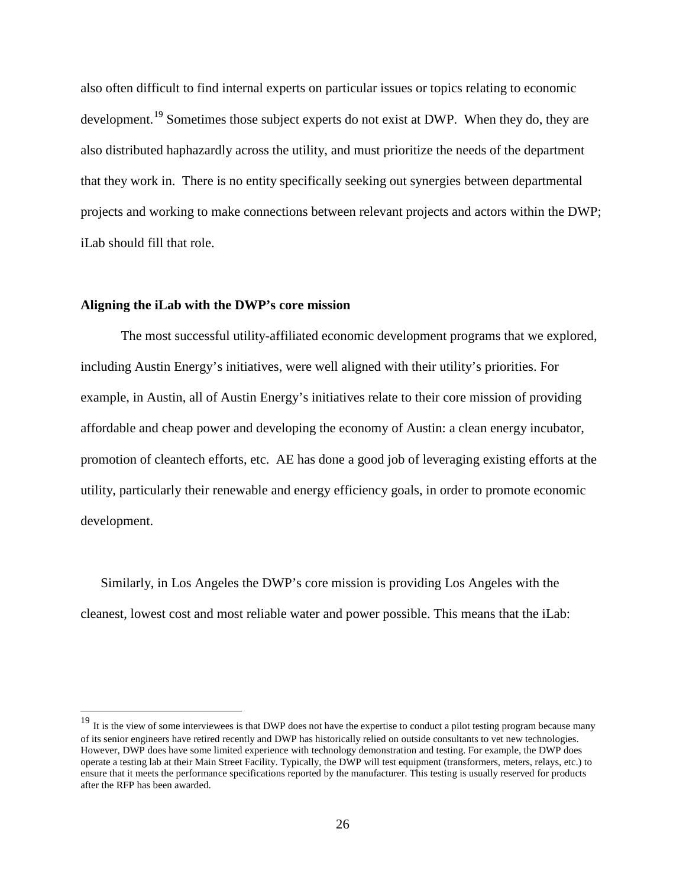also often difficult to find internal experts on particular issues or topics relating to economic development.[19] Sometimes those subject experts do not exist at DWP. When they do, they are also distributed haphazardly across the utility, and must prioritize the needs of the department that they work in. There is no entity specifically seeking out synergies between departmental projects and working to make connections between relevant projects and actors within the DWP; iLab should fill that role.

**Aligning the iLab with the DWP's core mission**

The most successful utility-affiliated economic development programs that we explored, including Austin Energy's initiatives, were well aligned with their utility's priorities. For example, in Austin, all of Austin Energy's initiatives relate to their core mission of providing affordable and cheap power and developing the economy of Austin: a clean energy incubator, promotion of cleantech efforts, etc. AE has done a good job of leveraging existing efforts at the utility, particularly their renewable and energy efficiency goals, in order to promote economic development.

Similarly, in Los Angeles the DWP's core mission is providing Los Angeles with the cleanest, lowest cost and most reliable water and power possible. This means that the iLab:

---

[19] It is the view of some interviewees is that DWP does not have the expertise to conduct a pilot testing program because many of its senior engineers have retired recently and DWP has historically relied on outside consultants to vet new technologies. However, DWP does have some limited experience with technology demonstration and testing. For example, the DWP does operate a testing lab at their Main Street Facility. Typically, the DWP will test equipment (transformers, meters, relays, etc.) to ensure that it meets the performance specifications reported by the manufacturer. This testing is usually reserved for products after the RFP has been awarded.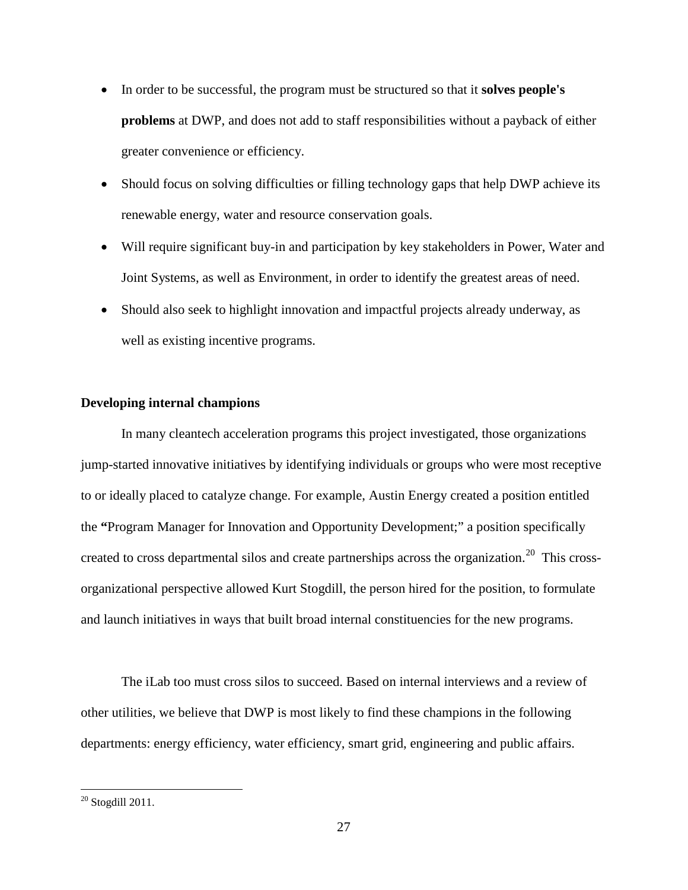- In order to be successful, the program must be structured so that it **solves people's problems** at DWP, and does not add to staff responsibilities without a payback of either greater convenience or efficiency.
- Should focus on solving difficulties or filling technology gaps that help DWP achieve its renewable energy, water and resource conservation goals.
- Will require significant buy-in and participation by key stakeholders in Power, Water and Joint Systems, as well as Environment, in order to identify the greatest areas of need.
- Should also seek to highlight innovation and impactful projects already underway, as well as existing incentive programs.

**Developing internal champions**

In many cleantech acceleration programs this project investigated, those organizations jump-started innovative initiatives by identifying individuals or groups who were most receptive to or ideally placed to catalyze change. For example, Austin Energy created a position entitled the "Program Manager for Innovation and Opportunity Development;" a position specifically created to cross departmental silos and create partnerships across the organization.[20] This cross-organizational perspective allowed Kurt Stogdill, the person hired for the position, to formulate and launch initiatives in ways that built broad internal constituencies for the new programs.

The iLab too must cross silos to succeed. Based on internal interviews and a review of other utilities, we believe that DWP is most likely to find these champions in the following departments: energy efficiency, water efficiency, smart grid, engineering and public affairs.

[20] Stogdill 2011.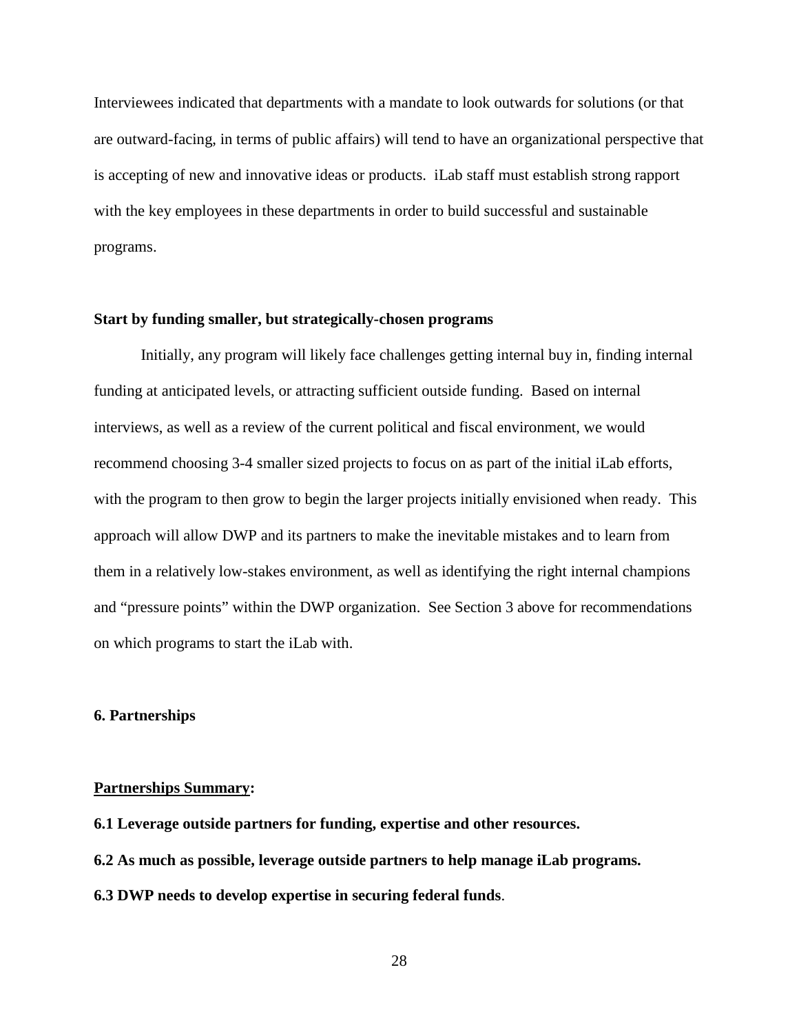Interviewees indicated that departments with a mandate to look outwards for solutions (or that are outward-facing, in terms of public affairs) will tend to have an organizational perspective that is accepting of new and innovative ideas or products. iLab staff must establish strong rapport with the key employees in these departments in order to build successful and sustainable programs.

**Start by funding smaller, but strategically-chosen programs**

Initially, any program will likely face challenges getting internal buy in, finding internal funding at anticipated levels, or attracting sufficient outside funding. Based on internal interviews, as well as a review of the current political and fiscal environment, we would recommend choosing 3-4 smaller sized projects to focus on as part of the initial iLab efforts, with the program to then grow to begin the larger projects initially envisioned when ready. This approach will allow DWP and its partners to make the inevitable mistakes and to learn from them in a relatively low-stakes environment, as well as identifying the right internal champions and "pressure points" within the DWP organization. See Section 3 above for recommendations on which programs to start the iLab with.

## 6. Partnerships

**<u>Partnerships Summary</u>:**

**6.1 Leverage outside partners for funding, expertise and other resources.**

**6.2 As much as possible, leverage outside partners to help manage iLab programs.**

**6.3 DWP needs to develop expertise in securing federal funds**.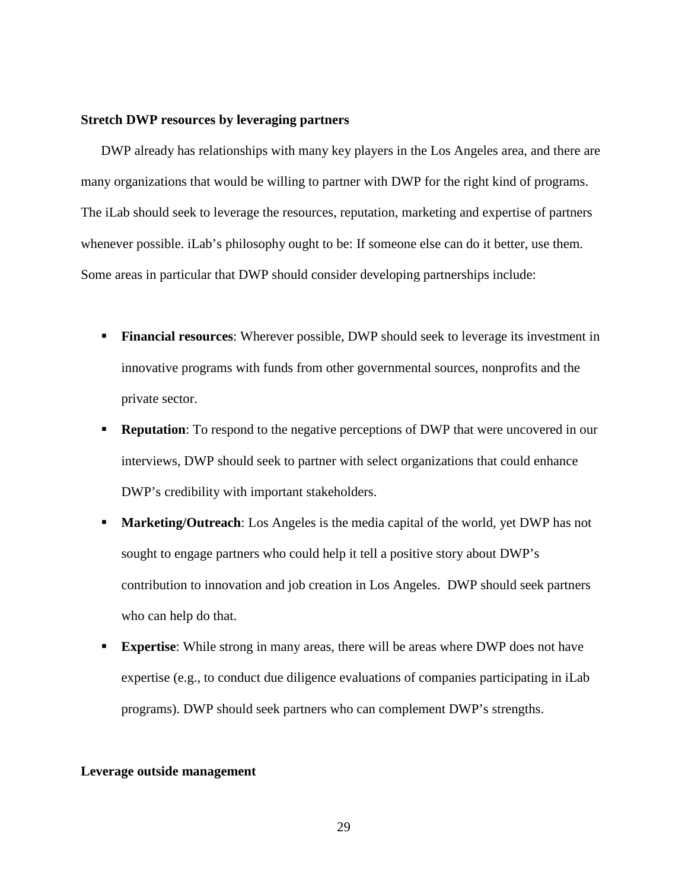**Stretch DWP resources by leveraging partners**

DWP already has relationships with many key players in the Los Angeles area, and there are many organizations that would be willing to partner with DWP for the right kind of programs. The iLab should seek to leverage the resources, reputation, marketing and expertise of partners whenever possible. iLab's philosophy ought to be: If someone else can do it better, use them. Some areas in particular that DWP should consider developing partnerships include:

- **Financial resources**: Wherever possible, DWP should seek to leverage its investment in innovative programs with funds from other governmental sources, nonprofits and the private sector.
- **Reputation**: To respond to the negative perceptions of DWP that were uncovered in our interviews, DWP should seek to partner with select organizations that could enhance DWP's credibility with important stakeholders.
- **Marketing/Outreach**: Los Angeles is the media capital of the world, yet DWP has not sought to engage partners who could help it tell a positive story about DWP's contribution to innovation and job creation in Los Angeles. DWP should seek partners who can help do that.
- **Expertise**: While strong in many areas, there will be areas where DWP does not have expertise (e.g., to conduct due diligence evaluations of companies participating in iLab programs). DWP should seek partners who can complement DWP's strengths.

**Leverage outside management**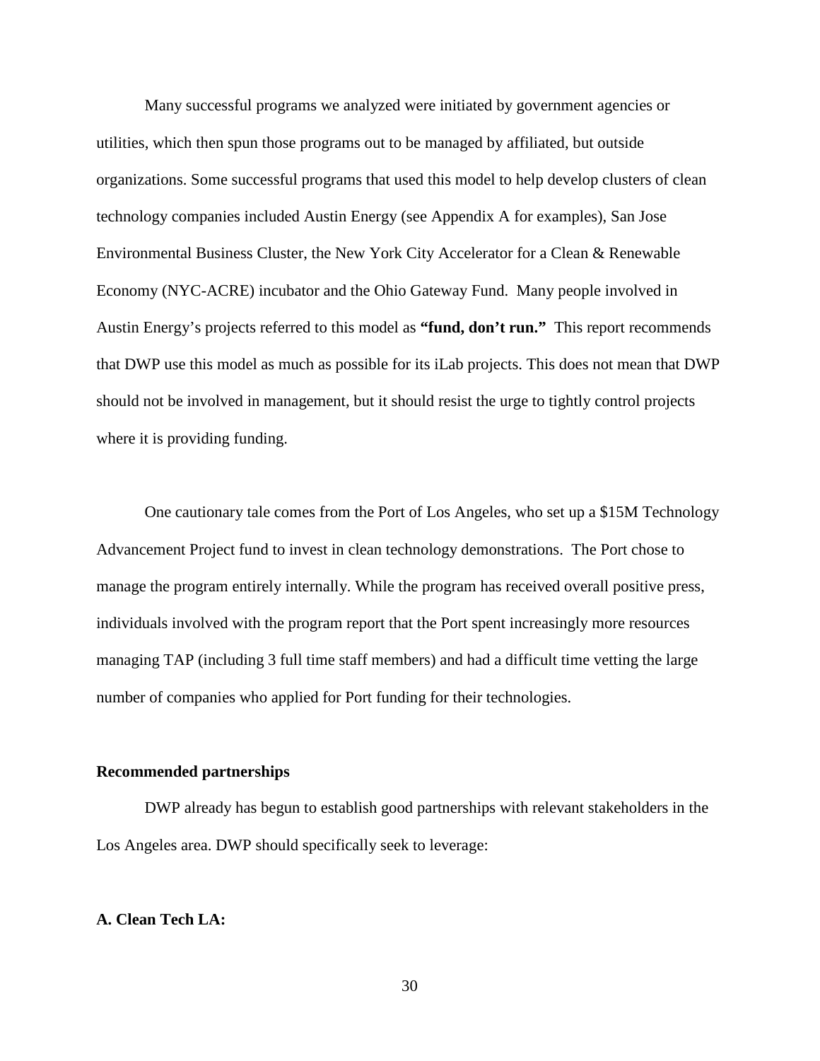Many successful programs we analyzed were initiated by government agencies or utilities, which then spun those programs out to be managed by affiliated, but outside organizations. Some successful programs that used this model to help develop clusters of clean technology companies included Austin Energy (see Appendix A for examples), San Jose Environmental Business Cluster, the New York City Accelerator for a Clean & Renewable Economy (NYC-ACRE) incubator and the Ohio Gateway Fund. Many people involved in Austin Energy's projects referred to this model as **"fund, don't run."** This report recommends that DWP use this model as much as possible for its iLab projects. This does not mean that DWP should not be involved in management, but it should resist the urge to tightly control projects where it is providing funding.

One cautionary tale comes from the Port of Los Angeles, who set up a $15M Technology Advancement Project fund to invest in clean technology demonstrations. The Port chose to manage the program entirely internally. While the program has received overall positive press, individuals involved with the program report that the Port spent increasingly more resources managing TAP (including 3 full time staff members) and had a difficult time vetting the large number of companies who applied for Port funding for their technologies.

**Recommended partnerships**

DWP already has begun to establish good partnerships with relevant stakeholders in the Los Angeles area. DWP should specifically seek to leverage:

**A. Clean Tech LA:**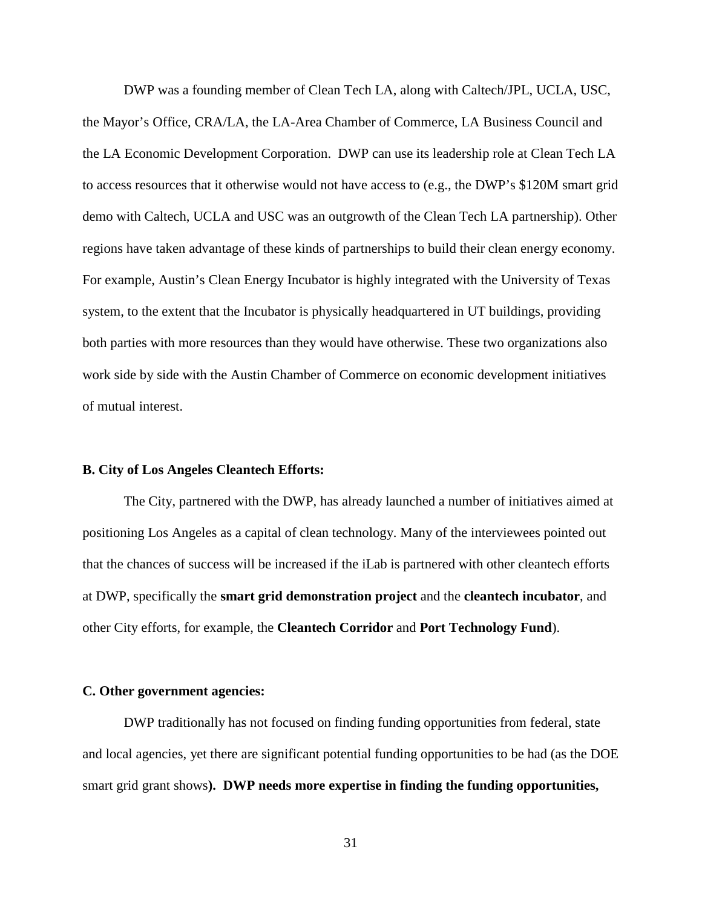DWP was a founding member of Clean Tech LA, along with Caltech/JPL, UCLA, USC, the Mayor's Office, CRA/LA, the LA-Area Chamber of Commerce, LA Business Council and the LA Economic Development Corporation. DWP can use its leadership role at Clean Tech LA to access resources that it otherwise would not have access to (e.g., the DWP's $120M smart grid demo with Caltech, UCLA and USC was an outgrowth of the Clean Tech LA partnership). Other regions have taken advantage of these kinds of partnerships to build their clean energy economy. For example, Austin's Clean Energy Incubator is highly integrated with the University of Texas system, to the extent that the Incubator is physically headquartered in UT buildings, providing both parties with more resources than they would have otherwise. These two organizations also work side by side with the Austin Chamber of Commerce on economic development initiatives of mutual interest.

**B. City of Los Angeles Cleantech Efforts:**

The City, partnered with the DWP, has already launched a number of initiatives aimed at positioning Los Angeles as a capital of clean technology. Many of the interviewees pointed out that the chances of success will be increased if the iLab is partnered with other cleantech efforts at DWP, specifically the **smart grid demonstration project** and the **cleantech incubator**, and other City efforts, for example, the **Cleantech Corridor** and **Port Technology Fund**).

**C. Other government agencies:**

DWP traditionally has not focused on finding funding opportunities from federal, state and local agencies, yet there are significant potential funding opportunities to be had (as the DOE smart grid grant shows**). DWP needs more expertise in finding the funding opportunities,**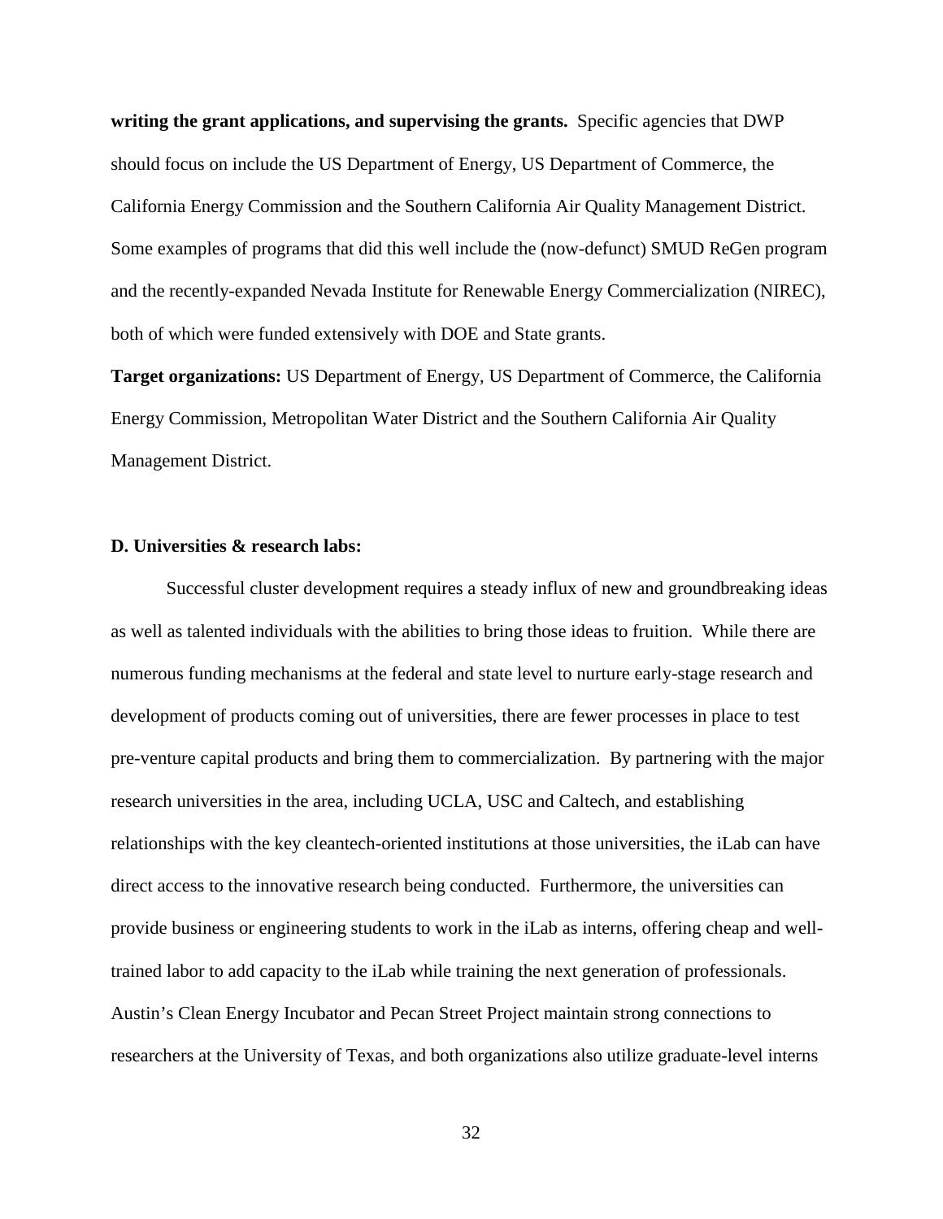**writing the grant applications, and supervising the grants.** Specific agencies that DWP should focus on include the US Department of Energy, US Department of Commerce, the California Energy Commission and the Southern California Air Quality Management District. Some examples of programs that did this well include the (now-defunct) SMUD ReGen program and the recently-expanded Nevada Institute for Renewable Energy Commercialization (NIREC), both of which were funded extensively with DOE and State grants.

**Target organizations:** US Department of Energy, US Department of Commerce, the California Energy Commission, Metropolitan Water District and the Southern California Air Quality Management District.

**D. Universities & research labs:**

Successful cluster development requires a steady influx of new and groundbreaking ideas as well as talented individuals with the abilities to bring those ideas to fruition. While there are numerous funding mechanisms at the federal and state level to nurture early-stage research and development of products coming out of universities, there are fewer processes in place to test pre-venture capital products and bring them to commercialization. By partnering with the major research universities in the area, including UCLA, USC and Caltech, and establishing relationships with the key cleantech-oriented institutions at those universities, the iLab can have direct access to the innovative research being conducted. Furthermore, the universities can provide business or engineering students to work in the iLab as interns, offering cheap and well-trained labor to add capacity to the iLab while training the next generation of professionals. Austin's Clean Energy Incubator and Pecan Street Project maintain strong connections to researchers at the University of Texas, and both organizations also utilize graduate-level interns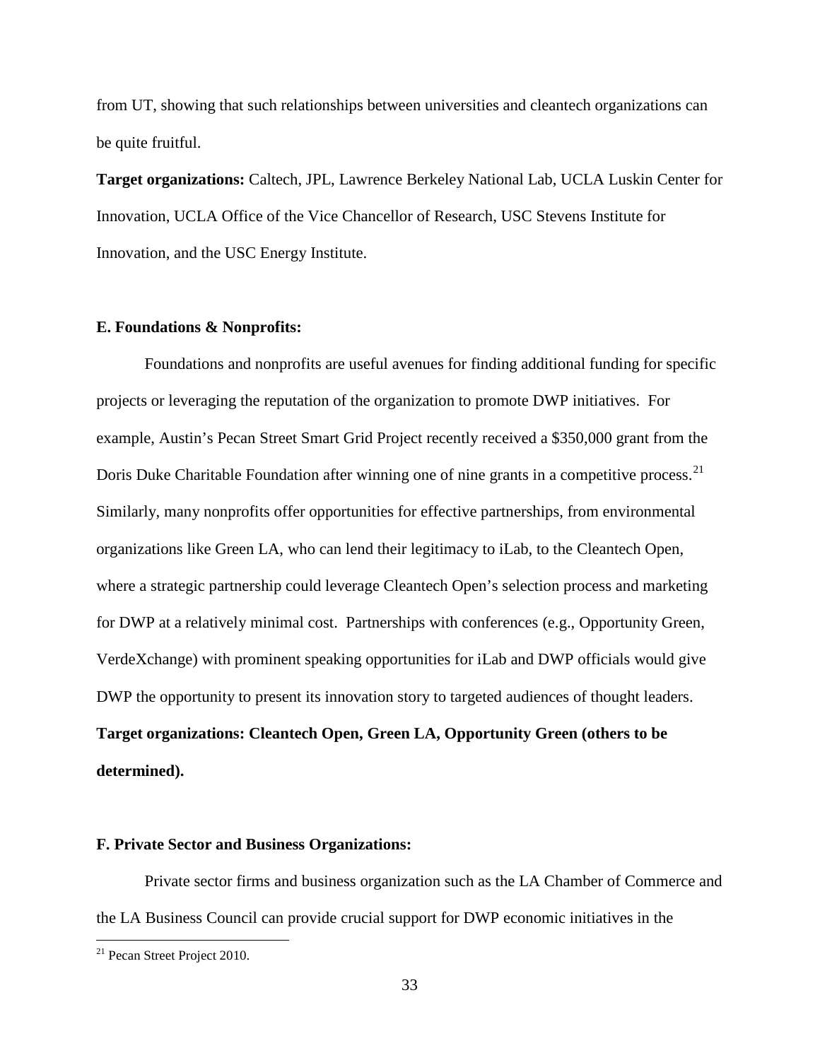from UT, showing that such relationships between universities and cleantech organizations can be quite fruitful.

**Target organizations:** Caltech, JPL, Lawrence Berkeley National Lab, UCLA Luskin Center for Innovation, UCLA Office of the Vice Chancellor of Research, USC Stevens Institute for Innovation, and the USC Energy Institute.

**E. Foundations & Nonprofits:**

Foundations and nonprofits are useful avenues for finding additional funding for specific projects or leveraging the reputation of the organization to promote DWP initiatives. For example, Austin's Pecan Street Smart Grid Project recently received a $350,000 grant from the Doris Duke Charitable Foundation after winning one of nine grants in a competitive process.[21] Similarly, many nonprofits offer opportunities for effective partnerships, from environmental organizations like Green LA, who can lend their legitimacy to iLab, to the Cleantech Open, where a strategic partnership could leverage Cleantech Open's selection process and marketing for DWP at a relatively minimal cost. Partnerships with conferences (e.g., Opportunity Green, VerdeXchange) with prominent speaking opportunities for iLab and DWP officials would give DWP the opportunity to present its innovation story to targeted audiences of thought leaders.

**Target organizations: Cleantech Open, Green LA, Opportunity Green (others to be determined).**

**F. Private Sector and Business Organizations:**

Private sector firms and business organization such as the LA Chamber of Commerce and the LA Business Council can provide crucial support for DWP economic initiatives in the

[21] Pecan Street Project 2010.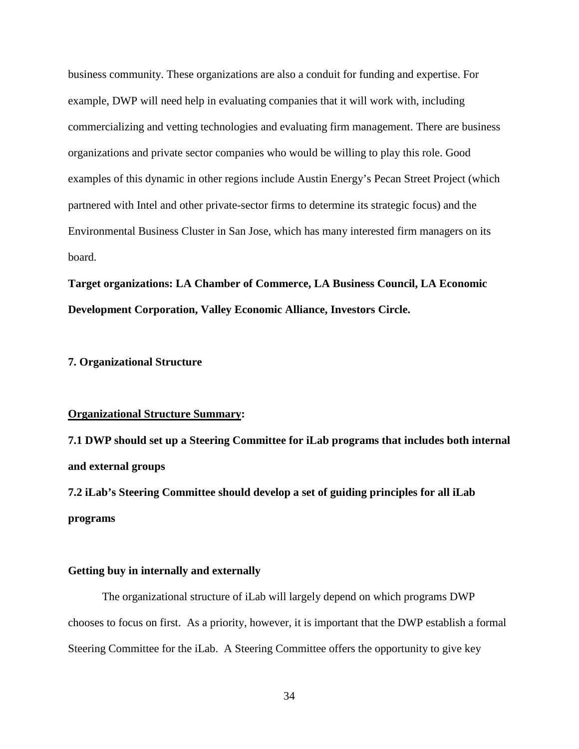business community. These organizations are also a conduit for funding and expertise. For example, DWP will need help in evaluating companies that it will work with, including commercializing and vetting technologies and evaluating firm management. There are business organizations and private sector companies who would be willing to play this role. Good examples of this dynamic in other regions include Austin Energy's Pecan Street Project (which partnered with Intel and other private-sector firms to determine its strategic focus) and the Environmental Business Cluster in San Jose, which has many interested firm managers on its board.

**Target organizations: LA Chamber of Commerce, LA Business Council, LA Economic Development Corporation, Valley Economic Alliance, Investors Circle.**

## 7. Organizational Structure

**<u>Organizational Structure Summary</u>:**

**7.1 DWP should set up a Steering Committee for iLab programs that includes both internal and external groups**

**7.2 iLab's Steering Committee should develop a set of guiding principles for all iLab programs**

### Getting buy in internally and externally

The organizational structure of iLab will largely depend on which programs DWP chooses to focus on first. As a priority, however, it is important that the DWP establish a formal Steering Committee for the iLab. A Steering Committee offers the opportunity to give key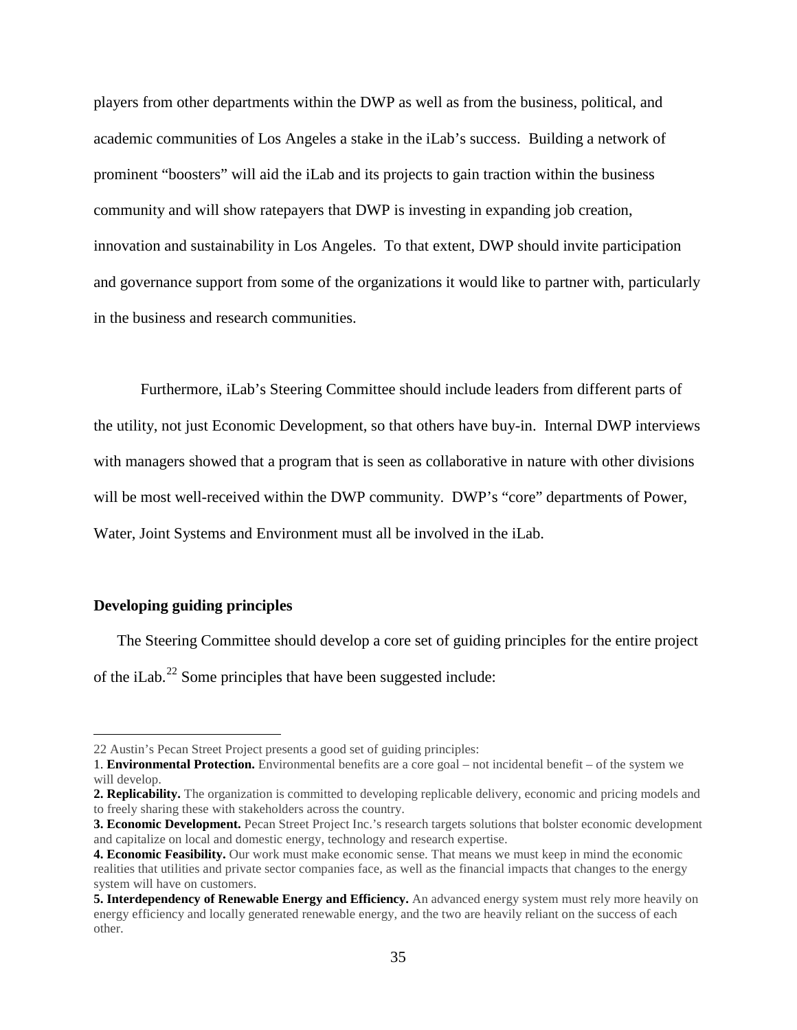players from other departments within the DWP as well as from the business, political, and academic communities of Los Angeles a stake in the iLab's success. Building a network of prominent "boosters" will aid the iLab and its projects to gain traction within the business community and will show ratepayers that DWP is investing in expanding job creation, innovation and sustainability in Los Angeles. To that extent, DWP should invite participation and governance support from some of the organizations it would like to partner with, particularly in the business and research communities.

Furthermore, iLab's Steering Committee should include leaders from different parts of the utility, not just Economic Development, so that others have buy-in. Internal DWP interviews with managers showed that a program that is seen as collaborative in nature with other divisions will be most well-received within the DWP community. DWP's "core" departments of Power, Water, Joint Systems and Environment must all be involved in the iLab.

### Developing guiding principles

The Steering Committee should develop a core set of guiding principles for the entire project of the iLab.[22] Some principles that have been suggested include:

---

22 Austin's Pecan Street Project presents a good set of guiding principles:

1. **Environmental Protection.** Environmental benefits are a core goal – not incidental benefit – of the system we will develop.
2. **Replicability.** The organization is committed to developing replicable delivery, economic and pricing models and to freely sharing these with stakeholders across the country.
3. **Economic Development.** Pecan Street Project Inc.'s research targets solutions that bolster economic development and capitalize on local and domestic energy, technology and research expertise.
4. **Economic Feasibility.** Our work must make economic sense. That means we must keep in mind the economic realities that utilities and private sector companies face, as well as the financial impacts that changes to the energy system will have on customers.
5. **Interdependency of Renewable Energy and Efficiency.** An advanced energy system must rely more heavily on energy efficiency and locally generated renewable energy, and the two are heavily reliant on the success of each other.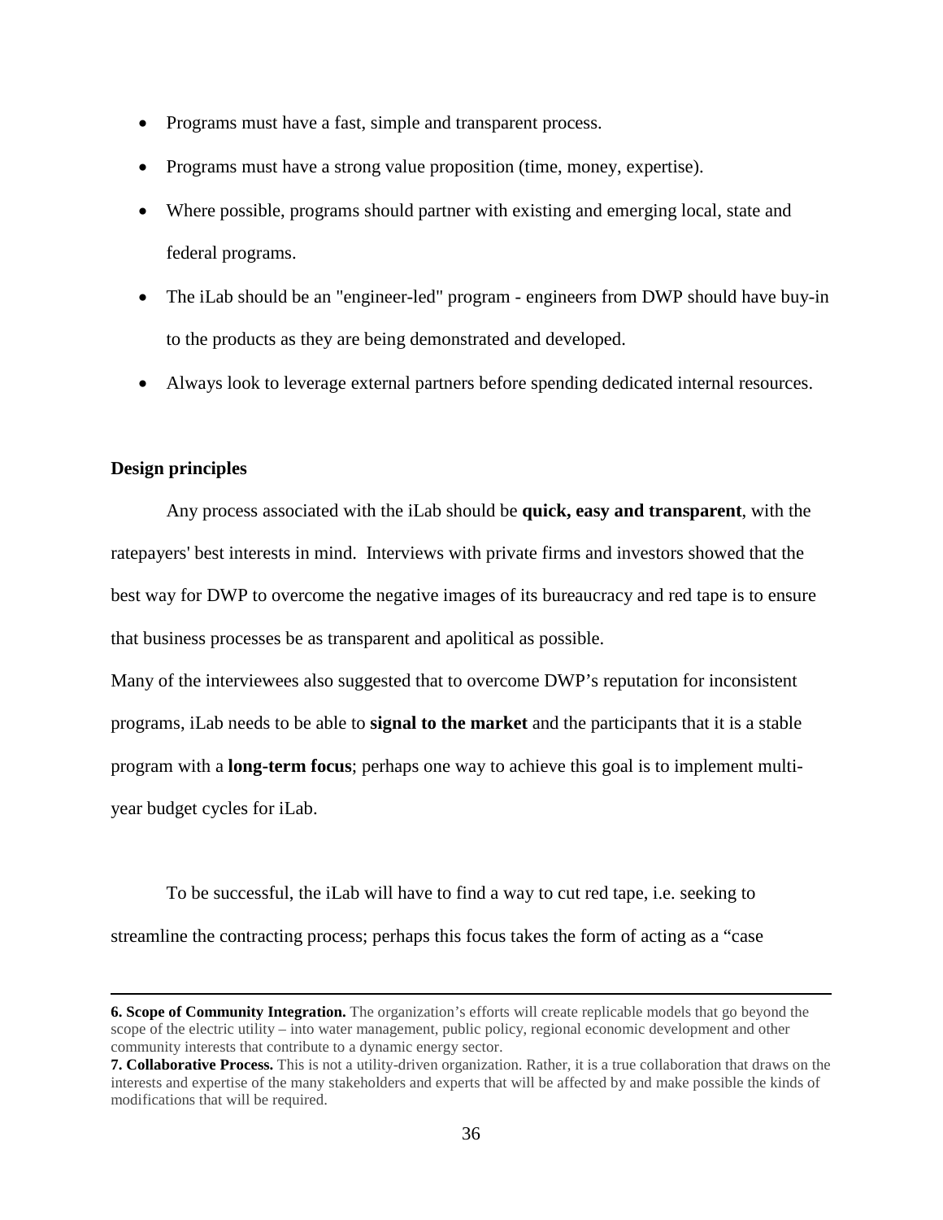- Programs must have a fast, simple and transparent process.
- Programs must have a strong value proposition (time, money, expertise).
- Where possible, programs should partner with existing and emerging local, state and federal programs.
- The iLab should be an "engineer-led" program - engineers from DWP should have buy-in to the products as they are being demonstrated and developed.
- Always look to leverage external partners before spending dedicated internal resources.

**Design principles**

Any process associated with the iLab should be **quick, easy and transparent**, with the ratepayers' best interests in mind. Interviews with private firms and investors showed that the best way for DWP to overcome the negative images of its bureaucracy and red tape is to ensure that business processes be as transparent and apolitical as possible.

Many of the interviewees also suggested that to overcome DWP's reputation for inconsistent programs, iLab needs to be able to **signal to the market** and the participants that it is a stable program with a **long-term focus**; perhaps one way to achieve this goal is to implement multi-year budget cycles for iLab.

To be successful, the iLab will have to find a way to cut red tape, i.e. seeking to streamline the contracting process; perhaps this focus takes the form of acting as a "case

---

**6. Scope of Community Integration.** The organization's efforts will create replicable models that go beyond the scope of the electric utility – into water management, public policy, regional economic development and other community interests that contribute to a dynamic energy sector.

**7. Collaborative Process.** This is not a utility-driven organization. Rather, it is a true collaboration that draws on the interests and expertise of the many stakeholders and experts that will be affected by and make possible the kinds of modifications that will be required.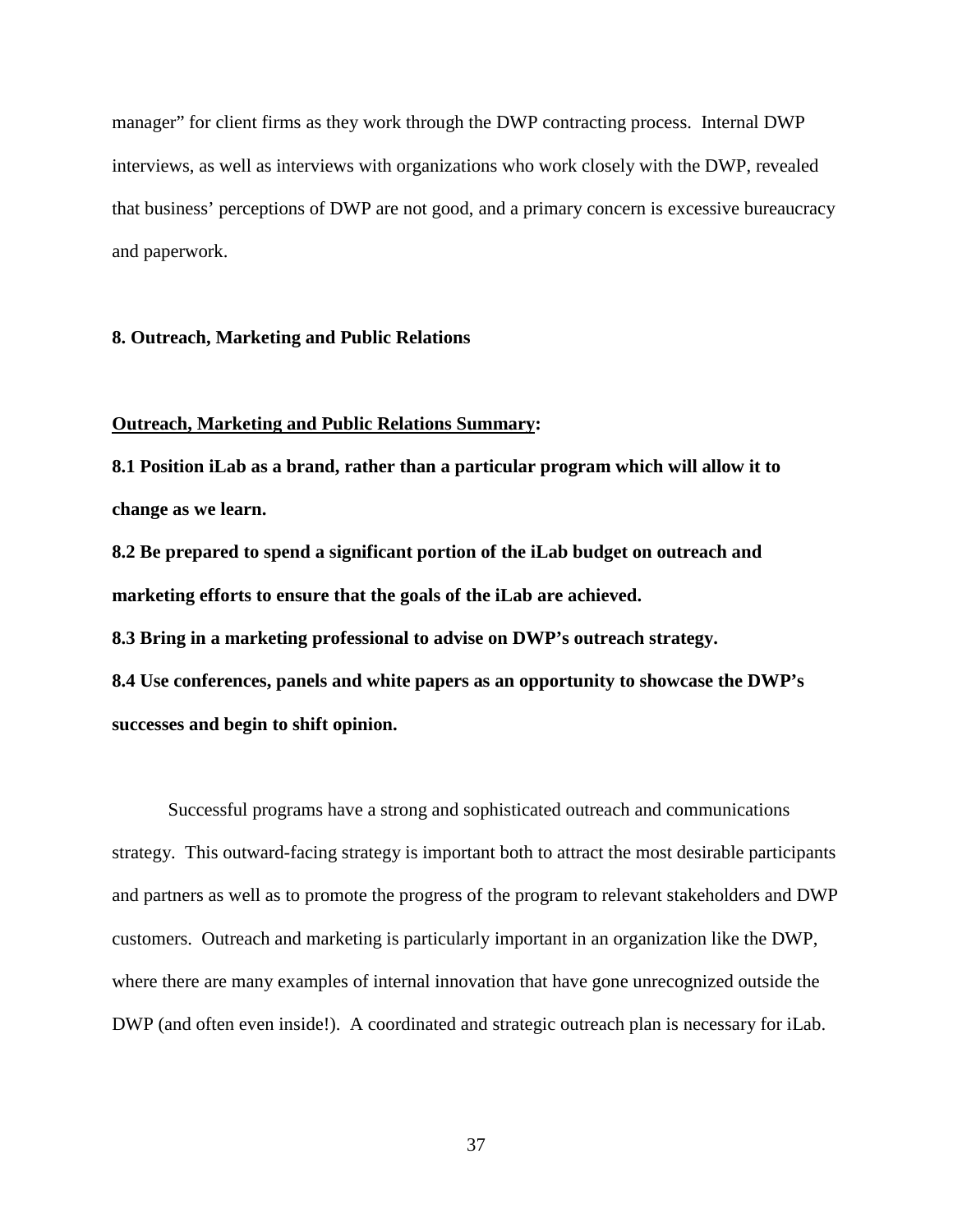manager" for client firms as they work through the DWP contracting process. Internal DWP interviews, as well as interviews with organizations who work closely with the DWP, revealed that business' perceptions of DWP are not good, and a primary concern is excessive bureaucracy and paperwork.

## 8. Outreach, Marketing and Public Relations

**<u>Outreach, Marketing and Public Relations Summary</u>:**

**8.1 Position iLab as a brand, rather than a particular program which will allow it to change as we learn.**

**8.2 Be prepared to spend a significant portion of the iLab budget on outreach and marketing efforts to ensure that the goals of the iLab are achieved.**

**8.3 Bring in a marketing professional to advise on DWP's outreach strategy.**

**8.4 Use conferences, panels and white papers as an opportunity to showcase the DWP's successes and begin to shift opinion.**

Successful programs have a strong and sophisticated outreach and communications strategy. This outward-facing strategy is important both to attract the most desirable participants and partners as well as to promote the progress of the program to relevant stakeholders and DWP customers. Outreach and marketing is particularly important in an organization like the DWP, where there are many examples of internal innovation that have gone unrecognized outside the DWP (and often even inside!). A coordinated and strategic outreach plan is necessary for iLab.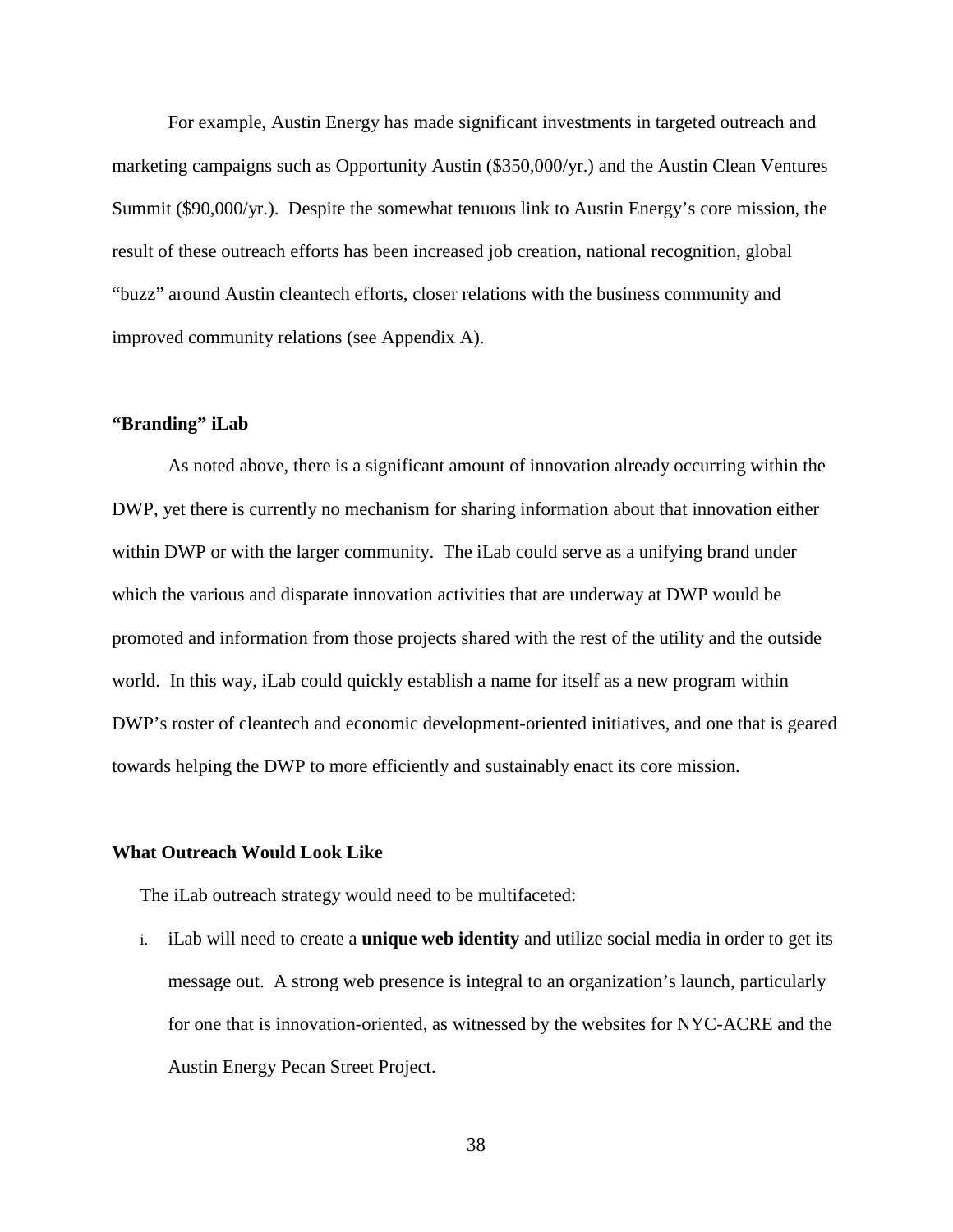For example, Austin Energy has made significant investments in targeted outreach and marketing campaigns such as Opportunity Austin ($350,000/yr.) and the Austin Clean Ventures Summit ($90,000/yr.). Despite the somewhat tenuous link to Austin Energy's core mission, the result of these outreach efforts has been increased job creation, national recognition, global "buzz" around Austin cleantech efforts, closer relations with the business community and improved community relations (see Appendix A).

### "Branding" iLab

As noted above, there is a significant amount of innovation already occurring within the DWP, yet there is currently no mechanism for sharing information about that innovation either within DWP or with the larger community. The iLab could serve as a unifying brand under which the various and disparate innovation activities that are underway at DWP would be promoted and information from those projects shared with the rest of the utility and the outside world. In this way, iLab could quickly establish a name for itself as a new program within DWP's roster of cleantech and economic development-oriented initiatives, and one that is geared towards helping the DWP to more efficiently and sustainably enact its core mission.

### What Outreach Would Look Like

The iLab outreach strategy would need to be multifaceted:

i. iLab will need to create a **unique web identity** and utilize social media in order to get its message out. A strong web presence is integral to an organization's launch, particularly for one that is innovation-oriented, as witnessed by the websites for NYC-ACRE and the Austin Energy Pecan Street Project.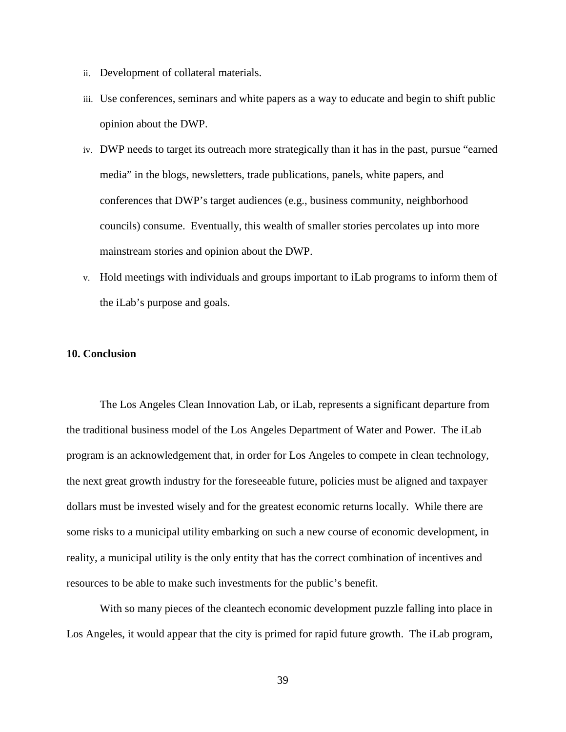ii. Development of collateral materials.

iii. Use conferences, seminars and white papers as a way to educate and begin to shift public opinion about the DWP.

iv. DWP needs to target its outreach more strategically than it has in the past, pursue "earned media" in the blogs, newsletters, trade publications, panels, white papers, and conferences that DWP's target audiences (e.g., business community, neighborhood councils) consume. Eventually, this wealth of smaller stories percolates up into more mainstream stories and opinion about the DWP.

v. Hold meetings with individuals and groups important to iLab programs to inform them of the iLab's purpose and goals.

## 10. Conclusion

The Los Angeles Clean Innovation Lab, or iLab, represents a significant departure from the traditional business model of the Los Angeles Department of Water and Power. The iLab program is an acknowledgement that, in order for Los Angeles to compete in clean technology, the next great growth industry for the foreseeable future, policies must be aligned and taxpayer dollars must be invested wisely and for the greatest economic returns locally. While there are some risks to a municipal utility embarking on such a new course of economic development, in reality, a municipal utility is the only entity that has the correct combination of incentives and resources to be able to make such investments for the public's benefit.

With so many pieces of the cleantech economic development puzzle falling into place in Los Angeles, it would appear that the city is primed for rapid future growth. The iLab program,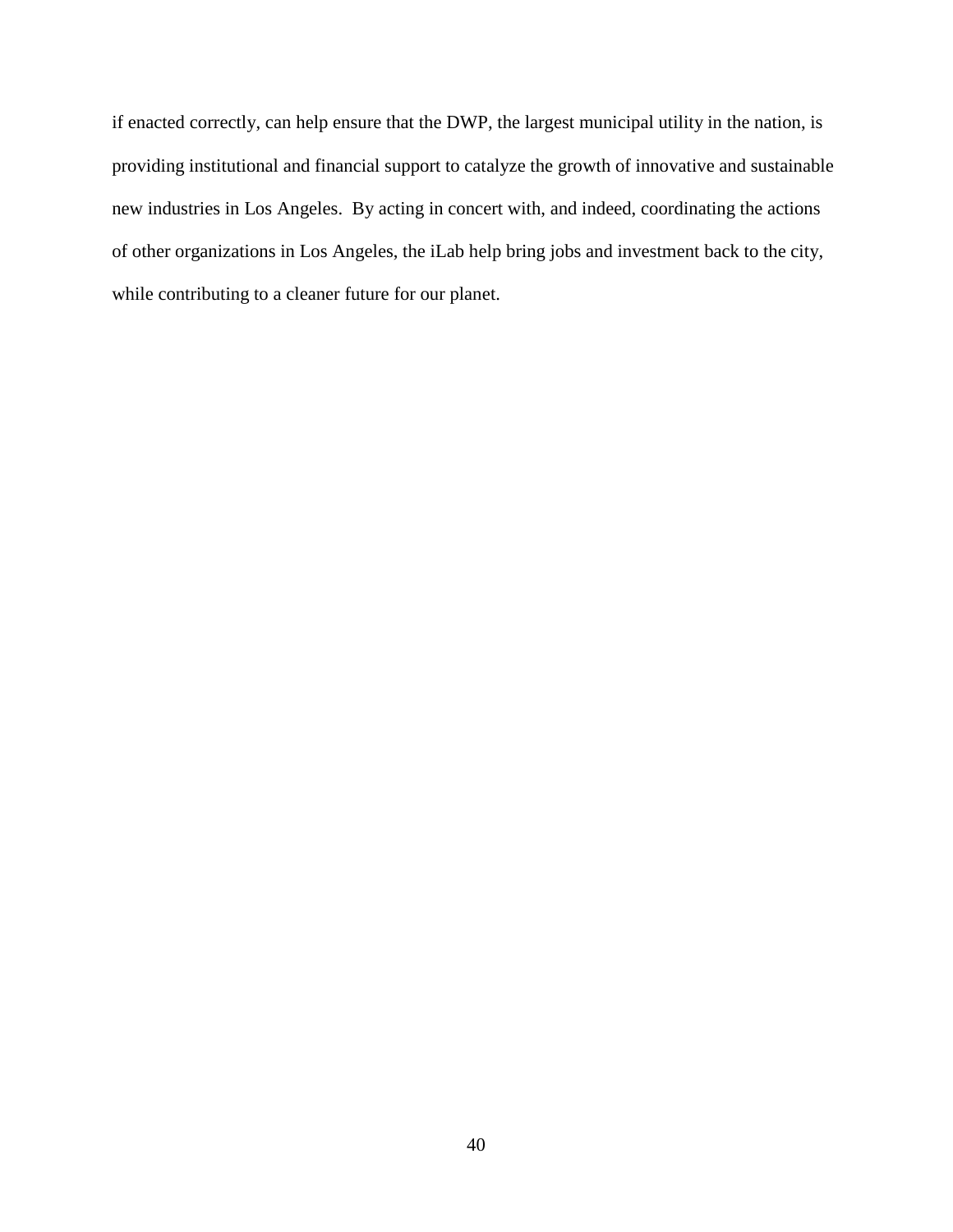if enacted correctly, can help ensure that the DWP, the largest municipal utility in the nation, is providing institutional and financial support to catalyze the growth of innovative and sustainable new industries in Los Angeles. By acting in concert with, and indeed, coordinating the actions of other organizations in Los Angeles, the iLab help bring jobs and investment back to the city, while contributing to a cleaner future for our planet.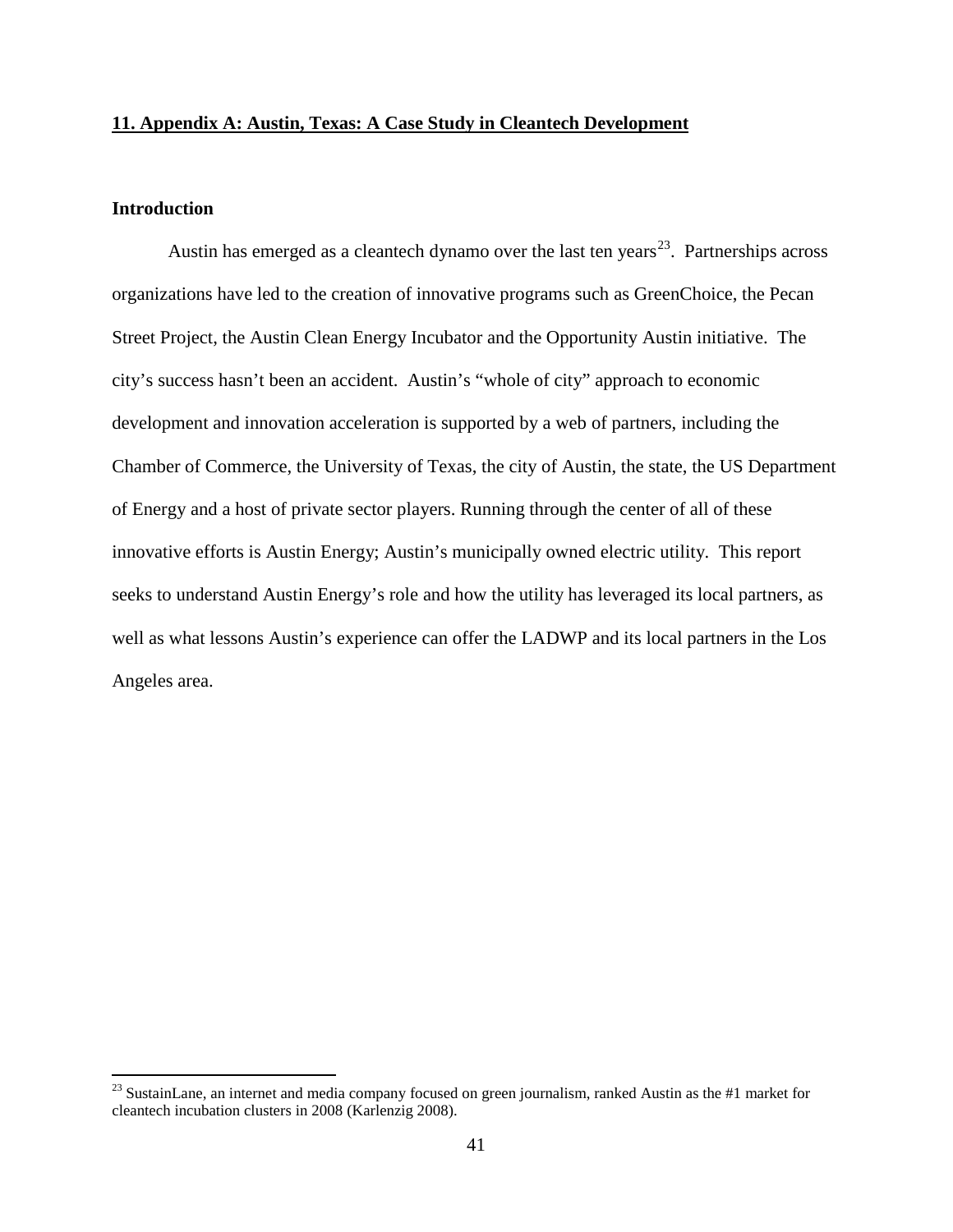## 11. Appendix A: Austin, Texas: A Case Study in Cleantech Development

### Introduction

Austin has emerged as a cleantech dynamo over the last ten years[23]. Partnerships across organizations have led to the creation of innovative programs such as GreenChoice, the Pecan Street Project, the Austin Clean Energy Incubator and the Opportunity Austin initiative. The city's success hasn't been an accident. Austin's "whole of city" approach to economic development and innovation acceleration is supported by a web of partners, including the Chamber of Commerce, the University of Texas, the city of Austin, the state, the US Department of Energy and a host of private sector players. Running through the center of all of these innovative efforts is Austin Energy; Austin's municipally owned electric utility. This report seeks to understand Austin Energy's role and how the utility has leveraged its local partners, as well as what lessons Austin's experience can offer the LADWP and its local partners in the Los Angeles area.

[23] SustainLane, an internet and media company focused on green journalism, ranked Austin as the #1 market for cleantech incubation clusters in 2008 (Karlenzig 2008).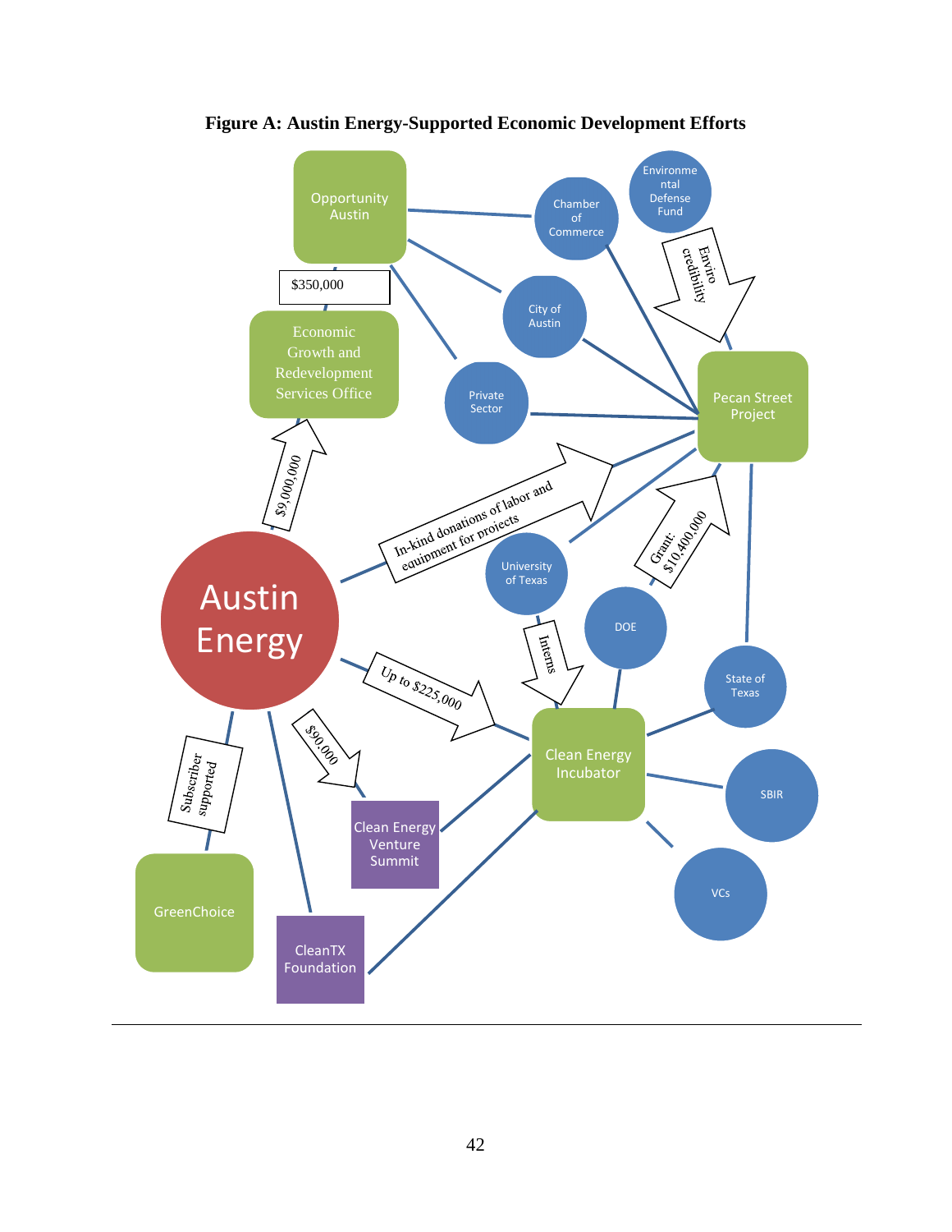**Figure A: Austin Energy-Supported Economic Development Efforts**

Opportunity Austin

Chamber of Commerce

Environmental Defense Fund

$350,000

City of Austin

Enviro credibility

Economic Growth and Redevelopment Services Office

Private Sector

Pecan Street Project

$9,000,000

In-kind donations of labor and equipment for projects

University of Texas

Grant: $10,400,000

Austin Energy

DOE

Interns

State of Texas

Up to $225,000

$90,000

Clean Energy Incubator

Subscriber supported

SBIR

Clean Energy Venture Summit

VCs

GreenChoice

CleanTX Foundation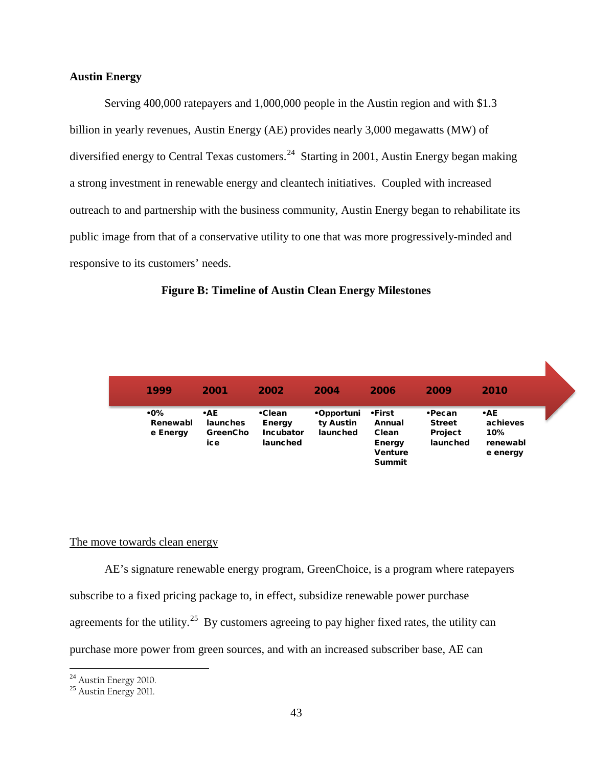**Austin Energy**

Serving 400,000 ratepayers and 1,000,000 people in the Austin region and with $1.3 billion in yearly revenues, Austin Energy (AE) provides nearly 3,000 megawatts (MW) of diversified energy to Central Texas customers.[24] Starting in 2001, Austin Energy began making a strong investment in renewable energy and cleantech initiatives. Coupled with increased outreach to and partnership with the business community, Austin Energy began to rehabilitate its public image from that of a conservative utility to one that was more progressively-minded and responsive to its customers' needs.

**Figure B: Timeline of Austin Clean Energy Milestones**

| 1999 | 2001 | 2002 | 2004 | 2006 | 2009 | 2010 |
|---|---|---|---|---|---|---|
| •0% Renewable Energy | •AE launches GreenChoice | •Clean Energy Incubator launched | •Opportunity Austin launched | •First Annual Clean Energy Venture Summit | •Pecan Street Project launched | •AE achieves 10% renewable energy |

<u>The move towards clean energy</u>

AE's signature renewable energy program, GreenChoice, is a program where ratepayers subscribe to a fixed pricing package to, in effect, subsidize renewable power purchase agreements for the utility.[25] By customers agreeing to pay higher fixed rates, the utility can purchase more power from green sources, and with an increased subscriber base, AE can

[24] Austin Energy 2010.
[25] Austin Energy 2011.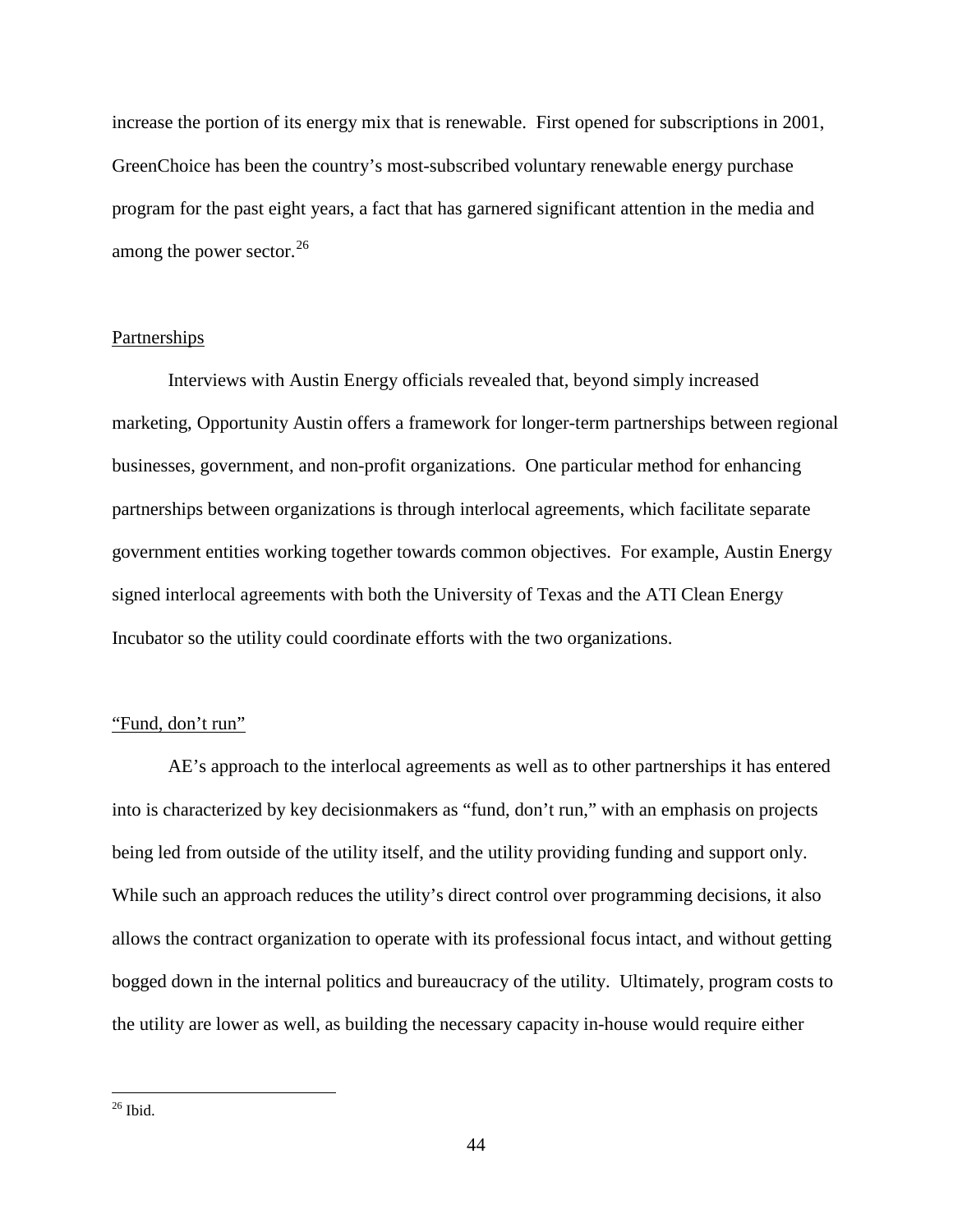increase the portion of its energy mix that is renewable. First opened for subscriptions in 2001, GreenChoice has been the country's most-subscribed voluntary renewable energy purchase program for the past eight years, a fact that has garnered significant attention in the media and among the power sector.[26]

<u>Partnerships</u>

Interviews with Austin Energy officials revealed that, beyond simply increased marketing, Opportunity Austin offers a framework for longer-term partnerships between regional businesses, government, and non-profit organizations. One particular method for enhancing partnerships between organizations is through interlocal agreements, which facilitate separate government entities working together towards common objectives. For example, Austin Energy signed interlocal agreements with both the University of Texas and the ATI Clean Energy Incubator so the utility could coordinate efforts with the two organizations.

<u>"Fund, don't run"</u>

AE's approach to the interlocal agreements as well as to other partnerships it has entered into is characterized by key decisionmakers as "fund, don't run," with an emphasis on projects being led from outside of the utility itself, and the utility providing funding and support only. While such an approach reduces the utility's direct control over programming decisions, it also allows the contract organization to operate with its professional focus intact, and without getting bogged down in the internal politics and bureaucracy of the utility. Ultimately, program costs to the utility are lower as well, as building the necessary capacity in-house would require either

[26] Ibid.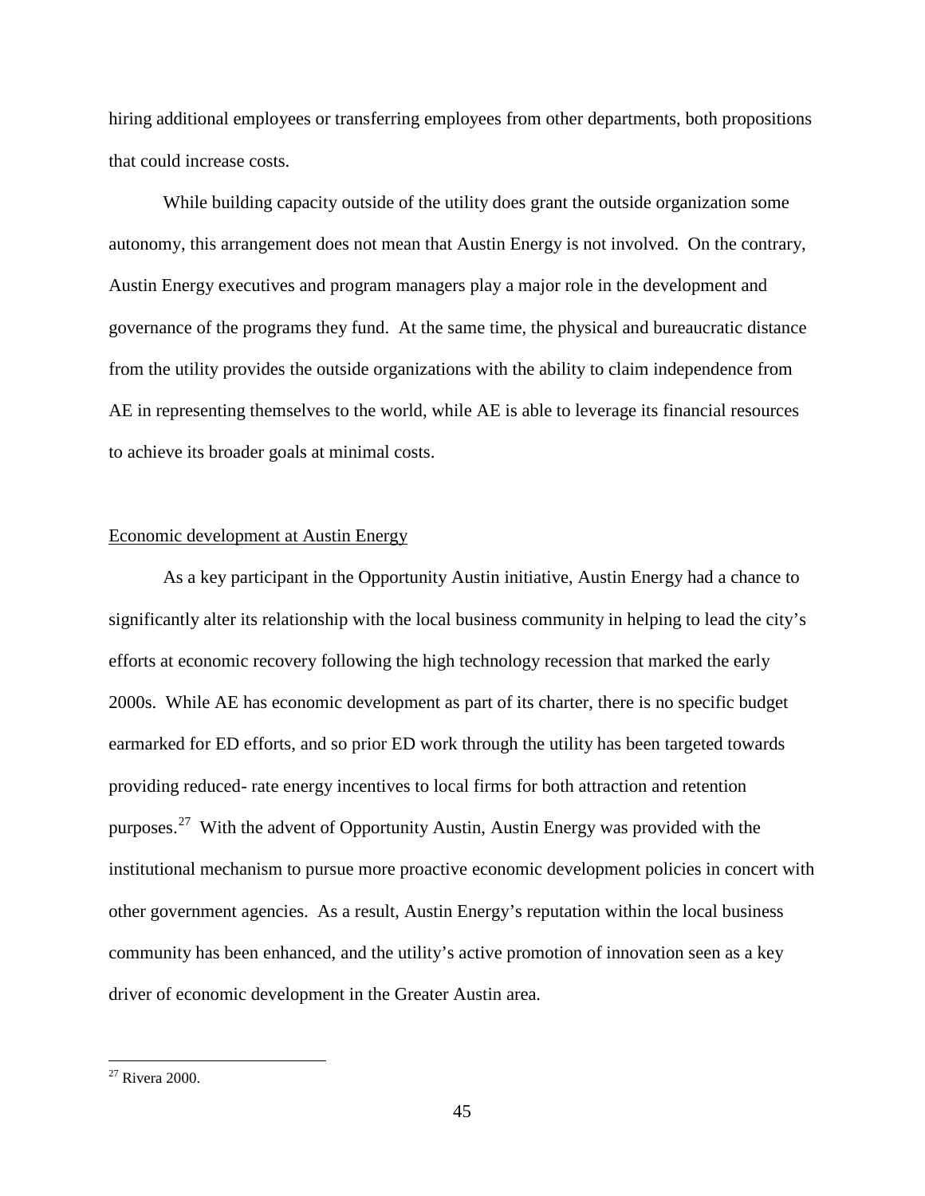hiring additional employees or transferring employees from other departments, both propositions that could increase costs.

While building capacity outside of the utility does grant the outside organization some autonomy, this arrangement does not mean that Austin Energy is not involved. On the contrary, Austin Energy executives and program managers play a major role in the development and governance of the programs they fund. At the same time, the physical and bureaucratic distance from the utility provides the outside organizations with the ability to claim independence from AE in representing themselves to the world, while AE is able to leverage its financial resources to achieve its broader goals at minimal costs.

<u>Economic development at Austin Energy</u>

As a key participant in the Opportunity Austin initiative, Austin Energy had a chance to significantly alter its relationship with the local business community in helping to lead the city's efforts at economic recovery following the high technology recession that marked the early 2000s. While AE has economic development as part of its charter, there is no specific budget earmarked for ED efforts, and so prior ED work through the utility has been targeted towards providing reduced- rate energy incentives to local firms for both attraction and retention purposes.[27] With the advent of Opportunity Austin, Austin Energy was provided with the institutional mechanism to pursue more proactive economic development policies in concert with other government agencies. As a result, Austin Energy's reputation within the local business community has been enhanced, and the utility's active promotion of innovation seen as a key driver of economic development in the Greater Austin area.

---

[27] Rivera 2000.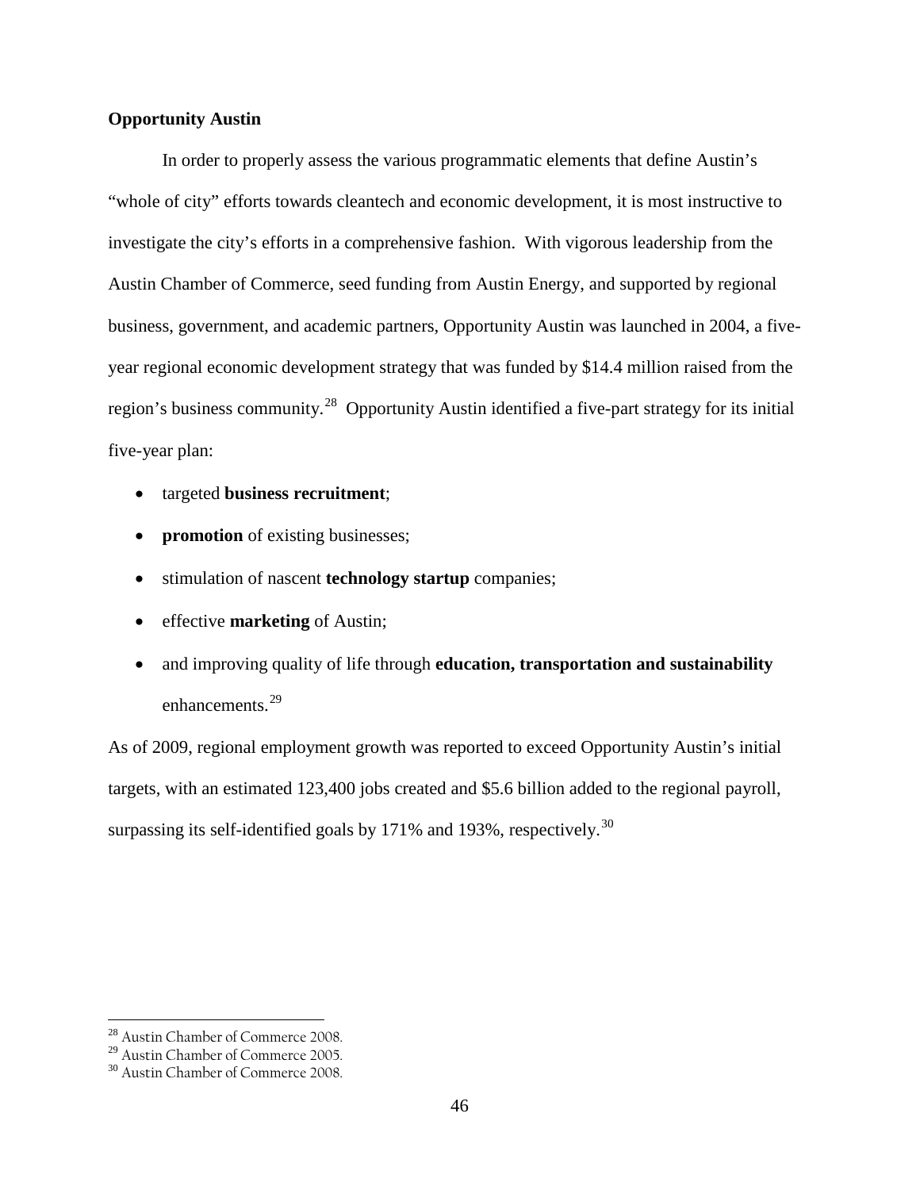**Opportunity Austin**

In order to properly assess the various programmatic elements that define Austin's "whole of city" efforts towards cleantech and economic development, it is most instructive to investigate the city's efforts in a comprehensive fashion. With vigorous leadership from the Austin Chamber of Commerce, seed funding from Austin Energy, and supported by regional business, government, and academic partners, Opportunity Austin was launched in 2004, a five-year regional economic development strategy that was funded by $14.4 million raised from the region's business community.[28] Opportunity Austin identified a five-part strategy for its initial five-year plan:

- targeted **business recruitment**;
- **promotion** of existing businesses;
- stimulation of nascent **technology startup** companies;
- effective **marketing** of Austin;
- and improving quality of life through **education, transportation and sustainability** enhancements.[29]

As of 2009, regional employment growth was reported to exceed Opportunity Austin's initial targets, with an estimated 123,400 jobs created and $5.6 billion added to the regional payroll, surpassing its self-identified goals by 171% and 193%, respectively.[30]

[28] Austin Chamber of Commerce 2008.
[29] Austin Chamber of Commerce 2005.
[30] Austin Chamber of Commerce 2008.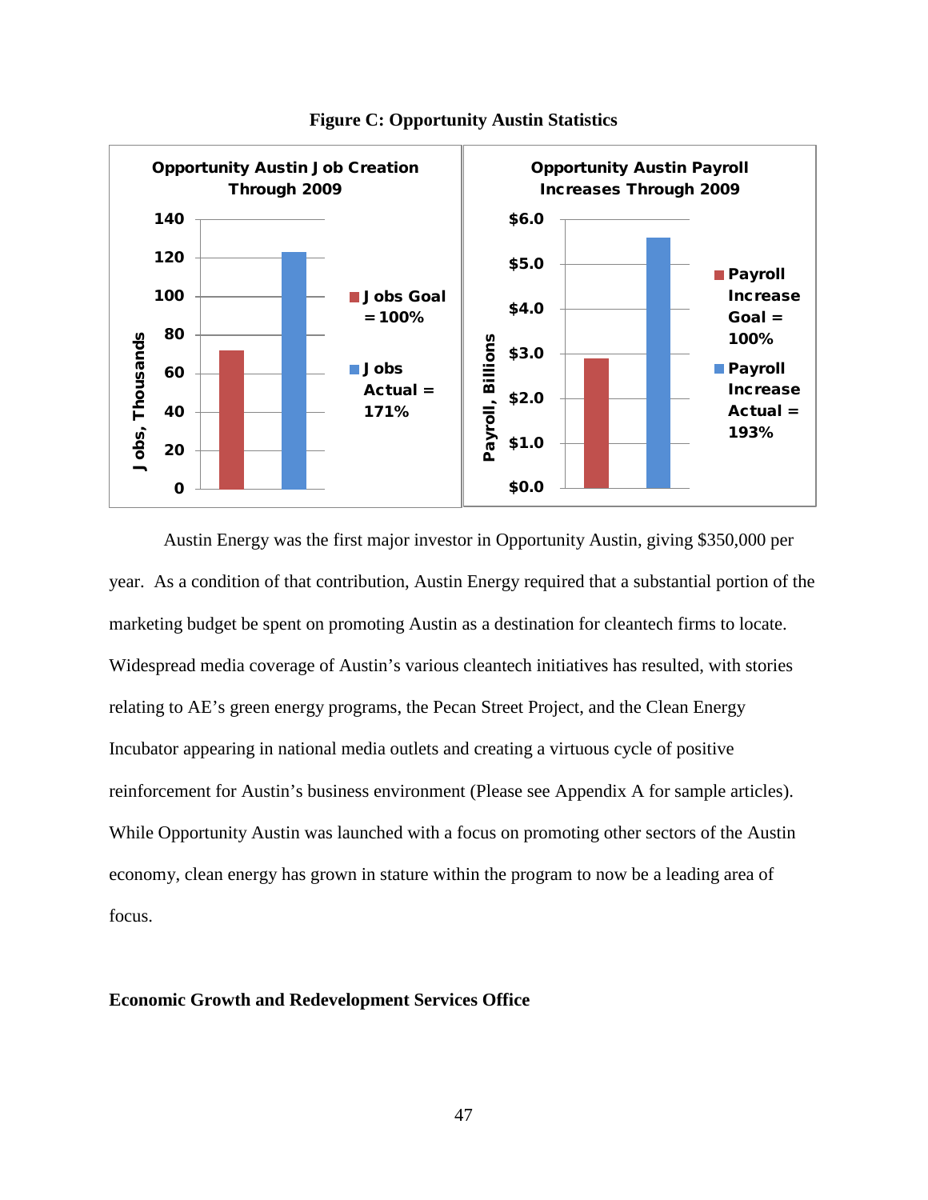**Figure C: Opportunity Austin Statistics**

Opportunity Austin Job Creation Through 2009

- Jobs Goal = 100%
- Jobs Actual = 171%

Opportunity Austin Payroll Increases Through 2009

- Payroll Increase Goal = 100%
- Payroll Increase Actual = 193%

Austin Energy was the first major investor in Opportunity Austin, giving $350,000 per year. As a condition of that contribution, Austin Energy required that a substantial portion of the marketing budget be spent on promoting Austin as a destination for cleantech firms to locate. Widespread media coverage of Austin's various cleantech initiatives has resulted, with stories relating to AE's green energy programs, the Pecan Street Project, and the Clean Energy Incubator appearing in national media outlets and creating a virtuous cycle of positive reinforcement for Austin's business environment (Please see Appendix A for sample articles). While Opportunity Austin was launched with a focus on promoting other sectors of the Austin economy, clean energy has grown in stature within the program to now be a leading area of focus.

**Economic Growth and Redevelopment Services Office**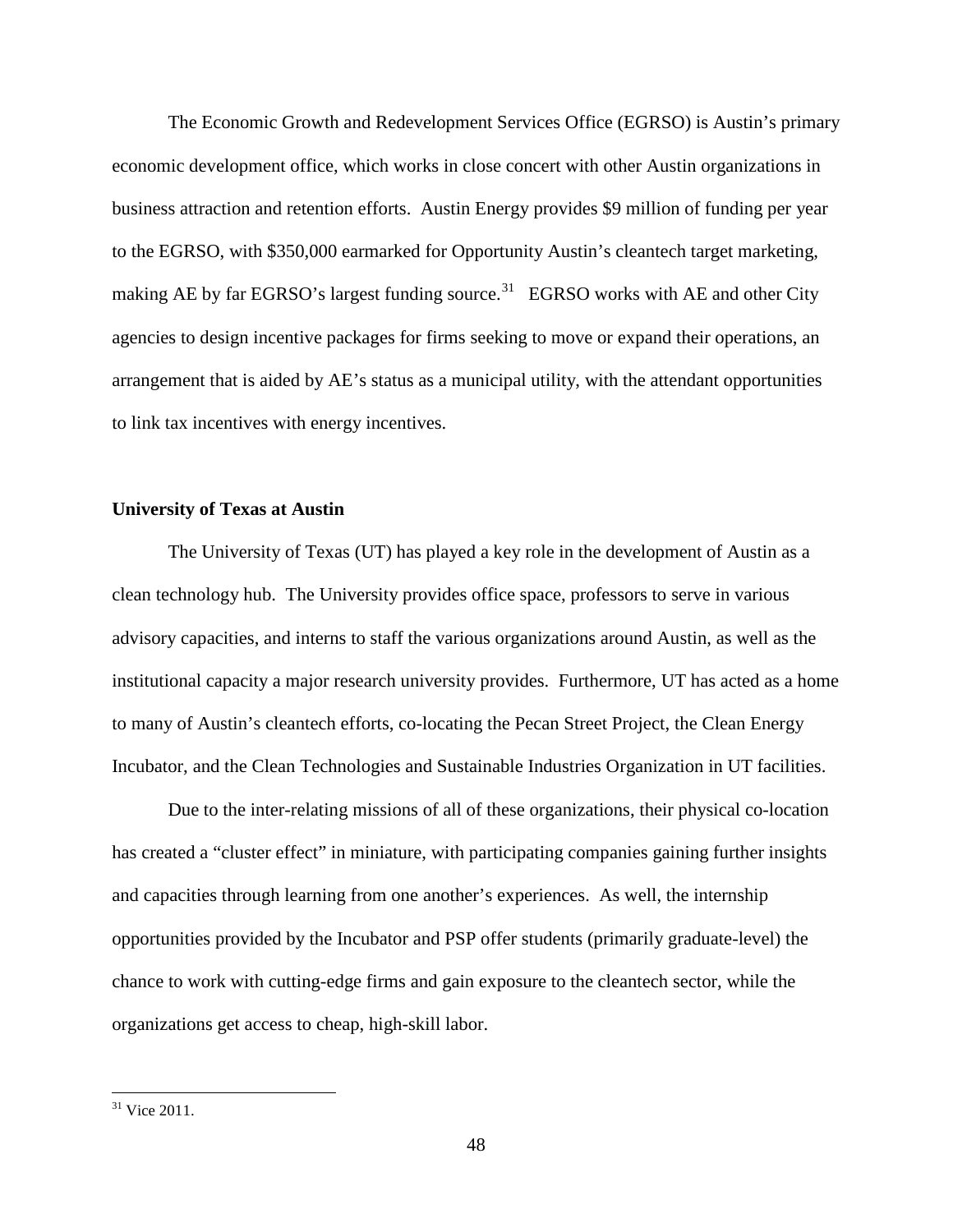The Economic Growth and Redevelopment Services Office (EGRSO) is Austin's primary economic development office, which works in close concert with other Austin organizations in business attraction and retention efforts. Austin Energy provides $9 million of funding per year to the EGRSO, with $350,000 earmarked for Opportunity Austin's cleantech target marketing, making AE by far EGRSO's largest funding source.[31] EGRSO works with AE and other City agencies to design incentive packages for firms seeking to move or expand their operations, an arrangement that is aided by AE's status as a municipal utility, with the attendant opportunities to link tax incentives with energy incentives.

**University of Texas at Austin**

The University of Texas (UT) has played a key role in the development of Austin as a clean technology hub. The University provides office space, professors to serve in various advisory capacities, and interns to staff the various organizations around Austin, as well as the institutional capacity a major research university provides. Furthermore, UT has acted as a home to many of Austin's cleantech efforts, co-locating the Pecan Street Project, the Clean Energy Incubator, and the Clean Technologies and Sustainable Industries Organization in UT facilities.

Due to the inter-relating missions of all of these organizations, their physical co-location has created a "cluster effect" in miniature, with participating companies gaining further insights and capacities through learning from one another's experiences. As well, the internship opportunities provided by the Incubator and PSP offer students (primarily graduate-level) the chance to work with cutting-edge firms and gain exposure to the cleantech sector, while the organizations get access to cheap, high-skill labor.

[31] Vice 2011.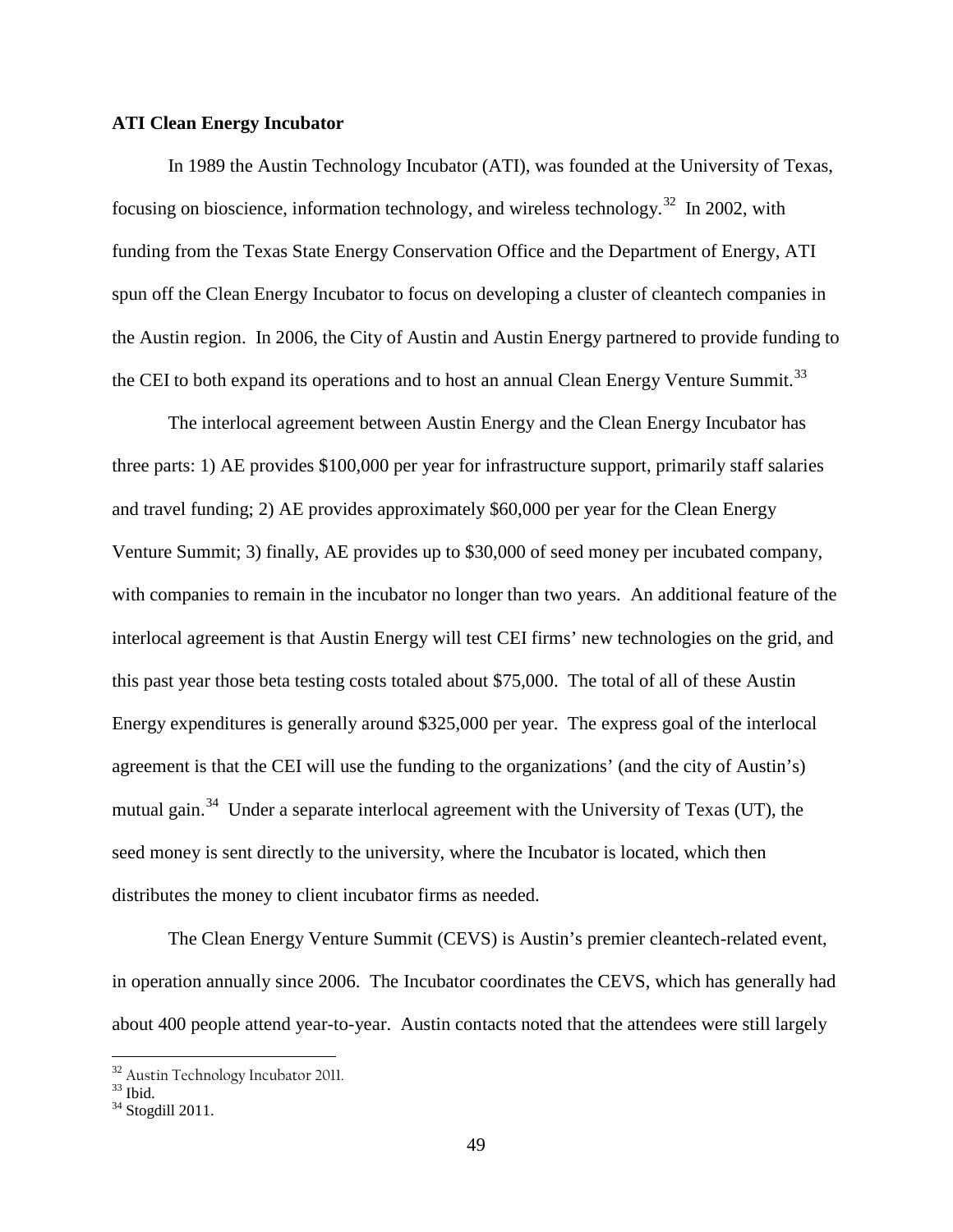**ATI Clean Energy Incubator**

In 1989 the Austin Technology Incubator (ATI), was founded at the University of Texas, focusing on bioscience, information technology, and wireless technology.[32] In 2002, with funding from the Texas State Energy Conservation Office and the Department of Energy, ATI spun off the Clean Energy Incubator to focus on developing a cluster of cleantech companies in the Austin region. In 2006, the City of Austin and Austin Energy partnered to provide funding to the CEI to both expand its operations and to host an annual Clean Energy Venture Summit.[33]

The interlocal agreement between Austin Energy and the Clean Energy Incubator has three parts: 1) AE provides $100,000 per year for infrastructure support, primarily staff salaries and travel funding; 2) AE provides approximately $60,000 per year for the Clean Energy Venture Summit; 3) finally, AE provides up to $30,000 of seed money per incubated company, with companies to remain in the incubator no longer than two years. An additional feature of the interlocal agreement is that Austin Energy will test CEI firms' new technologies on the grid, and this past year those beta testing costs totaled about $75,000. The total of all of these Austin Energy expenditures is generally around $325,000 per year. The express goal of the interlocal agreement is that the CEI will use the funding to the organizations' (and the city of Austin's) mutual gain.[34] Under a separate interlocal agreement with the University of Texas (UT), the seed money is sent directly to the university, where the Incubator is located, which then distributes the money to client incubator firms as needed.

The Clean Energy Venture Summit (CEVS) is Austin's premier cleantech-related event, in operation annually since 2006. The Incubator coordinates the CEVS, which has generally had about 400 people attend year-to-year. Austin contacts noted that the attendees were still largely

[32] Austin Technology Incubator 2011.
[33] Ibid.
[34] Stogdill 2011.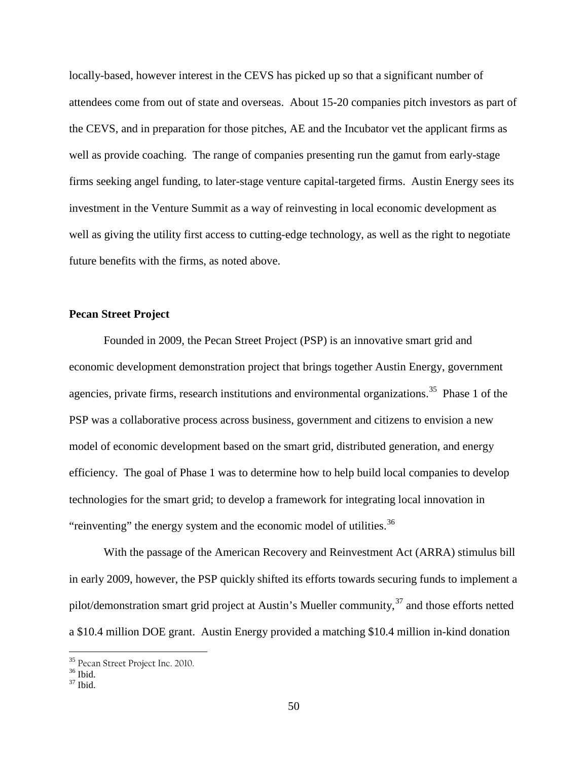locally-based, however interest in the CEVS has picked up so that a significant number of attendees come from out of state and overseas. About 15-20 companies pitch investors as part of the CEVS, and in preparation for those pitches, AE and the Incubator vet the applicant firms as well as provide coaching. The range of companies presenting run the gamut from early-stage firms seeking angel funding, to later-stage venture capital-targeted firms. Austin Energy sees its investment in the Venture Summit as a way of reinvesting in local economic development as well as giving the utility first access to cutting-edge technology, as well as the right to negotiate future benefits with the firms, as noted above.

**Pecan Street Project**

Founded in 2009, the Pecan Street Project (PSP) is an innovative smart grid and economic development demonstration project that brings together Austin Energy, government agencies, private firms, research institutions and environmental organizations.[35] Phase 1 of the PSP was a collaborative process across business, government and citizens to envision a new model of economic development based on the smart grid, distributed generation, and energy efficiency. The goal of Phase 1 was to determine how to help build local companies to develop technologies for the smart grid; to develop a framework for integrating local innovation in "reinventing" the energy system and the economic model of utilities.[36]

With the passage of the American Recovery and Reinvestment Act (ARRA) stimulus bill in early 2009, however, the PSP quickly shifted its efforts towards securing funds to implement a pilot/demonstration smart grid project at Austin's Mueller community,[37] and those efforts netted a $10.4 million DOE grant. Austin Energy provided a matching $10.4 million in-kind donation

---

[35] Pecan Street Project Inc. 2010.

[36] Ibid.

[37] Ibid.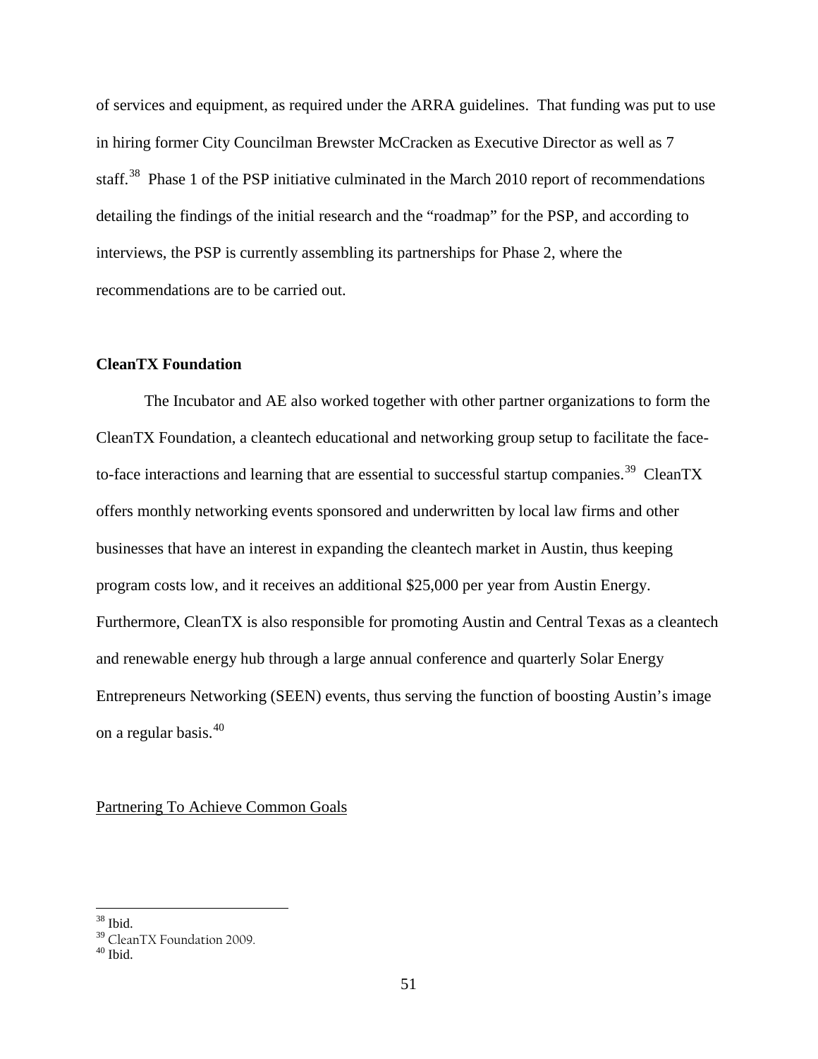of services and equipment, as required under the ARRA guidelines. That funding was put to use in hiring former City Councilman Brewster McCracken as Executive Director as well as 7 staff.[38] Phase 1 of the PSP initiative culminated in the March 2010 report of recommendations detailing the findings of the initial research and the "roadmap" for the PSP, and according to interviews, the PSP is currently assembling its partnerships for Phase 2, where the recommendations are to be carried out.

**CleanTX Foundation**

The Incubator and AE also worked together with other partner organizations to form the CleanTX Foundation, a cleantech educational and networking group setup to facilitate the face-to-face interactions and learning that are essential to successful startup companies.[39] CleanTX offers monthly networking events sponsored and underwritten by local law firms and other businesses that have an interest in expanding the cleantech market in Austin, thus keeping program costs low, and it receives an additional $25,000 per year from Austin Energy. Furthermore, CleanTX is also responsible for promoting Austin and Central Texas as a cleantech and renewable energy hub through a large annual conference and quarterly Solar Energy Entrepreneurs Networking (SEEN) events, thus serving the function of boosting Austin's image on a regular basis.[40]

Partnering To Achieve Common Goals

[38] Ibid.

[39] CleanTX Foundation 2009.

[40] Ibid.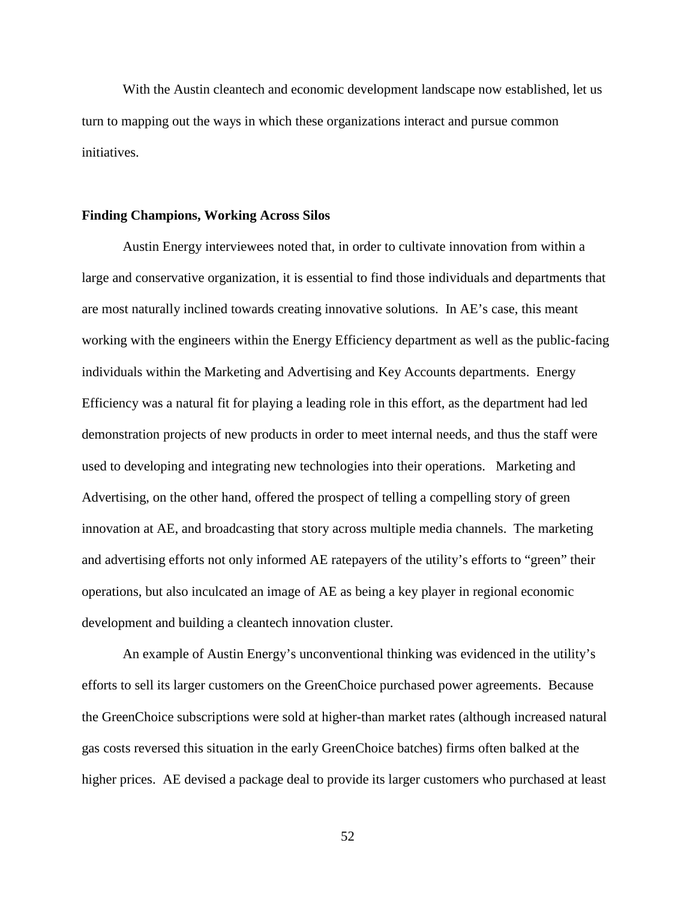With the Austin cleantech and economic development landscape now established, let us turn to mapping out the ways in which these organizations interact and pursue common initiatives.

### Finding Champions, Working Across Silos

Austin Energy interviewees noted that, in order to cultivate innovation from within a large and conservative organization, it is essential to find those individuals and departments that are most naturally inclined towards creating innovative solutions. In AE's case, this meant working with the engineers within the Energy Efficiency department as well as the public-facing individuals within the Marketing and Advertising and Key Accounts departments. Energy Efficiency was a natural fit for playing a leading role in this effort, as the department had led demonstration projects of new products in order to meet internal needs, and thus the staff were used to developing and integrating new technologies into their operations. Marketing and Advertising, on the other hand, offered the prospect of telling a compelling story of green innovation at AE, and broadcasting that story across multiple media channels. The marketing and advertising efforts not only informed AE ratepayers of the utility's efforts to "green" their operations, but also inculcated an image of AE as being a key player in regional economic development and building a cleantech innovation cluster.

An example of Austin Energy's unconventional thinking was evidenced in the utility's efforts to sell its larger customers on the GreenChoice purchased power agreements. Because the GreenChoice subscriptions were sold at higher-than market rates (although increased natural gas costs reversed this situation in the early GreenChoice batches) firms often balked at the higher prices. AE devised a package deal to provide its larger customers who purchased at least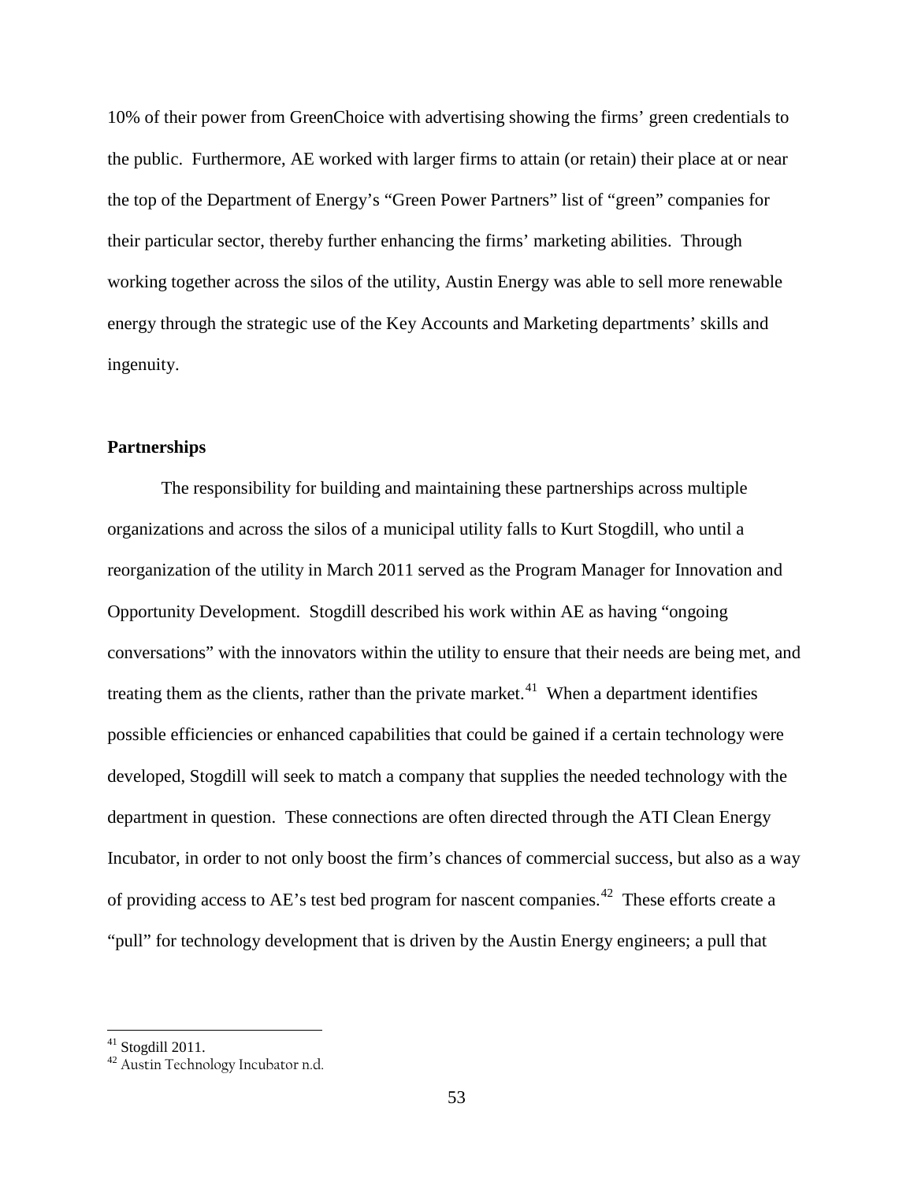10% of their power from GreenChoice with advertising showing the firms' green credentials to the public. Furthermore, AE worked with larger firms to attain (or retain) their place at or near the top of the Department of Energy's "Green Power Partners" list of "green" companies for their particular sector, thereby further enhancing the firms' marketing abilities. Through working together across the silos of the utility, Austin Energy was able to sell more renewable energy through the strategic use of the Key Accounts and Marketing departments' skills and ingenuity.

**Partnerships**

The responsibility for building and maintaining these partnerships across multiple organizations and across the silos of a municipal utility falls to Kurt Stogdill, who until a reorganization of the utility in March 2011 served as the Program Manager for Innovation and Opportunity Development. Stogdill described his work within AE as having "ongoing conversations" with the innovators within the utility to ensure that their needs are being met, and treating them as the clients, rather than the private market.[41] When a department identifies possible efficiencies or enhanced capabilities that could be gained if a certain technology were developed, Stogdill will seek to match a company that supplies the needed technology with the department in question. These connections are often directed through the ATI Clean Energy Incubator, in order to not only boost the firm's chances of commercial success, but also as a way of providing access to AE's test bed program for nascent companies.[42] These efforts create a "pull" for technology development that is driven by the Austin Energy engineers; a pull that

[41] Stogdill 2011.
[42] Austin Technology Incubator n.d.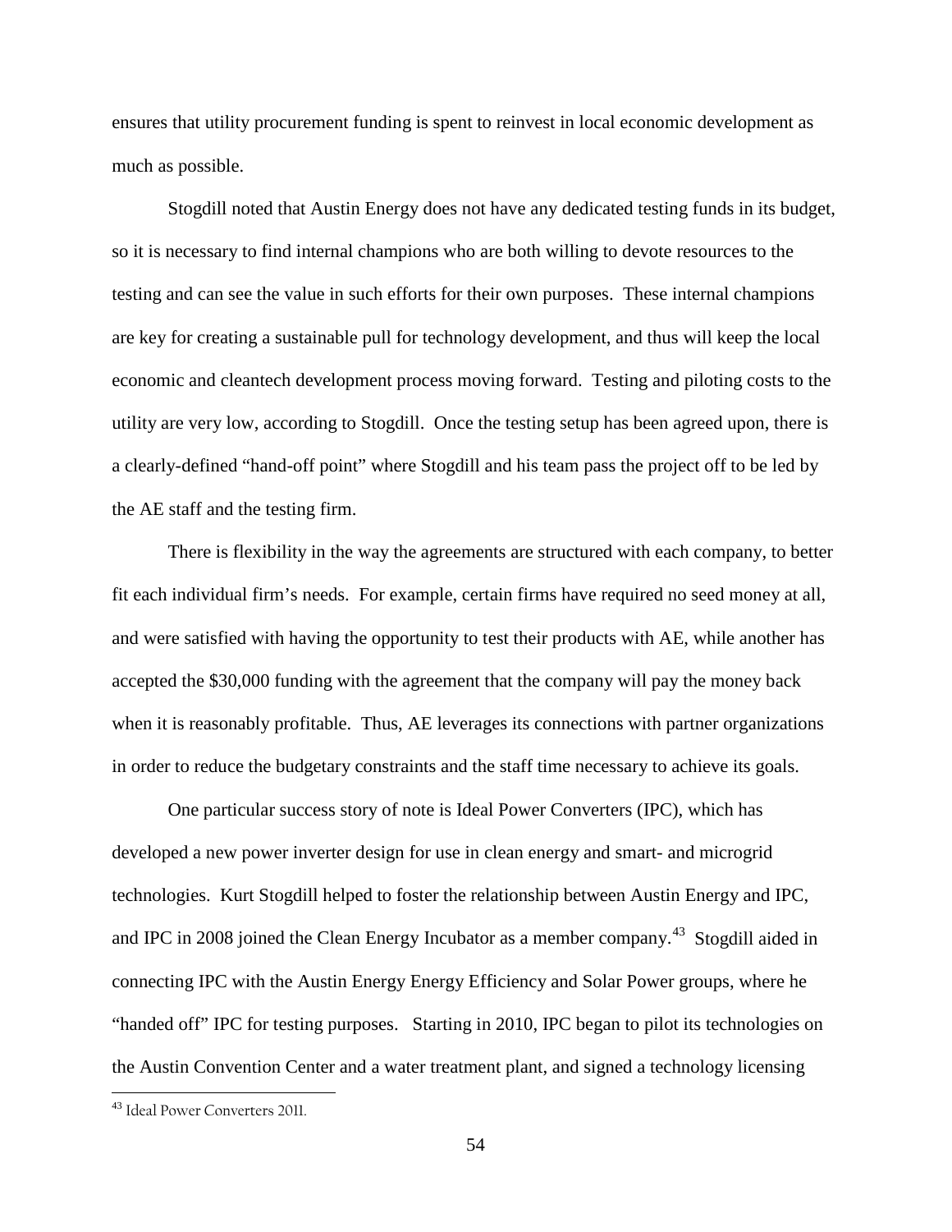ensures that utility procurement funding is spent to reinvest in local economic development as much as possible.

Stogdill noted that Austin Energy does not have any dedicated testing funds in its budget, so it is necessary to find internal champions who are both willing to devote resources to the testing and can see the value in such efforts for their own purposes. These internal champions are key for creating a sustainable pull for technology development, and thus will keep the local economic and cleantech development process moving forward. Testing and piloting costs to the utility are very low, according to Stogdill. Once the testing setup has been agreed upon, there is a clearly-defined "hand-off point" where Stogdill and his team pass the project off to be led by the AE staff and the testing firm.

There is flexibility in the way the agreements are structured with each company, to better fit each individual firm's needs. For example, certain firms have required no seed money at all, and were satisfied with having the opportunity to test their products with AE, while another has accepted the $30,000 funding with the agreement that the company will pay the money back when it is reasonably profitable. Thus, AE leverages its connections with partner organizations in order to reduce the budgetary constraints and the staff time necessary to achieve its goals.

One particular success story of note is Ideal Power Converters (IPC), which has developed a new power inverter design for use in clean energy and smart- and microgrid technologies. Kurt Stogdill helped to foster the relationship between Austin Energy and IPC, and IPC in 2008 joined the Clean Energy Incubator as a member company.[43] Stogdill aided in connecting IPC with the Austin Energy Energy Efficiency and Solar Power groups, where he "handed off" IPC for testing purposes. Starting in 2010, IPC began to pilot its technologies on the Austin Convention Center and a water treatment plant, and signed a technology licensing

[43] Ideal Power Converters 2011.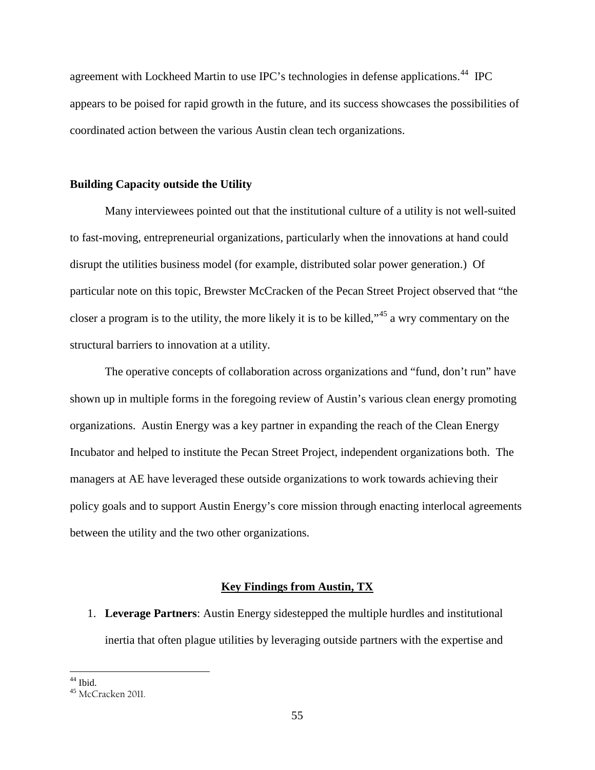agreement with Lockheed Martin to use IPC's technologies in defense applications.[44] IPC appears to be poised for rapid growth in the future, and its success showcases the possibilities of coordinated action between the various Austin clean tech organizations.

**Building Capacity outside the Utility**

Many interviewees pointed out that the institutional culture of a utility is not well-suited to fast-moving, entrepreneurial organizations, particularly when the innovations at hand could disrupt the utilities business model (for example, distributed solar power generation.) Of particular note on this topic, Brewster McCracken of the Pecan Street Project observed that "the closer a program is to the utility, the more likely it is to be killed,"[45] a wry commentary on the structural barriers to innovation at a utility.

The operative concepts of collaboration across organizations and "fund, don't run" have shown up in multiple forms in the foregoing review of Austin's various clean energy promoting organizations. Austin Energy was a key partner in expanding the reach of the Clean Energy Incubator and helped to institute the Pecan Street Project, independent organizations both. The managers at AE have leveraged these outside organizations to work towards achieving their policy goals and to support Austin Energy's core mission through enacting interlocal agreements between the utility and the two other organizations.

## Key Findings from Austin, TX

1. **Leverage Partners**: Austin Energy sidestepped the multiple hurdles and institutional inertia that often plague utilities by leveraging outside partners with the expertise and

[44] Ibid.
[45] McCracken 2011.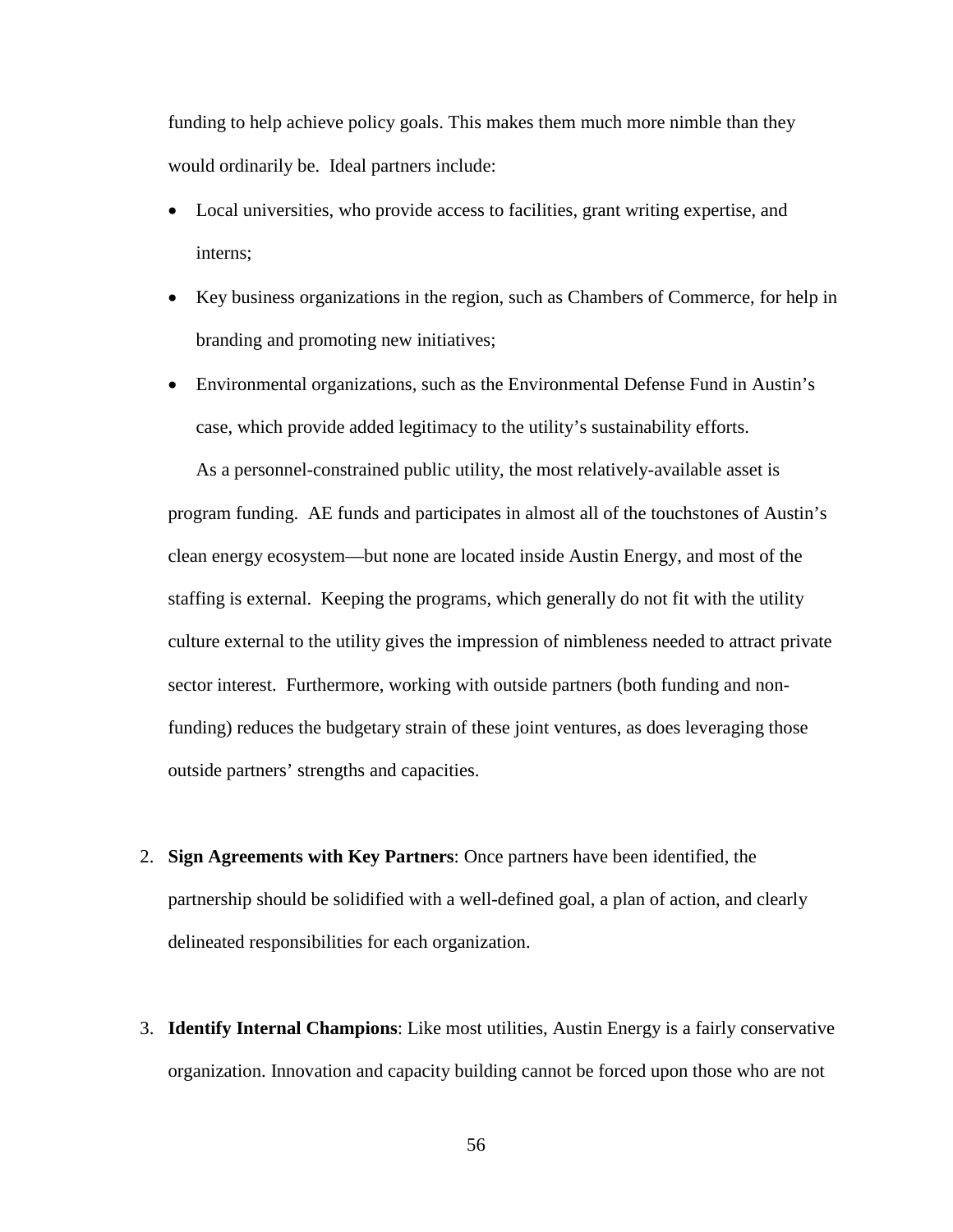funding to help achieve policy goals. This makes them much more nimble than they would ordinarily be. Ideal partners include:

- Local universities, who provide access to facilities, grant writing expertise, and interns;
- Key business organizations in the region, such as Chambers of Commerce, for help in branding and promoting new initiatives;
- Environmental organizations, such as the Environmental Defense Fund in Austin's case, which provide added legitimacy to the utility's sustainability efforts.

As a personnel-constrained public utility, the most relatively-available asset is program funding. AE funds and participates in almost all of the touchstones of Austin's clean energy ecosystem—but none are located inside Austin Energy, and most of the staffing is external. Keeping the programs, which generally do not fit with the utility culture external to the utility gives the impression of nimbleness needed to attract private sector interest. Furthermore, working with outside partners (both funding and non-funding) reduces the budgetary strain of these joint ventures, as does leveraging those outside partners' strengths and capacities.

2. **Sign Agreements with Key Partners**: Once partners have been identified, the partnership should be solidified with a well-defined goal, a plan of action, and clearly delineated responsibilities for each organization.

3. **Identify Internal Champions**: Like most utilities, Austin Energy is a fairly conservative organization. Innovation and capacity building cannot be forced upon those who are not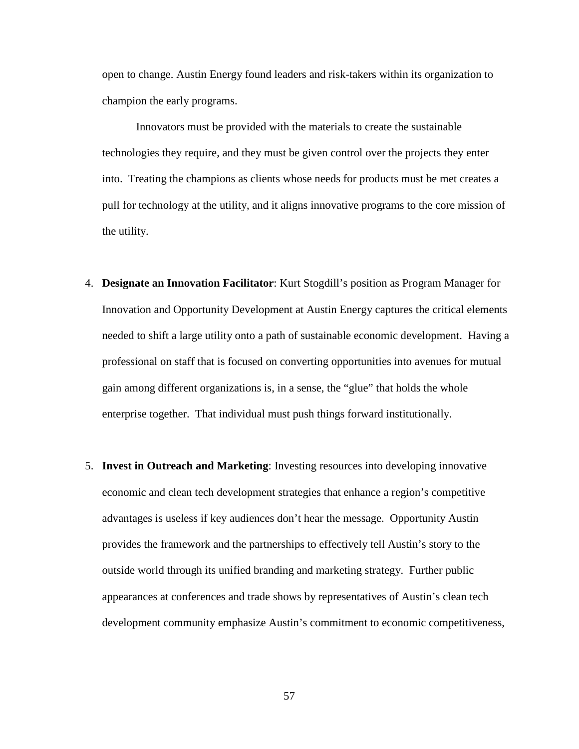open to change. Austin Energy found leaders and risk-takers within its organization to champion the early programs.

Innovators must be provided with the materials to create the sustainable technologies they require, and they must be given control over the projects they enter into. Treating the champions as clients whose needs for products must be met creates a pull for technology at the utility, and it aligns innovative programs to the core mission of the utility.

4. **Designate an Innovation Facilitator**: Kurt Stogdill's position as Program Manager for Innovation and Opportunity Development at Austin Energy captures the critical elements needed to shift a large utility onto a path of sustainable economic development. Having a professional on staff that is focused on converting opportunities into avenues for mutual gain among different organizations is, in a sense, the "glue" that holds the whole enterprise together. That individual must push things forward institutionally.

5. **Invest in Outreach and Marketing**: Investing resources into developing innovative economic and clean tech development strategies that enhance a region's competitive advantages is useless if key audiences don't hear the message. Opportunity Austin provides the framework and the partnerships to effectively tell Austin's story to the outside world through its unified branding and marketing strategy. Further public appearances at conferences and trade shows by representatives of Austin's clean tech development community emphasize Austin's commitment to economic competitiveness,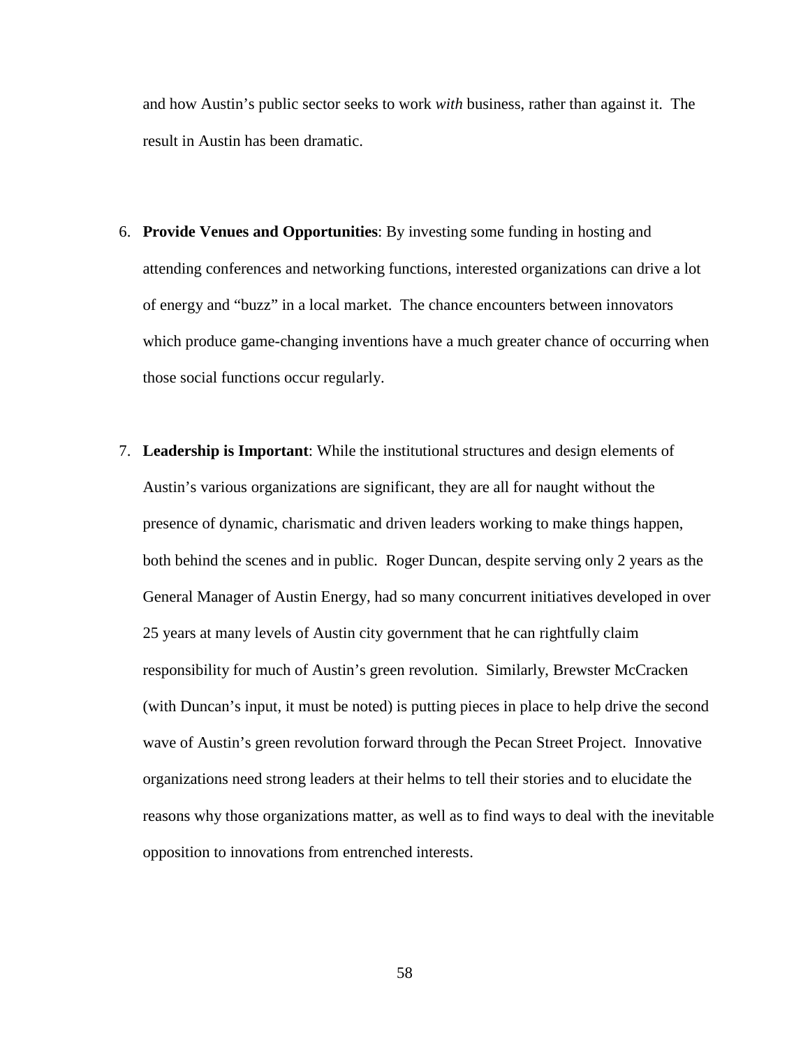and how Austin's public sector seeks to work *with* business, rather than against it. The result in Austin has been dramatic.

6. **Provide Venues and Opportunities**: By investing some funding in hosting and attending conferences and networking functions, interested organizations can drive a lot of energy and "buzz" in a local market. The chance encounters between innovators which produce game-changing inventions have a much greater chance of occurring when those social functions occur regularly.

7. **Leadership is Important**: While the institutional structures and design elements of Austin's various organizations are significant, they are all for naught without the presence of dynamic, charismatic and driven leaders working to make things happen, both behind the scenes and in public. Roger Duncan, despite serving only 2 years as the General Manager of Austin Energy, had so many concurrent initiatives developed in over 25 years at many levels of Austin city government that he can rightfully claim responsibility for much of Austin's green revolution. Similarly, Brewster McCracken (with Duncan's input, it must be noted) is putting pieces in place to help drive the second wave of Austin's green revolution forward through the Pecan Street Project. Innovative organizations need strong leaders at their helms to tell their stories and to elucidate the reasons why those organizations matter, as well as to find ways to deal with the inevitable opposition to innovations from entrenched interests.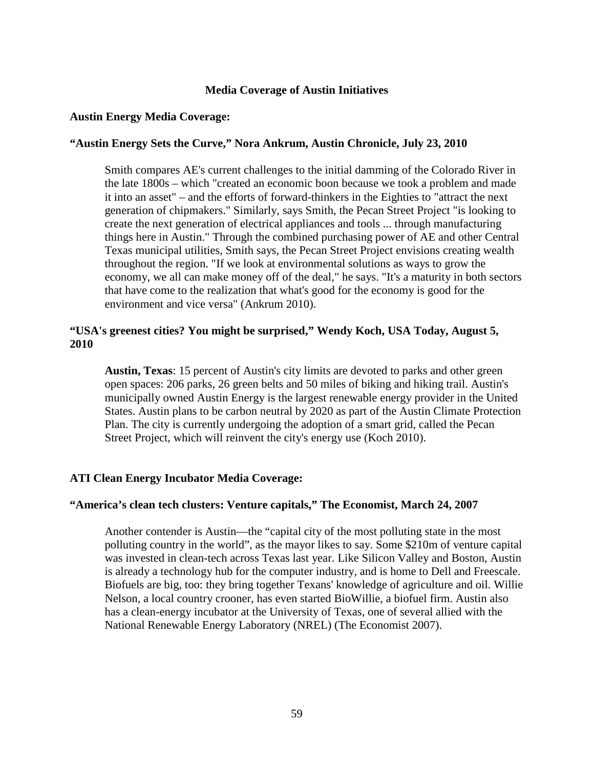## Media Coverage of Austin Initiatives

### Austin Energy Media Coverage:

**"Austin Energy Sets the Curve," Nora Ankrum, Austin Chronicle, July 23, 2010**

> Smith compares AE's current challenges to the initial damming of the Colorado River in the late 1800s – which "created an economic boon because we took a problem and made it into an asset" – and the efforts of forward-thinkers in the Eighties to "attract the next generation of chipmakers." Similarly, says Smith, the Pecan Street Project "is looking to create the next generation of electrical appliances and tools ... through manufacturing things here in Austin." Through the combined purchasing power of AE and other Central Texas municipal utilities, Smith says, the Pecan Street Project envisions creating wealth throughout the region. "If we look at environmental solutions as ways to grow the economy, we all can make money off of the deal," he says. "It's a maturity in both sectors that have come to the realization that what's good for the economy is good for the environment and vice versa" (Ankrum 2010).

**"USA's greenest cities? You might be surprised," Wendy Koch, USA Today, August 5, 2010**

> **Austin, Texas**: 15 percent of Austin's city limits are devoted to parks and other green open spaces: 206 parks, 26 green belts and 50 miles of biking and hiking trail. Austin's municipally owned Austin Energy is the largest renewable energy provider in the United States. Austin plans to be carbon neutral by 2020 as part of the Austin Climate Protection Plan. The city is currently undergoing the adoption of a smart grid, called the Pecan Street Project, which will reinvent the city's energy use (Koch 2010).

### ATI Clean Energy Incubator Media Coverage:

**"America's clean tech clusters: Venture capitals," The Economist, March 24, 2007**

> Another contender is Austin—the "capital city of the most polluting state in the most polluting country in the world", as the mayor likes to say. Some $210m of venture capital was invested in clean-tech across Texas last year. Like Silicon Valley and Boston, Austin is already a technology hub for the computer industry, and is home to Dell and Freescale. Biofuels are big, too: they bring together Texans' knowledge of agriculture and oil. Willie Nelson, a local country crooner, has even started BioWillie, a biofuel firm. Austin also has a clean-energy incubator at the University of Texas, one of several allied with the National Renewable Energy Laboratory (NREL) (The Economist 2007).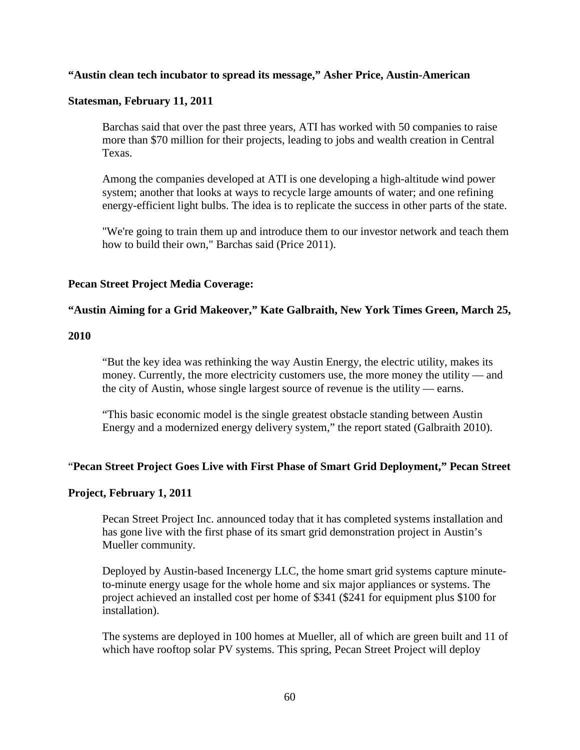**“Austin clean tech incubator to spread its message,” Asher Price, Austin-American Statesman, February 11, 2011**

> Barchas said that over the past three years, ATI has worked with 50 companies to raise more than $70 million for their projects, leading to jobs and wealth creation in Central Texas.
>
> Among the companies developed at ATI is one developing a high-altitude wind power system; another that looks at ways to recycle large amounts of water; and one refining energy-efficient light bulbs. The idea is to replicate the success in other parts of the state.
>
> "We're going to train them up and introduce them to our investor network and teach them how to build their own," Barchas said (Price 2011).

**Pecan Street Project Media Coverage:**

**“Austin Aiming for a Grid Makeover,” Kate Galbraith, New York Times Green, March 25, 2010**

> “But the key idea was rethinking the way Austin Energy, the electric utility, makes its money. Currently, the more electricity customers use, the more money the utility — and the city of Austin, whose single largest source of revenue is the utility — earns.
>
> “This basic economic model is the single greatest obstacle standing between Austin Energy and a modernized energy delivery system,” the report stated (Galbraith 2010).

“**Pecan Street Project Goes Live with First Phase of Smart Grid Deployment,” Pecan Street Project, February 1, 2011**

> Pecan Street Project Inc. announced today that it has completed systems installation and has gone live with the first phase of its smart grid demonstration project in Austin’s Mueller community.
>
> Deployed by Austin-based Incenergy LLC, the home smart grid systems capture minute-to-minute energy usage for the whole home and six major appliances or systems. The project achieved an installed cost per home of $341 ($241 for equipment plus $100 for installation).
>
> The systems are deployed in 100 homes at Mueller, all of which are green built and 11 of which have rooftop solar PV systems. This spring, Pecan Street Project will deploy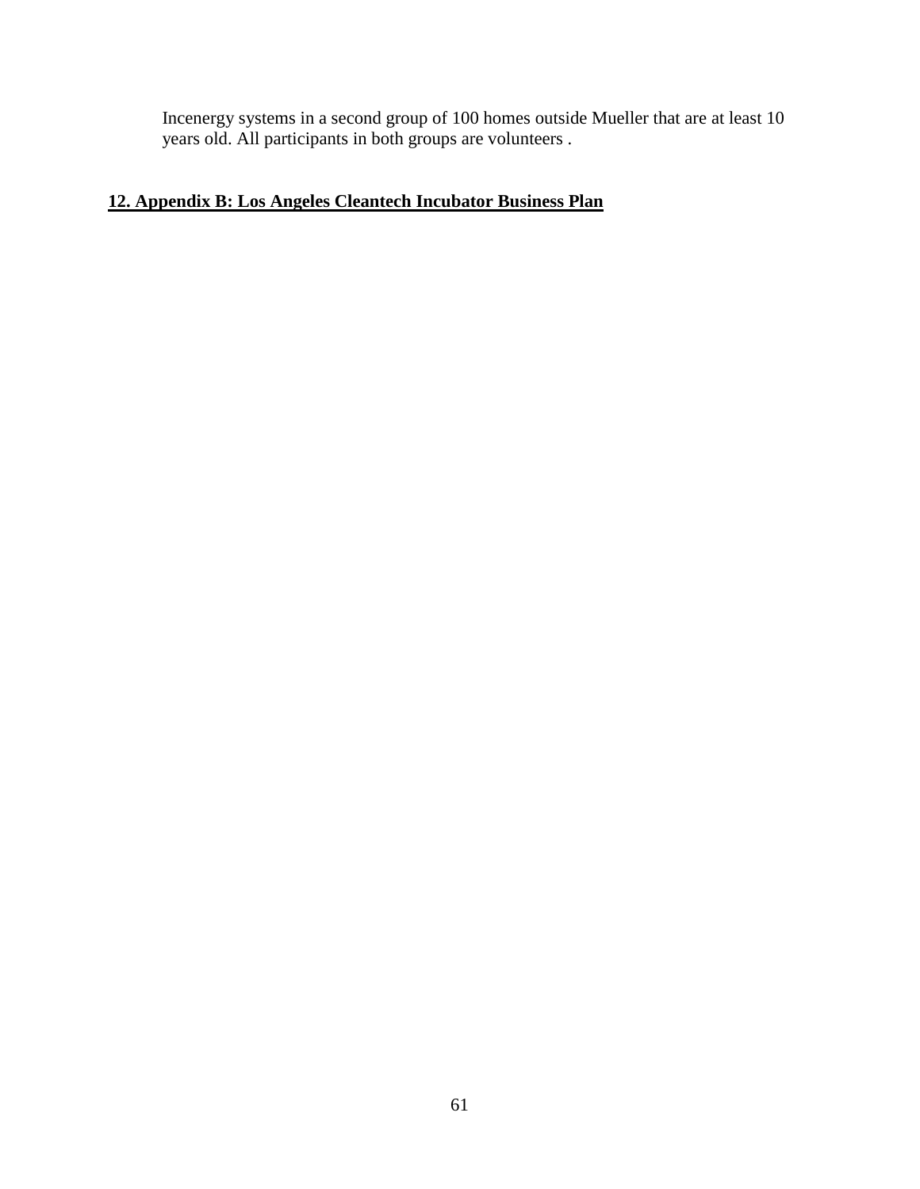Incenergy systems in a second group of 100 homes outside Mueller that are at least 10 years old. All participants in both groups are volunteers .

## **12. Appendix B: Los Angeles Cleantech Incubator Business Plan**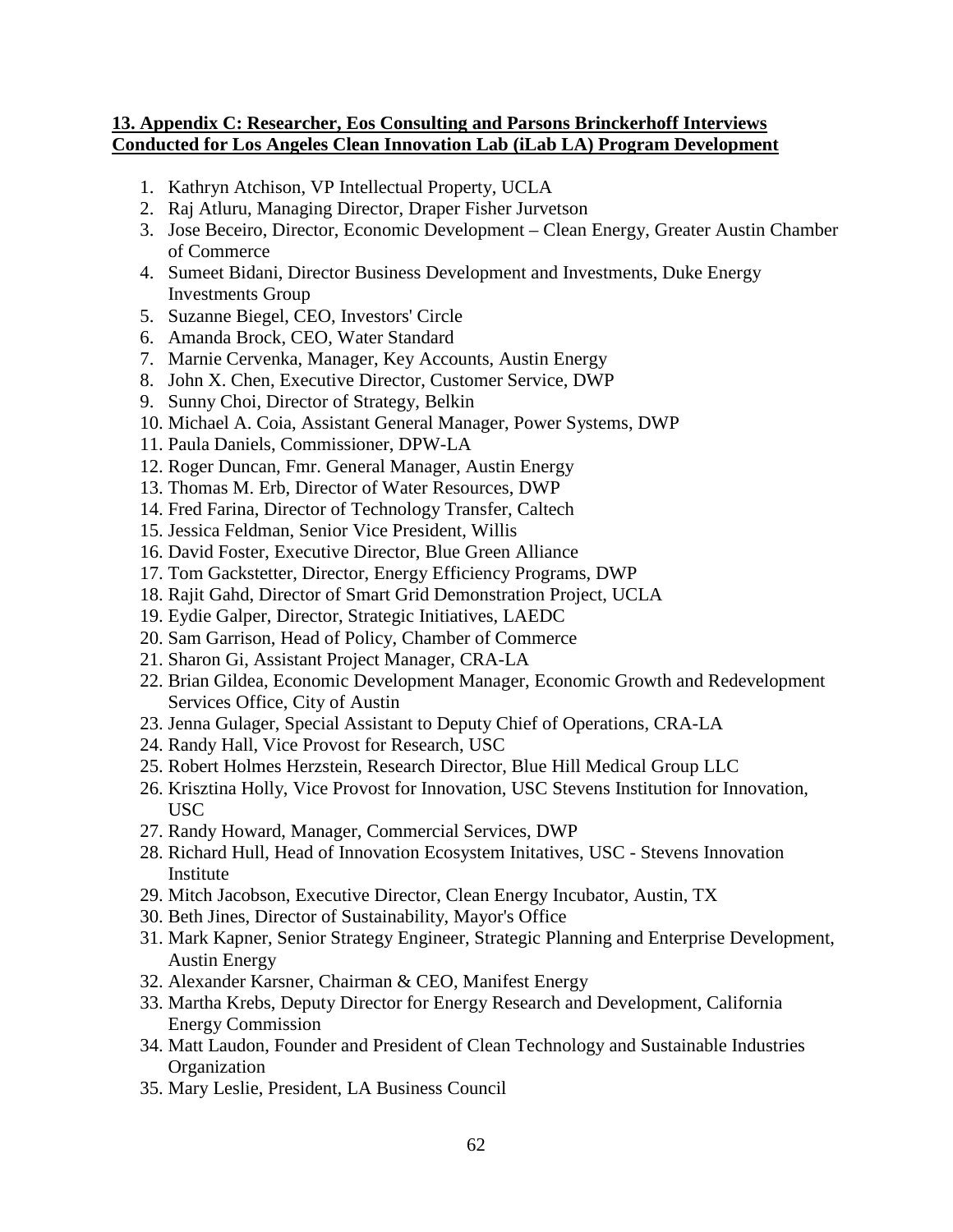## 13. Appendix C: Researcher, Eos Consulting and Parsons Brinckerhoff Interviews Conducted for Los Angeles Clean Innovation Lab (iLab LA) Program Development

1. Kathryn Atchison, VP Intellectual Property, UCLA
2. Raj Atluru, Managing Director, Draper Fisher Jurvetson
3. Jose Beceiro, Director, Economic Development – Clean Energy, Greater Austin Chamber of Commerce
4. Sumeet Bidani, Director Business Development and Investments, Duke Energy Investments Group
5. Suzanne Biegel, CEO, Investors' Circle
6. Amanda Brock, CEO, Water Standard
7. Marnie Cervenka, Manager, Key Accounts, Austin Energy
8. John X. Chen, Executive Director, Customer Service, DWP
9. Sunny Choi, Director of Strategy, Belkin
10. Michael A. Coia, Assistant General Manager, Power Systems, DWP
11. Paula Daniels, Commissioner, DPW-LA
12. Roger Duncan, Fmr. General Manager, Austin Energy
13. Thomas M. Erb, Director of Water Resources, DWP
14. Fred Farina, Director of Technology Transfer, Caltech
15. Jessica Feldman, Senior Vice President, Willis
16. David Foster, Executive Director, Blue Green Alliance
17. Tom Gackstetter, Director, Energy Efficiency Programs, DWP
18. Rajit Gahd, Director of Smart Grid Demonstration Project, UCLA
19. Eydie Galper, Director, Strategic Initiatives, LAEDC
20. Sam Garrison, Head of Policy, Chamber of Commerce
21. Sharon Gi, Assistant Project Manager, CRA-LA
22. Brian Gildea, Economic Development Manager, Economic Growth and Redevelopment Services Office, City of Austin
23. Jenna Gulager, Special Assistant to Deputy Chief of Operations, CRA-LA
24. Randy Hall, Vice Provost for Research, USC
25. Robert Holmes Herzstein, Research Director, Blue Hill Medical Group LLC
26. Krisztina Holly, Vice Provost for Innovation, USC Stevens Institution for Innovation, USC
27. Randy Howard, Manager, Commercial Services, DWP
28. Richard Hull, Head of Innovation Ecosystem Initatives, USC - Stevens Innovation Institute
29. Mitch Jacobson, Executive Director, Clean Energy Incubator, Austin, TX
30. Beth Jines, Director of Sustainability, Mayor's Office
31. Mark Kapner, Senior Strategy Engineer, Strategic Planning and Enterprise Development, Austin Energy
32. Alexander Karsner, Chairman & CEO, Manifest Energy
33. Martha Krebs, Deputy Director for Energy Research and Development, California Energy Commission
34. Matt Laudon, Founder and President of Clean Technology and Sustainable Industries Organization
35. Mary Leslie, President, LA Business Council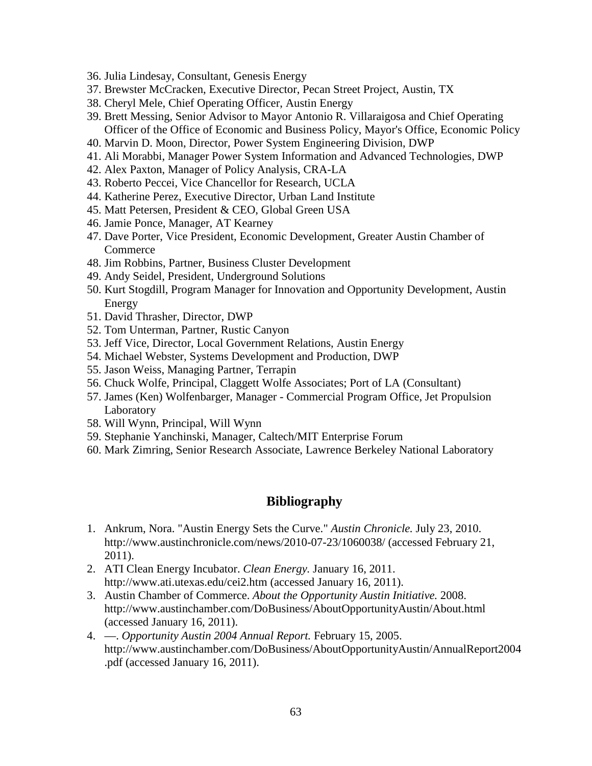36. Julia Lindesay, Consultant, Genesis Energy
37. Brewster McCracken, Executive Director, Pecan Street Project, Austin, TX
38. Cheryl Mele, Chief Operating Officer, Austin Energy
39. Brett Messing, Senior Advisor to Mayor Antonio R. Villaraigosa and Chief Operating Officer of the Office of Economic and Business Policy, Mayor's Office, Economic Policy
40. Marvin D. Moon, Director, Power System Engineering Division, DWP
41. Ali Morabbi, Manager Power System Information and Advanced Technologies, DWP
42. Alex Paxton, Manager of Policy Analysis, CRA-LA
43. Roberto Peccei, Vice Chancellor for Research, UCLA
44. Katherine Perez, Executive Director, Urban Land Institute
45. Matt Petersen, President & CEO, Global Green USA
46. Jamie Ponce, Manager, AT Kearney
47. Dave Porter, Vice President, Economic Development, Greater Austin Chamber of Commerce
48. Jim Robbins, Partner, Business Cluster Development
49. Andy Seidel, President, Underground Solutions
50. Kurt Stogdill, Program Manager for Innovation and Opportunity Development, Austin Energy
51. David Thrasher, Director, DWP
52. Tom Unterman, Partner, Rustic Canyon
53. Jeff Vice, Director, Local Government Relations, Austin Energy
54. Michael Webster, Systems Development and Production, DWP
55. Jason Weiss, Managing Partner, Terrapin
56. Chuck Wolfe, Principal, Claggett Wolfe Associates; Port of LA (Consultant)
57. James (Ken) Wolfenbarger, Manager - Commercial Program Office, Jet Propulsion Laboratory
58. Will Wynn, Principal, Will Wynn
59. Stephanie Yanchinski, Manager, Caltech/MIT Enterprise Forum
60. Mark Zimring, Senior Research Associate, Lawrence Berkeley National Laboratory

## Bibliography

1. Ankrum, Nora. "Austin Energy Sets the Curve." *Austin Chronicle.* July 23, 2010. http://www.austinchronicle.com/news/2010-07-23/1060038/ (accessed February 21, 2011).
2. ATI Clean Energy Incubator. *Clean Energy.* January 16, 2011. http://www.ati.utexas.edu/cei2.htm (accessed January 16, 2011).
3. Austin Chamber of Commerce. *About the Opportunity Austin Initiative.* 2008. http://www.austinchamber.com/DoBusiness/AboutOpportunityAustin/About.html (accessed January 16, 2011).
4. —. *Opportunity Austin 2004 Annual Report.* February 15, 2005. http://www.austinchamber.com/DoBusiness/AboutOpportunityAustin/AnnualReport2004.pdf (accessed January 16, 2011).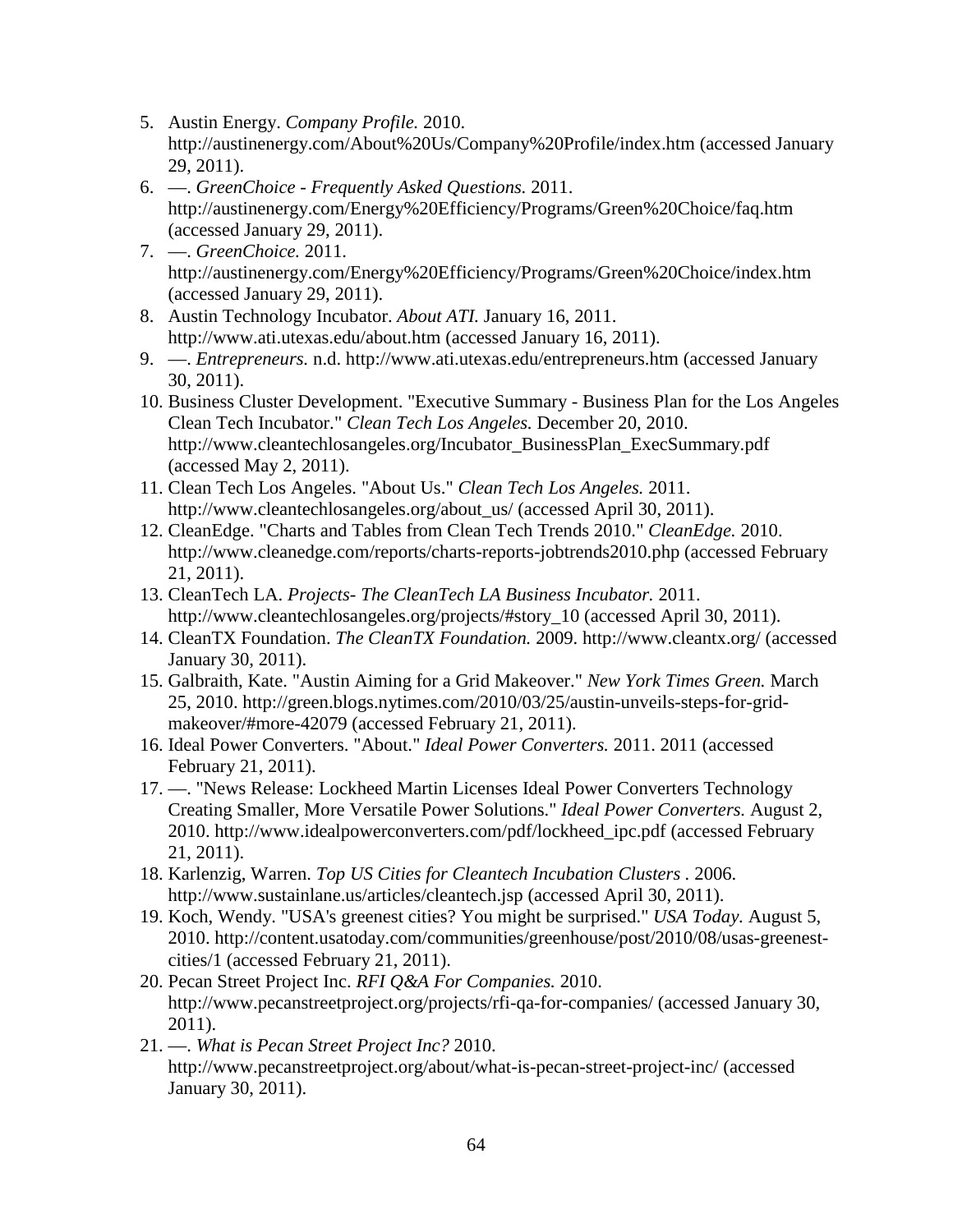5. Austin Energy. *Company Profile.* 2010. http://austinenergy.com/About%20Us/Company%20Profile/index.htm (accessed January 29, 2011).
6. —. *GreenChoice - Frequently Asked Questions.* 2011. http://austinenergy.com/Energy%20Efficiency/Programs/Green%20Choice/faq.htm (accessed January 29, 2011).
7. —. *GreenChoice.* 2011. http://austinenergy.com/Energy%20Efficiency/Programs/Green%20Choice/index.htm (accessed January 29, 2011).
8. Austin Technology Incubator. *About ATI.* January 16, 2011. http://www.ati.utexas.edu/about.htm (accessed January 16, 2011).
9. —. *Entrepreneurs.* n.d. http://www.ati.utexas.edu/entrepreneurs.htm (accessed January 30, 2011).
10. Business Cluster Development. "Executive Summary - Business Plan for the Los Angeles Clean Tech Incubator." *Clean Tech Los Angeles.* December 20, 2010. http://www.cleantechlosangeles.org/Incubator_BusinessPlan_ExecSummary.pdf (accessed May 2, 2011).
11. Clean Tech Los Angeles. "About Us." *Clean Tech Los Angeles.* 2011. http://www.cleantechlosangeles.org/about_us/ (accessed April 30, 2011).
12. CleanEdge. "Charts and Tables from Clean Tech Trends 2010." *CleanEdge.* 2010. http://www.cleanedge.com/reports/charts-reports-jobtrends2010.php (accessed February 21, 2011).
13. CleanTech LA. *Projects- The CleanTech LA Business Incubator.* 2011. http://www.cleantechlosangeles.org/projects/#story_10 (accessed April 30, 2011).
14. CleanTX Foundation. *The CleanTX Foundation.* 2009. http://www.cleantx.org/ (accessed January 30, 2011).
15. Galbraith, Kate. "Austin Aiming for a Grid Makeover." *New York Times Green.* March 25, 2010. http://green.blogs.nytimes.com/2010/03/25/austin-unveils-steps-for-grid-makeover/#more-42079 (accessed February 21, 2011).
16. Ideal Power Converters. "About." *Ideal Power Converters.* 2011. 2011 (accessed February 21, 2011).
17. —. "News Release: Lockheed Martin Licenses Ideal Power Converters Technology Creating Smaller, More Versatile Power Solutions." *Ideal Power Converters.* August 2, 2010. http://www.idealpowerconverters.com/pdf/lockheed_ipc.pdf (accessed February 21, 2011).
18. Karlenzig, Warren. *Top US Cities for Cleantech Incubation Clusters* . 2006. http://www.sustainlane.us/articles/cleantech.jsp (accessed April 30, 2011).
19. Koch, Wendy. "USA's greenest cities? You might be surprised." *USA Today.* August 5, 2010. http://content.usatoday.com/communities/greenhouse/post/2010/08/usas-greenest-cities/1 (accessed February 21, 2011).
20. Pecan Street Project Inc. *RFI Q&A For Companies.* 2010. http://www.pecanstreetproject.org/projects/rfi-qa-for-companies/ (accessed January 30, 2011).
21. —. *What is Pecan Street Project Inc?* 2010. http://www.pecanstreetproject.org/about/what-is-pecan-street-project-inc/ (accessed January 30, 2011).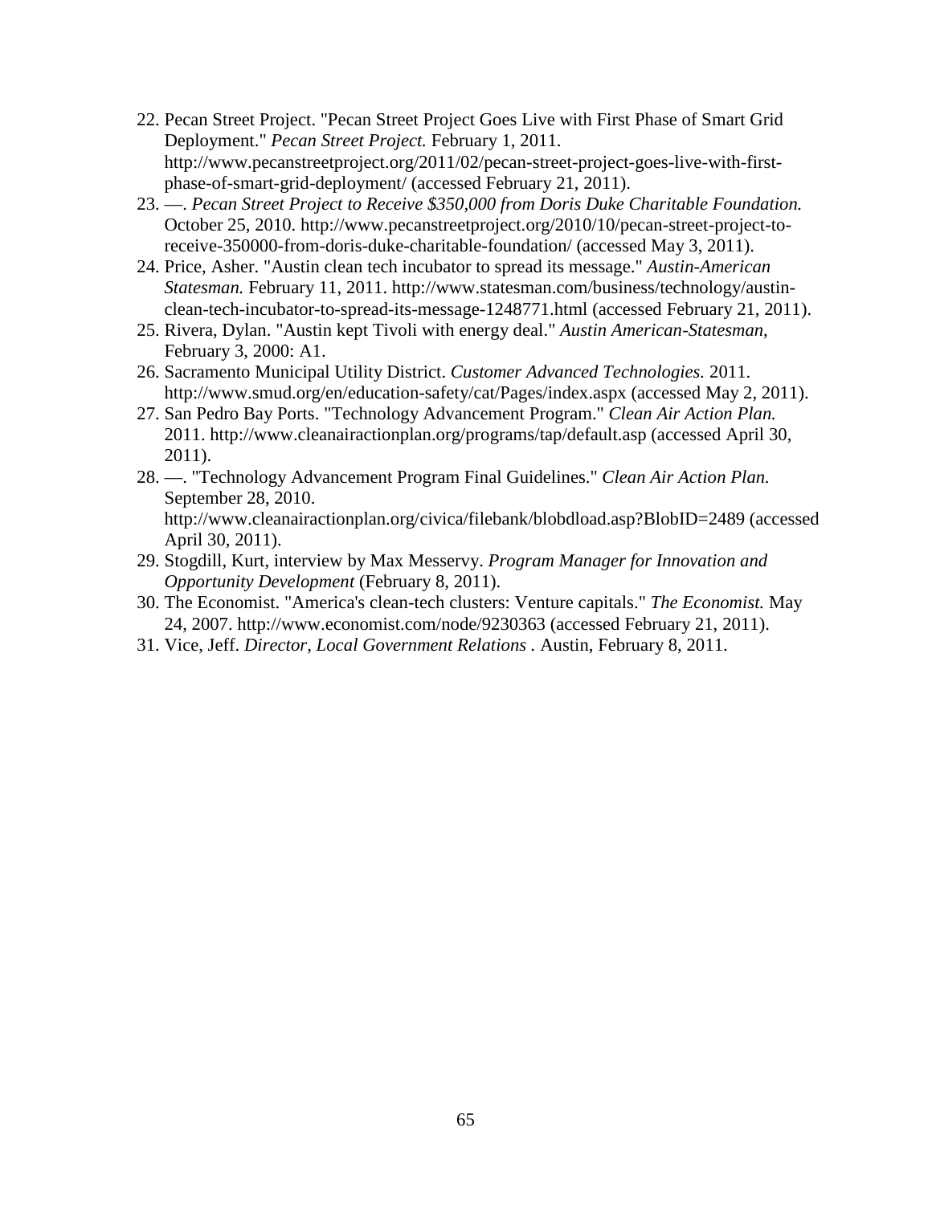22. Pecan Street Project. "Pecan Street Project Goes Live with First Phase of Smart Grid Deployment." *Pecan Street Project.* February 1, 2011. http://www.pecanstreetproject.org/2011/02/pecan-street-project-goes-live-with-first-phase-of-smart-grid-deployment/ (accessed February 21, 2011).
23. —. *Pecan Street Project to Receive $350,000 from Doris Duke Charitable Foundation.* October 25, 2010. http://www.pecanstreetproject.org/2010/10/pecan-street-project-to-receive-350000-from-doris-duke-charitable-foundation/ (accessed May 3, 2011).
24. Price, Asher. "Austin clean tech incubator to spread its message." *Austin-American Statesman.* February 11, 2011. http://www.statesman.com/business/technology/austin-clean-tech-incubator-to-spread-its-message-1248771.html (accessed February 21, 2011).
25. Rivera, Dylan. "Austin kept Tivoli with energy deal." *Austin American-Statesman*, February 3, 2000: A1.
26. Sacramento Municipal Utility District. *Customer Advanced Technologies.* 2011. http://www.smud.org/en/education-safety/cat/Pages/index.aspx (accessed May 2, 2011).
27. San Pedro Bay Ports. "Technology Advancement Program." *Clean Air Action Plan.* 2011. http://www.cleanairactionplan.org/programs/tap/default.asp (accessed April 30, 2011).
28. —. "Technology Advancement Program Final Guidelines." *Clean Air Action Plan.* September 28, 2010. http://www.cleanairactionplan.org/civica/filebank/blobdload.asp?BlobID=2489 (accessed April 30, 2011).
29. Stogdill, Kurt, interview by Max Messervy. *Program Manager for Innovation and Opportunity Development* (February 8, 2011).
30. The Economist. "America's clean-tech clusters: Venture capitals." *The Economist.* May 24, 2007. http://www.economist.com/node/9230363 (accessed February 21, 2011).
31. Vice, Jeff. *Director, Local Government Relations* . Austin, February 8, 2011.